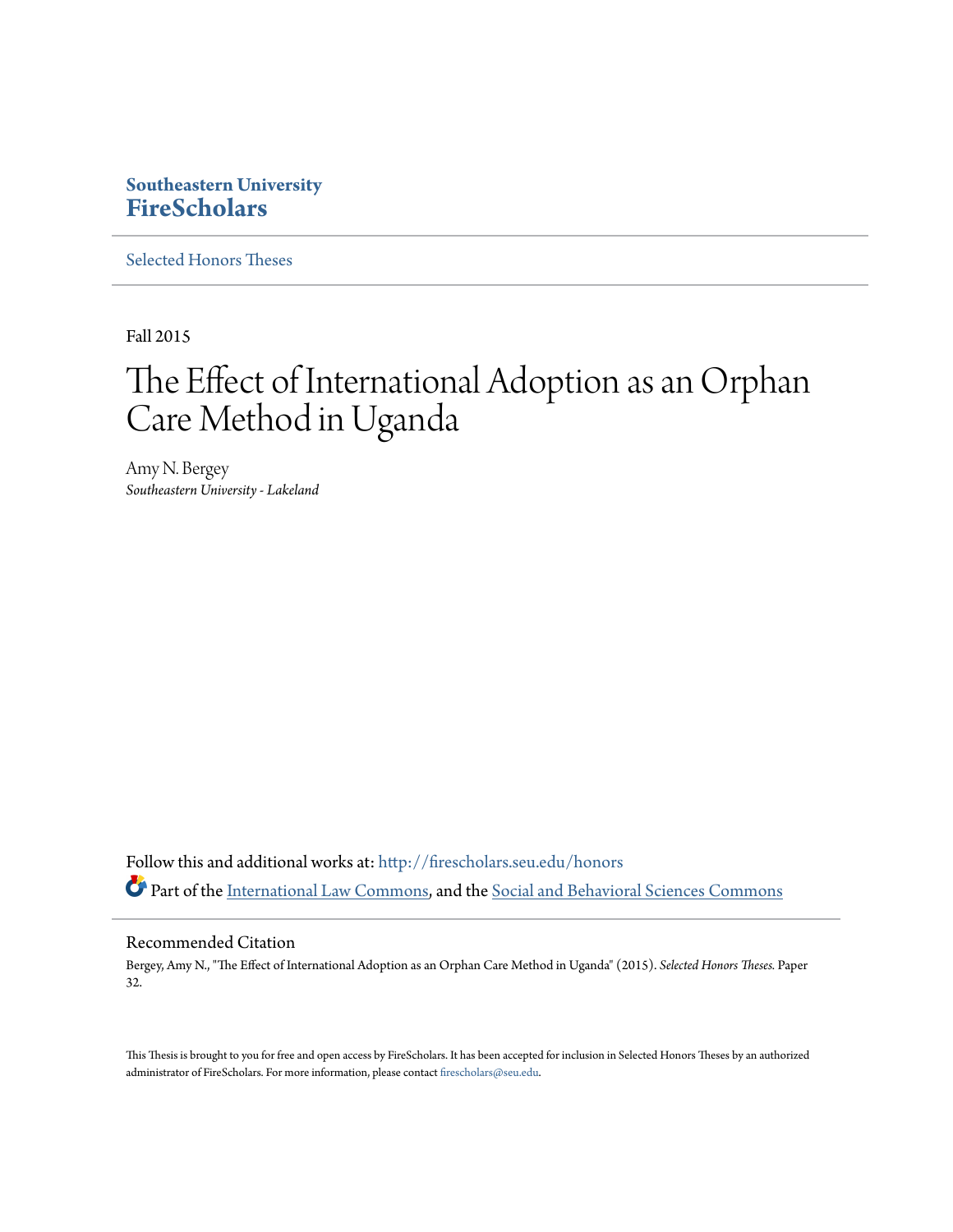Southeastern University
**FireScholars**

Selected Honors Theses

Fall 2015

# The Effect of International Adoption as an Orphan Care Method in Uganda

Amy N. Bergey
*Southeastern University - Lakeland*

Follow this and additional works at: http://firescholars.seu.edu/honors

Part of the International Law Commons, and the Social and Behavioral Sciences Commons

## Recommended Citation

Bergey, Amy N., "The Effect of International Adoption as an Orphan Care Method in Uganda" (2015). *Selected Honors Theses.* Paper 32.

This Thesis is brought to you for free and open access by FireScholars. It has been accepted for inclusion in Selected Honors Theses by an authorized administrator of FireScholars. For more information, please contact firescholars@seu.edu.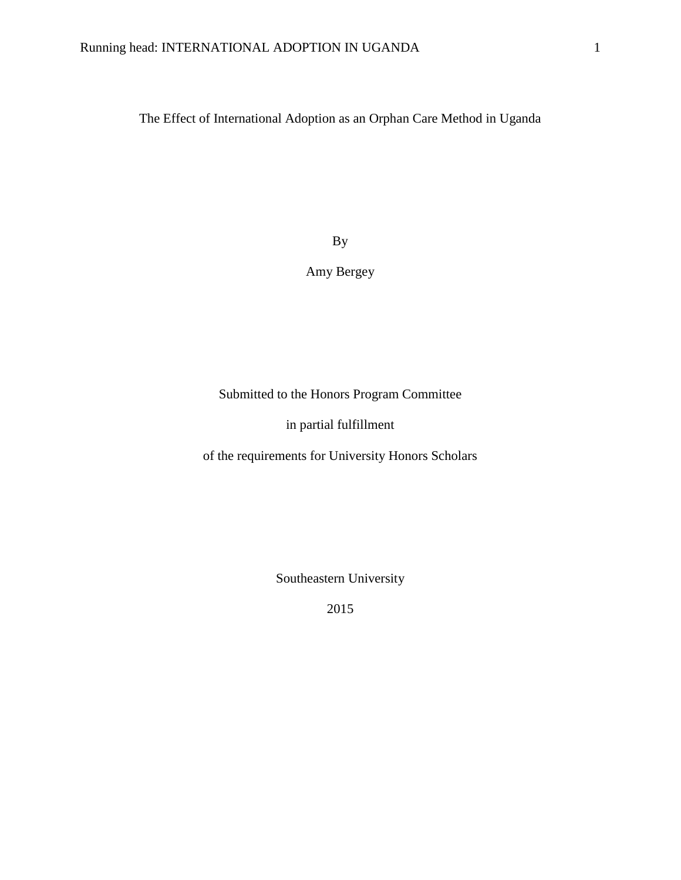# The Effect of International Adoption as an Orphan Care Method in Uganda

By

Amy Bergey

Submitted to the Honors Program Committee

in partial fulfillment

of the requirements for University Honors Scholars

Southeastern University

2015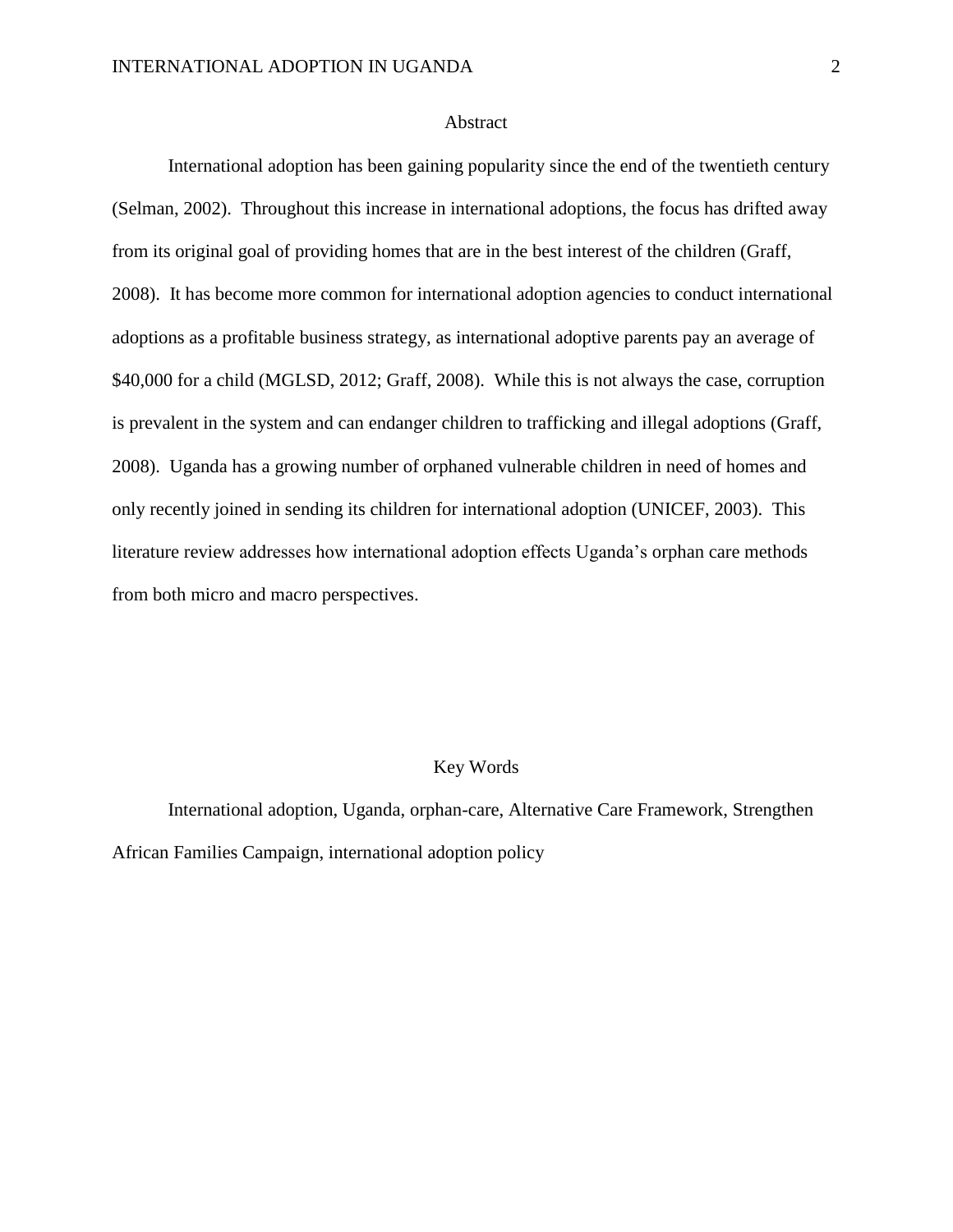## Abstract

International adoption has been gaining popularity since the end of the twentieth century (Selman, 2002). Throughout this increase in international adoptions, the focus has drifted away from its original goal of providing homes that are in the best interest of the children (Graff, 2008). It has become more common for international adoption agencies to conduct international adoptions as a profitable business strategy, as international adoptive parents pay an average of $40,000 for a child (MGLSD, 2012; Graff, 2008). While this is not always the case, corruption is prevalent in the system and can endanger children to trafficking and illegal adoptions (Graff, 2008). Uganda has a growing number of orphaned vulnerable children in need of homes and only recently joined in sending its children for international adoption (UNICEF, 2003). This literature review addresses how international adoption effects Uganda's orphan care methods from both micro and macro perspectives.

## Key Words

International adoption, Uganda, orphan-care, Alternative Care Framework, Strengthen African Families Campaign, international adoption policy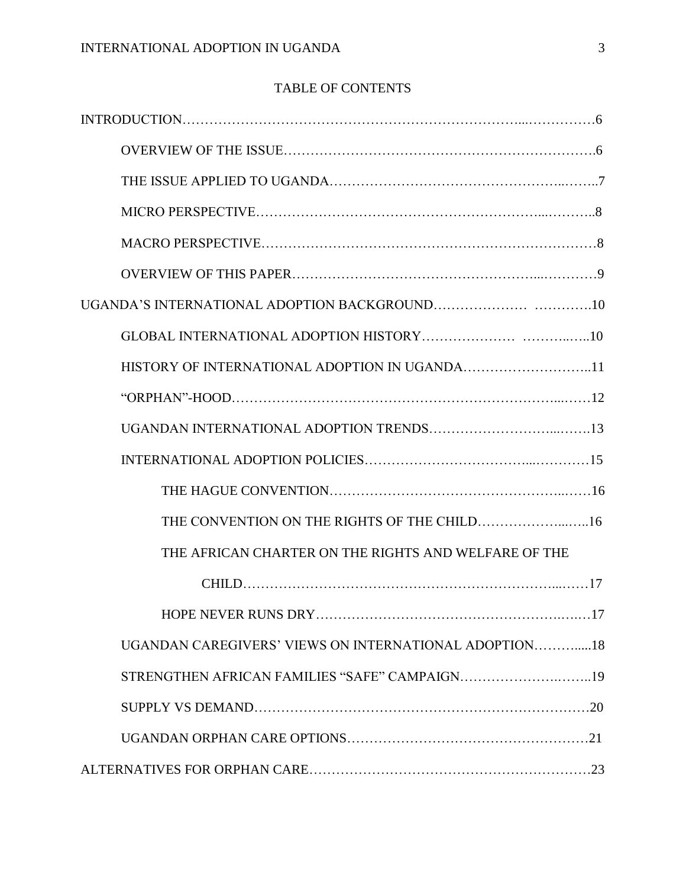## TABLE OF CONTENTS

INTRODUCTION……………………………………………………………………...……………6

OVERVIEW OF THE ISSUE………………………………………………………….6

THE ISSUE APPLIED TO UGANDA……………………………………………..……..7

MICRO PERSPECTIVE………………………………………………………...………..8

MACRO PERSPECTIVE…………………………………………………………………8

OVERVIEW OF THIS PAPER……………………………………………...…………9

UGANDA'S INTERNATIONAL ADOPTION BACKGROUND………………… ………….10

GLOBAL INTERNATIONAL ADOPTION HISTORY………………… ………..…..10

HISTORY OF INTERNATIONAL ADOPTION IN UGANDA………………………..11

"ORPHAN"-HOOD……………………………………………………………...……12

UGANDAN INTERNATIONAL ADOPTION TRENDS……………………...…….13

INTERNATIONAL ADOPTION POLICIES……………………………...…………15

THE HAGUE CONVENTION…………………………………………...……16

THE CONVENTION ON THE RIGHTS OF THE CHILD………………...…..16

THE AFRICAN CHARTER ON THE RIGHTS AND WELFARE OF THE CHILD……………………………………………………………...……17

HOPE NEVER RUNS DRY……………………………………………….….…17

UGANDAN CAREGIVERS' VIEWS ON INTERNATIONAL ADOPTION……….....18

STRENGTHEN AFRICAN FAMILIES "SAFE" CAMPAIGN…………………….……..19

SUPPLY VS DEMAND……………………………………………………………20

UGANDAN ORPHAN CARE OPTIONS……………………………………………21

ALTERNATIVES FOR ORPHAN CARE…………………………………………………….23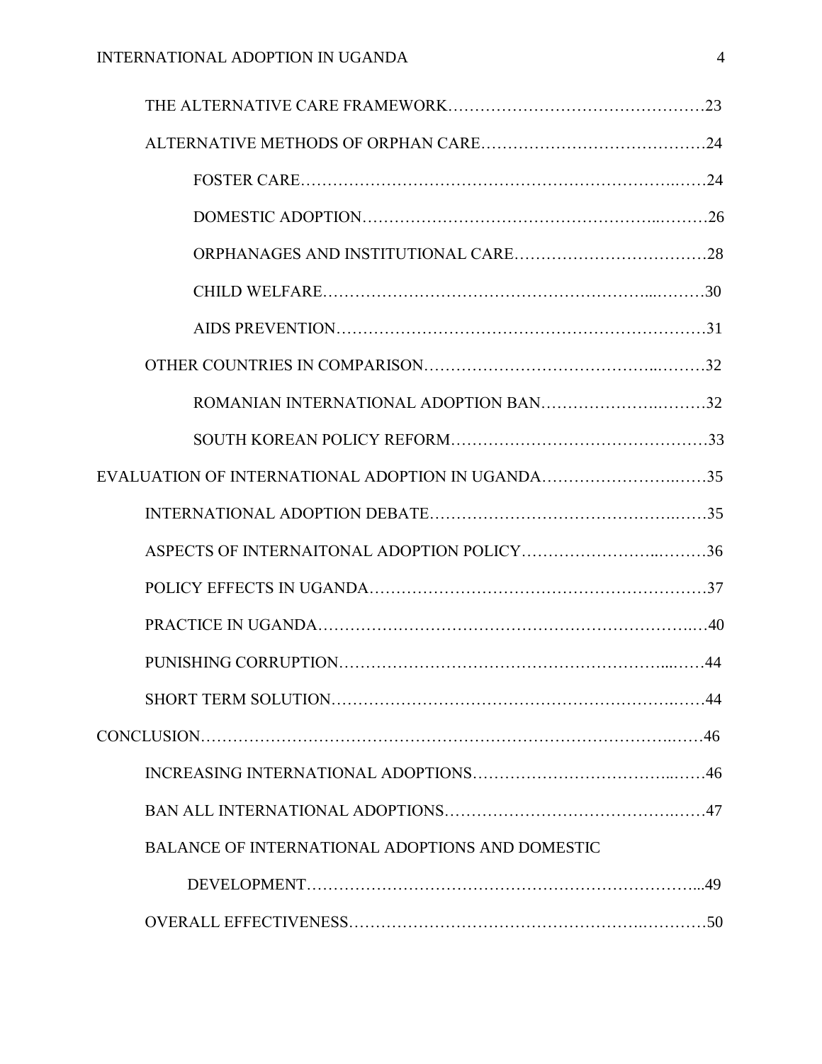THE ALTERNATIVE CARE FRAMEWORK……………………………………………23

ALTERNATIVE METHODS OF ORPHAN CARE……………………………………24

FOSTER CARE……………………………………………………………24

DOMESTIC ADOPTION……………………………………………………26

ORPHANAGES AND INSTITUTIONAL CARE………………………………28

CHILD WELFARE…………………………………………………………30

AIDS PREVENTION………………………………………………………31

OTHER COUNTRIES IN COMPARISON………………………………………32

ROMANIAN INTERNATIONAL ADOPTION BAN…………………………32

SOUTH KOREAN POLICY REFORM………………………………………33

EVALUATION OF INTERNATIONAL ADOPTION IN UGANDA……………………35

INTERNATIONAL ADOPTION DEBATE…………………………………………35

ASPECTS OF INTERNAITONAL ADOPTION POLICY…………………………36

POLICY EFFECTS IN UGANDA……………………………………………………37

PRACTICE IN UGANDA……………………………………………………………40

PUNISHING CORRUPTION…………………………………………………………44

SHORT TERM SOLUTION…………………………………………………………44

CONCLUSION………………………………………………………………………………46

INCREASING INTERNATIONAL ADOPTIONS……………………………………46

BAN ALL INTERNATIONAL ADOPTIONS…………………………………………47

BALANCE OF INTERNATIONAL ADOPTIONS AND DOMESTIC DEVELOPMENT……………………………………………………………………49

OVERALL EFFECTIVENESS…………………………………………………………50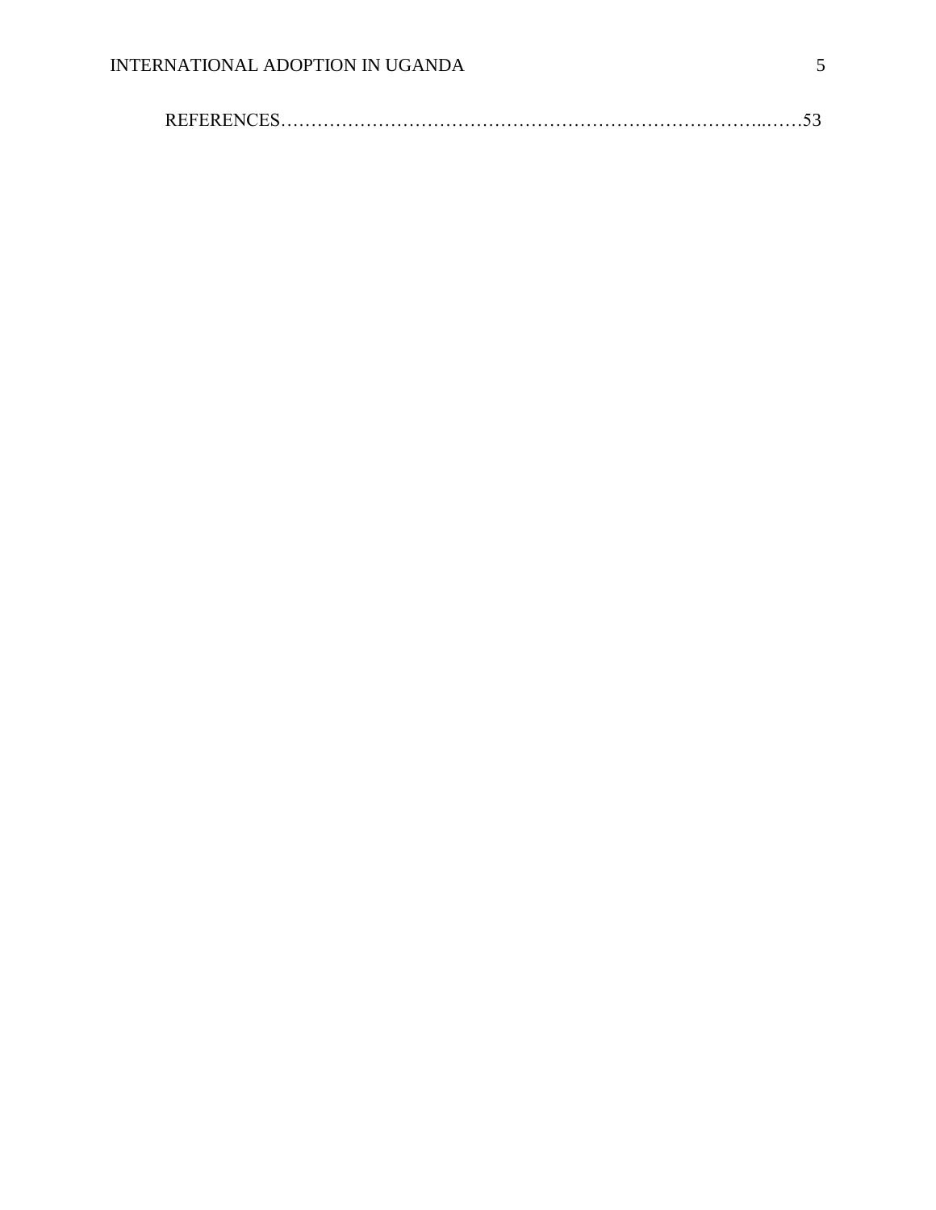REFERENCES…………………………………………………………………………...……53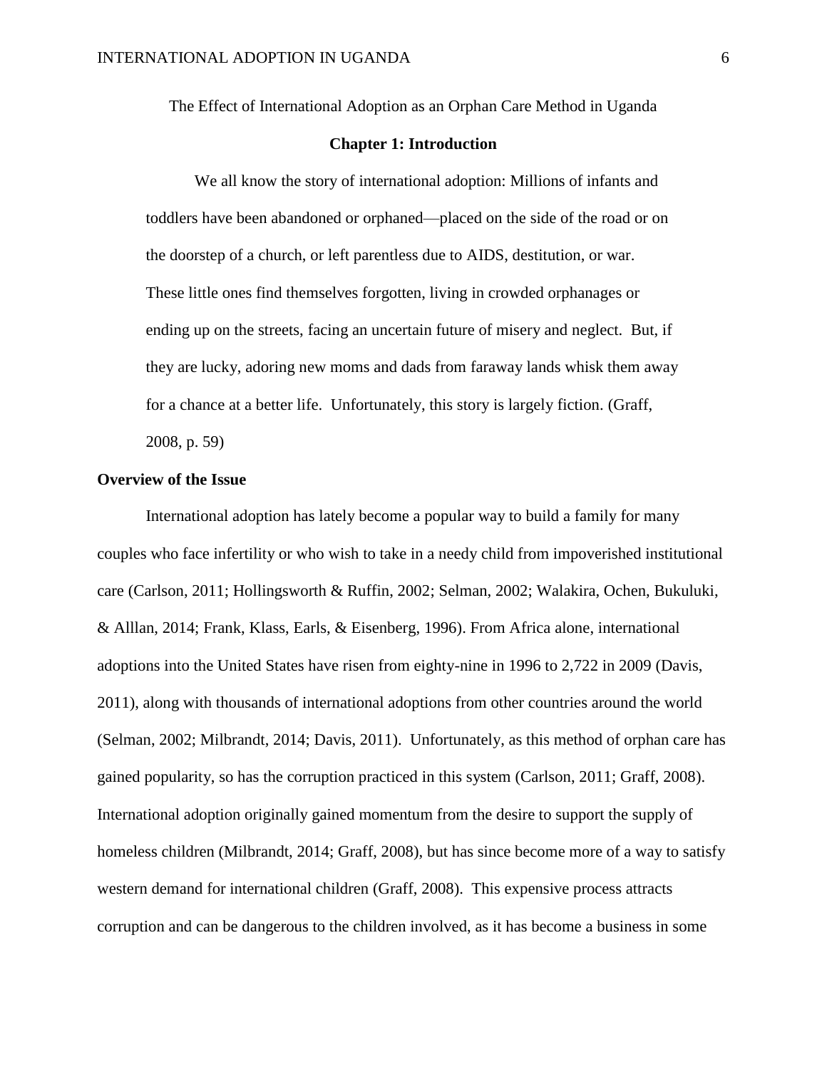The Effect of International Adoption as an Orphan Care Method in Uganda

## Chapter 1: Introduction

> We all know the story of international adoption: Millions of infants and toddlers have been abandoned or orphaned—placed on the side of the road or on the doorstep of a church, or left parentless due to AIDS, destitution, or war. These little ones find themselves forgotten, living in crowded orphanages or ending up on the streets, facing an uncertain future of misery and neglect. But, if they are lucky, adoring new moms and dads from faraway lands whisk them away for a chance at a better life. Unfortunately, this story is largely fiction. (Graff, 2008, p. 59)

### Overview of the Issue

International adoption has lately become a popular way to build a family for many couples who face infertility or who wish to take in a needy child from impoverished institutional care (Carlson, 2011; Hollingsworth & Ruffin, 2002; Selman, 2002; Walakira, Ochen, Bukuluki, & Alllan, 2014; Frank, Klass, Earls, & Eisenberg, 1996). From Africa alone, international adoptions into the United States have risen from eighty-nine in 1996 to 2,722 in 2009 (Davis, 2011), along with thousands of international adoptions from other countries around the world (Selman, 2002; Milbrandt, 2014; Davis, 2011). Unfortunately, as this method of orphan care has gained popularity, so has the corruption practiced in this system (Carlson, 2011; Graff, 2008). International adoption originally gained momentum from the desire to support the supply of homeless children (Milbrandt, 2014; Graff, 2008), but has since become more of a way to satisfy western demand for international children (Graff, 2008). This expensive process attracts corruption and can be dangerous to the children involved, as it has become a business in some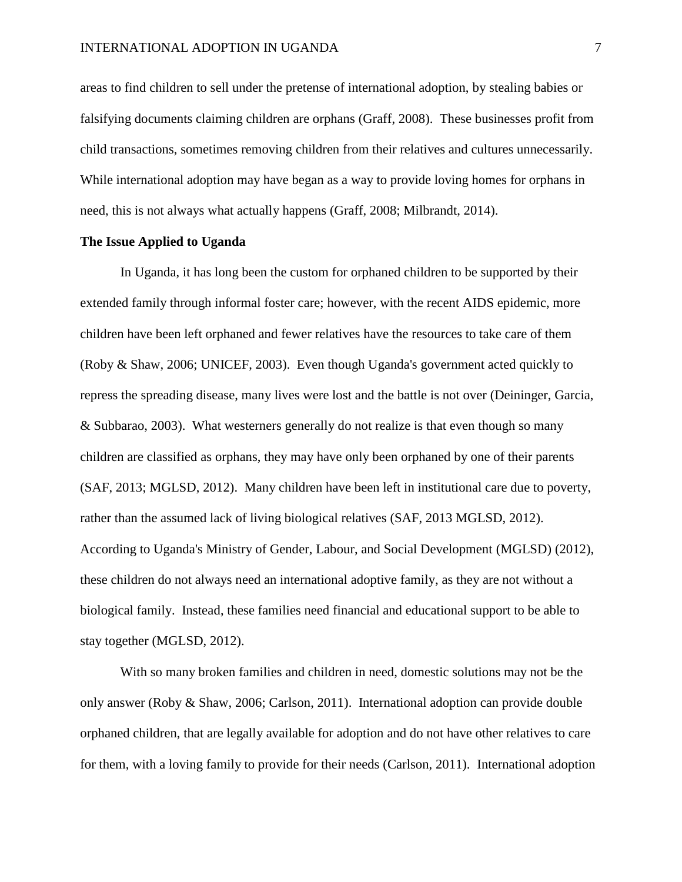areas to find children to sell under the pretense of international adoption, by stealing babies or falsifying documents claiming children are orphans (Graff, 2008). These businesses profit from child transactions, sometimes removing children from their relatives and cultures unnecessarily. While international adoption may have began as a way to provide loving homes for orphans in need, this is not always what actually happens (Graff, 2008; Milbrandt, 2014).

**The Issue Applied to Uganda**

In Uganda, it has long been the custom for orphaned children to be supported by their extended family through informal foster care; however, with the recent AIDS epidemic, more children have been left orphaned and fewer relatives have the resources to take care of them (Roby & Shaw, 2006; UNICEF, 2003). Even though Uganda's government acted quickly to repress the spreading disease, many lives were lost and the battle is not over (Deininger, Garcia, & Subbarao, 2003). What westerners generally do not realize is that even though so many children are classified as orphans, they may have only been orphaned by one of their parents (SAF, 2013; MGLSD, 2012). Many children have been left in institutional care due to poverty, rather than the assumed lack of living biological relatives (SAF, 2013 MGLSD, 2012). According to Uganda's Ministry of Gender, Labour, and Social Development (MGLSD) (2012), these children do not always need an international adoptive family, as they are not without a biological family. Instead, these families need financial and educational support to be able to stay together (MGLSD, 2012).

With so many broken families and children in need, domestic solutions may not be the only answer (Roby & Shaw, 2006; Carlson, 2011). International adoption can provide double orphaned children, that are legally available for adoption and do not have other relatives to care for them, with a loving family to provide for their needs (Carlson, 2011). International adoption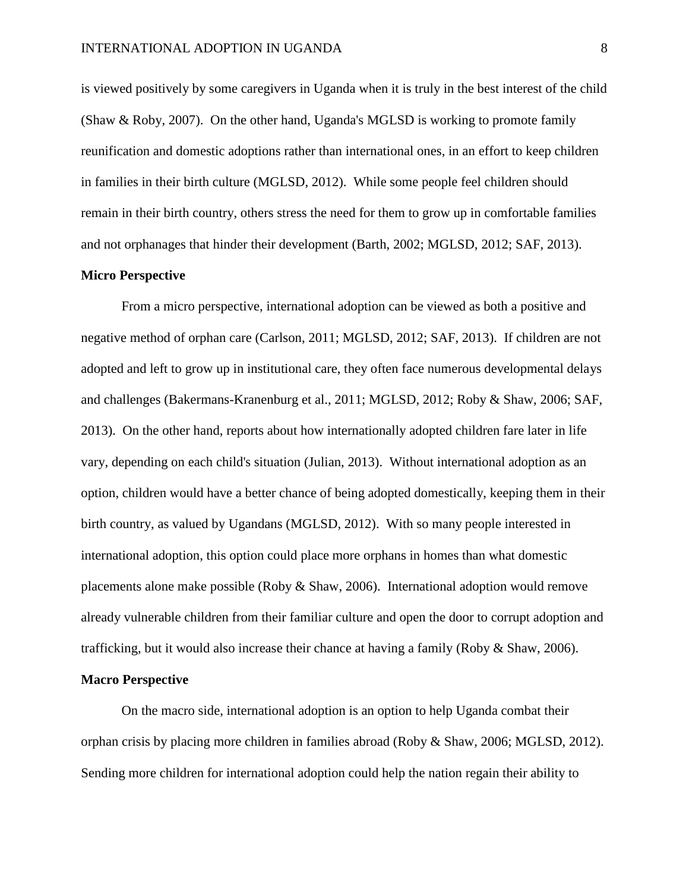is viewed positively by some caregivers in Uganda when it is truly in the best interest of the child (Shaw & Roby, 2007). On the other hand, Uganda's MGLSD is working to promote family reunification and domestic adoptions rather than international ones, in an effort to keep children in families in their birth culture (MGLSD, 2012). While some people feel children should remain in their birth country, others stress the need for them to grow up in comfortable families and not orphanages that hinder their development (Barth, 2002; MGLSD, 2012; SAF, 2013).

**Micro Perspective**

From a micro perspective, international adoption can be viewed as both a positive and negative method of orphan care (Carlson, 2011; MGLSD, 2012; SAF, 2013). If children are not adopted and left to grow up in institutional care, they often face numerous developmental delays and challenges (Bakermans-Kranenburg et al., 2011; MGLSD, 2012; Roby & Shaw, 2006; SAF, 2013). On the other hand, reports about how internationally adopted children fare later in life vary, depending on each child's situation (Julian, 2013). Without international adoption as an option, children would have a better chance of being adopted domestically, keeping them in their birth country, as valued by Ugandans (MGLSD, 2012). With so many people interested in international adoption, this option could place more orphans in homes than what domestic placements alone make possible (Roby & Shaw, 2006). International adoption would remove already vulnerable children from their familiar culture and open the door to corrupt adoption and trafficking, but it would also increase their chance at having a family (Roby & Shaw, 2006).

**Macro Perspective**

On the macro side, international adoption is an option to help Uganda combat their orphan crisis by placing more children in families abroad (Roby & Shaw, 2006; MGLSD, 2012). Sending more children for international adoption could help the nation regain their ability to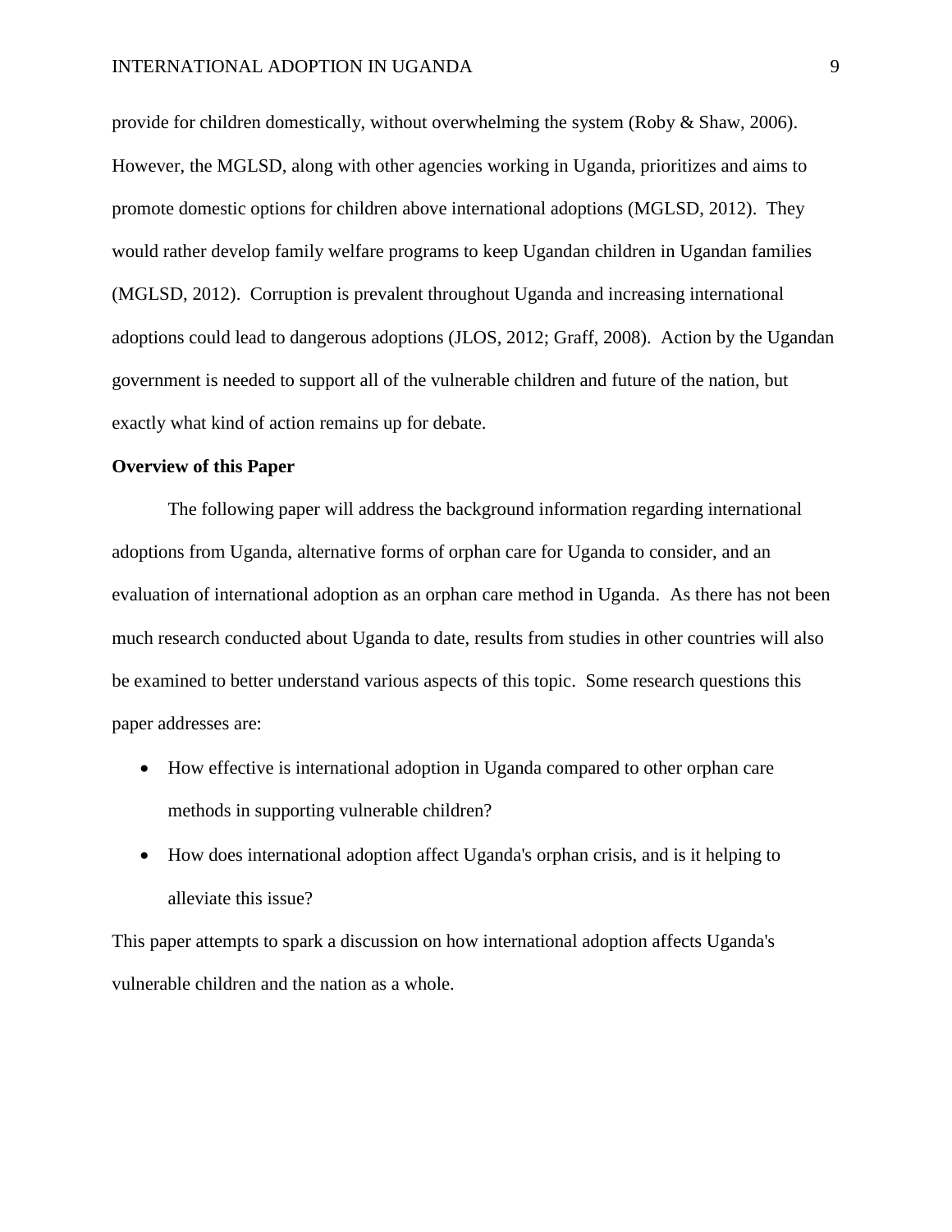provide for children domestically, without overwhelming the system (Roby & Shaw, 2006). However, the MGLSD, along with other agencies working in Uganda, prioritizes and aims to promote domestic options for children above international adoptions (MGLSD, 2012). They would rather develop family welfare programs to keep Ugandan children in Ugandan families (MGLSD, 2012). Corruption is prevalent throughout Uganda and increasing international adoptions could lead to dangerous adoptions (JLOS, 2012; Graff, 2008). Action by the Ugandan government is needed to support all of the vulnerable children and future of the nation, but exactly what kind of action remains up for debate.

**Overview of this Paper**

The following paper will address the background information regarding international adoptions from Uganda, alternative forms of orphan care for Uganda to consider, and an evaluation of international adoption as an orphan care method in Uganda. As there has not been much research conducted about Uganda to date, results from studies in other countries will also be examined to better understand various aspects of this topic. Some research questions this paper addresses are:

- How effective is international adoption in Uganda compared to other orphan care methods in supporting vulnerable children?
- How does international adoption affect Uganda's orphan crisis, and is it helping to alleviate this issue?

This paper attempts to spark a discussion on how international adoption affects Uganda's vulnerable children and the nation as a whole.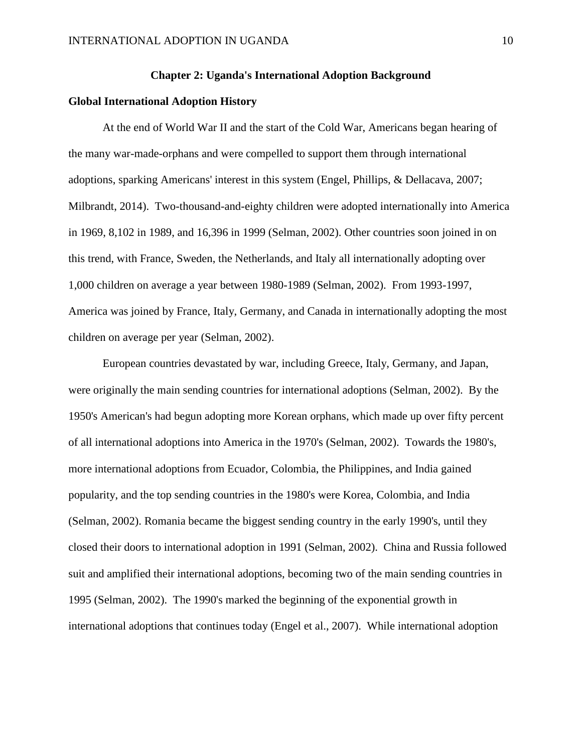## Chapter 2: Uganda's International Adoption Background

### Global International Adoption History

At the end of World War II and the start of the Cold War, Americans began hearing of the many war-made-orphans and were compelled to support them through international adoptions, sparking Americans' interest in this system (Engel, Phillips, & Dellacava, 2007; Milbrandt, 2014). Two-thousand-and-eighty children were adopted internationally into America in 1969, 8,102 in 1989, and 16,396 in 1999 (Selman, 2002). Other countries soon joined in on this trend, with France, Sweden, the Netherlands, and Italy all internationally adopting over 1,000 children on average a year between 1980-1989 (Selman, 2002). From 1993-1997, America was joined by France, Italy, Germany, and Canada in internationally adopting the most children on average per year (Selman, 2002).

European countries devastated by war, including Greece, Italy, Germany, and Japan, were originally the main sending countries for international adoptions (Selman, 2002). By the 1950's American's had begun adopting more Korean orphans, which made up over fifty percent of all international adoptions into America in the 1970's (Selman, 2002). Towards the 1980's, more international adoptions from Ecuador, Colombia, the Philippines, and India gained popularity, and the top sending countries in the 1980's were Korea, Colombia, and India (Selman, 2002). Romania became the biggest sending country in the early 1990's, until they closed their doors to international adoption in 1991 (Selman, 2002). China and Russia followed suit and amplified their international adoptions, becoming two of the main sending countries in 1995 (Selman, 2002). The 1990's marked the beginning of the exponential growth in international adoptions that continues today (Engel et al., 2007). While international adoption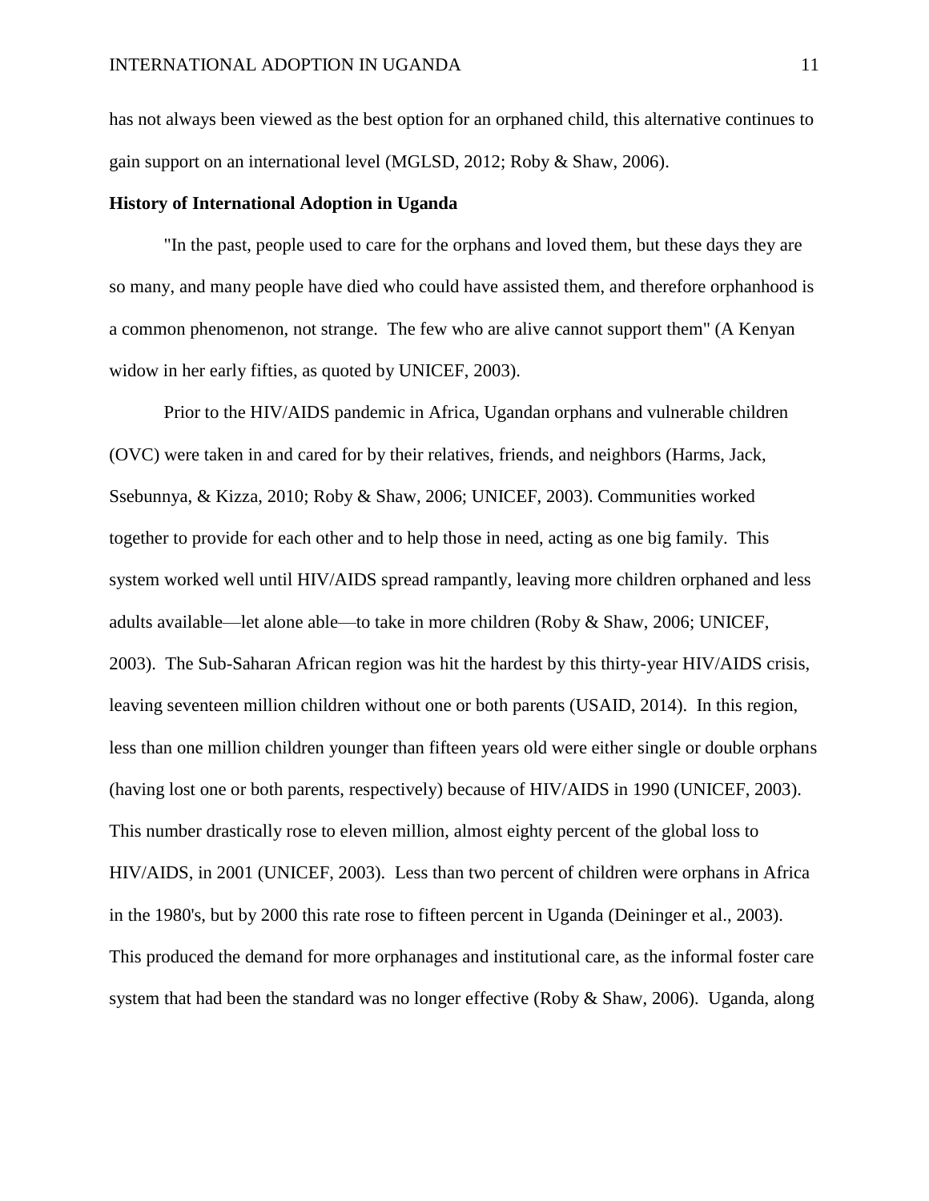has not always been viewed as the best option for an orphaned child, this alternative continues to gain support on an international level (MGLSD, 2012; Roby & Shaw, 2006).

**History of International Adoption in Uganda**

"In the past, people used to care for the orphans and loved them, but these days they are so many, and many people have died who could have assisted them, and therefore orphanhood is a common phenomenon, not strange. The few who are alive cannot support them" (A Kenyan widow in her early fifties, as quoted by UNICEF, 2003).

Prior to the HIV/AIDS pandemic in Africa, Ugandan orphans and vulnerable children (OVC) were taken in and cared for by their relatives, friends, and neighbors (Harms, Jack, Ssebunnya, & Kizza, 2010; Roby & Shaw, 2006; UNICEF, 2003). Communities worked together to provide for each other and to help those in need, acting as one big family. This system worked well until HIV/AIDS spread rampantly, leaving more children orphaned and less adults available—let alone able—to take in more children (Roby & Shaw, 2006; UNICEF, 2003). The Sub-Saharan African region was hit the hardest by this thirty-year HIV/AIDS crisis, leaving seventeen million children without one or both parents (USAID, 2014). In this region, less than one million children younger than fifteen years old were either single or double orphans (having lost one or both parents, respectively) because of HIV/AIDS in 1990 (UNICEF, 2003). This number drastically rose to eleven million, almost eighty percent of the global loss to HIV/AIDS, in 2001 (UNICEF, 2003). Less than two percent of children were orphans in Africa in the 1980's, but by 2000 this rate rose to fifteen percent in Uganda (Deininger et al., 2003). This produced the demand for more orphanages and institutional care, as the informal foster care system that had been the standard was no longer effective (Roby & Shaw, 2006). Uganda, along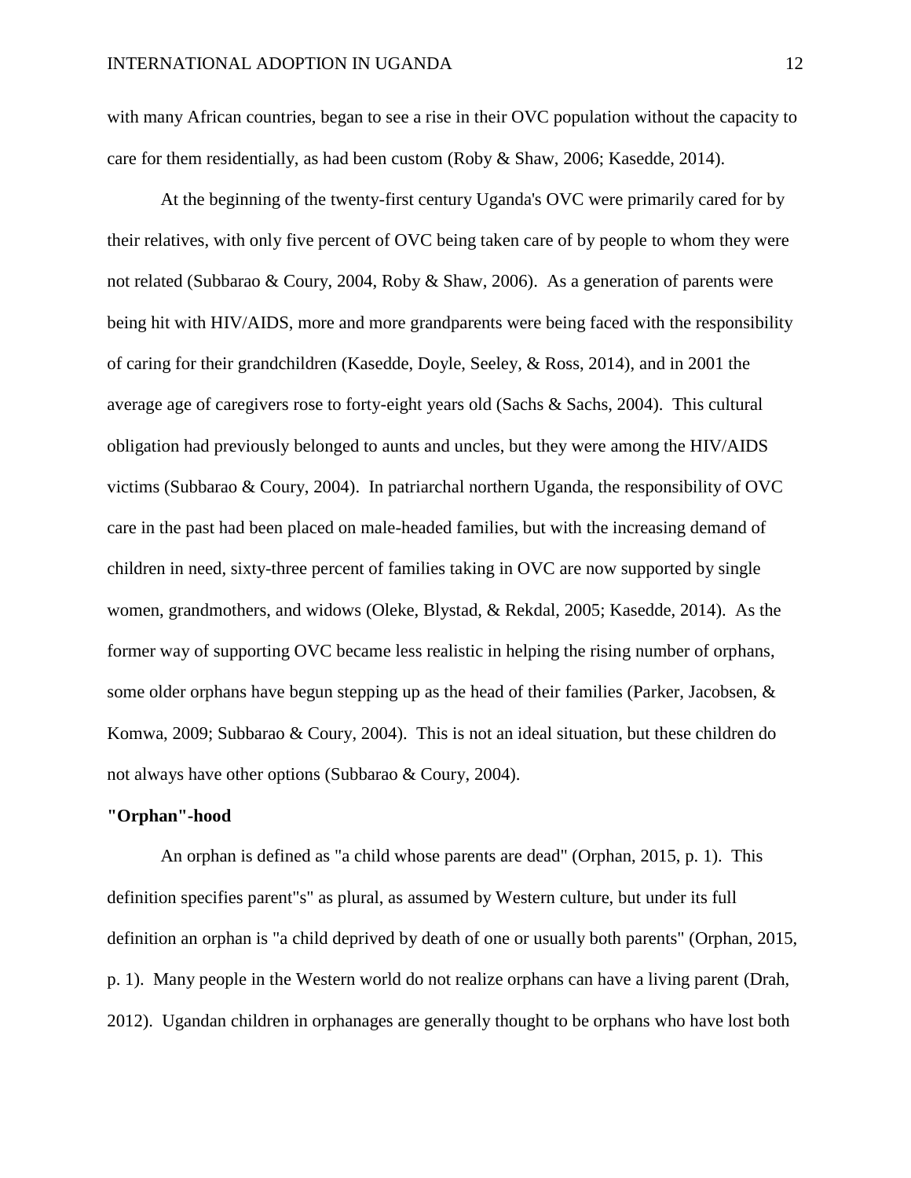with many African countries, began to see a rise in their OVC population without the capacity to care for them residentially, as had been custom (Roby & Shaw, 2006; Kasedde, 2014).

At the beginning of the twenty-first century Uganda's OVC were primarily cared for by their relatives, with only five percent of OVC being taken care of by people to whom they were not related (Subbarao & Coury, 2004, Roby & Shaw, 2006). As a generation of parents were being hit with HIV/AIDS, more and more grandparents were being faced with the responsibility of caring for their grandchildren (Kasedde, Doyle, Seeley, & Ross, 2014), and in 2001 the average age of caregivers rose to forty-eight years old (Sachs & Sachs, 2004). This cultural obligation had previously belonged to aunts and uncles, but they were among the HIV/AIDS victims (Subbarao & Coury, 2004). In patriarchal northern Uganda, the responsibility of OVC care in the past had been placed on male-headed families, but with the increasing demand of children in need, sixty-three percent of families taking in OVC are now supported by single women, grandmothers, and widows (Oleke, Blystad, & Rekdal, 2005; Kasedde, 2014). As the former way of supporting OVC became less realistic in helping the rising number of orphans, some older orphans have begun stepping up as the head of their families (Parker, Jacobsen, & Komwa, 2009; Subbarao & Coury, 2004). This is not an ideal situation, but these children do not always have other options (Subbarao & Coury, 2004).

**"Orphan"-hood**

An orphan is defined as "a child whose parents are dead" (Orphan, 2015, p. 1). This definition specifies parent"s" as plural, as assumed by Western culture, but under its full definition an orphan is "a child deprived by death of one or usually both parents" (Orphan, 2015, p. 1). Many people in the Western world do not realize orphans can have a living parent (Drah, 2012). Ugandan children in orphanages are generally thought to be orphans who have lost both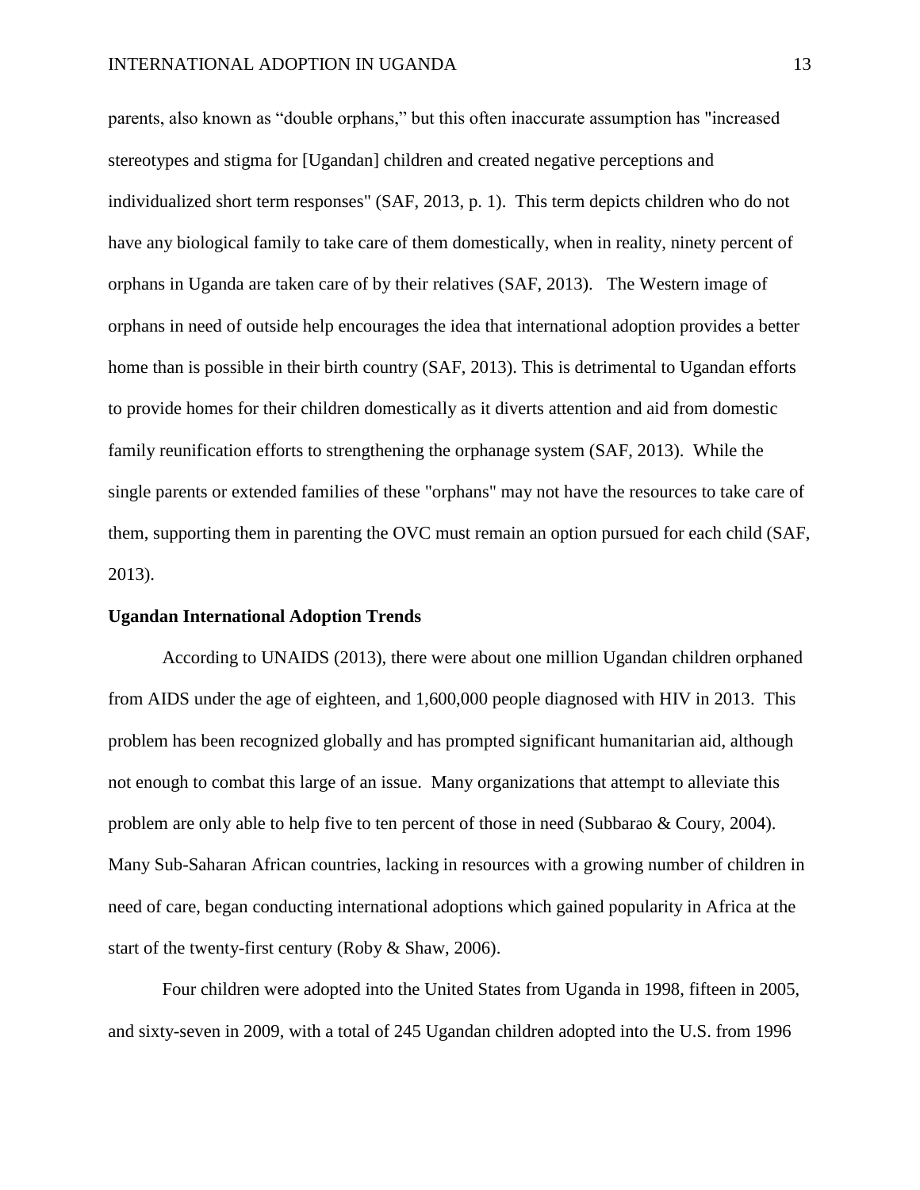parents, also known as "double orphans," but this often inaccurate assumption has "increased stereotypes and stigma for [Ugandan] children and created negative perceptions and individualized short term responses" (SAF, 2013, p. 1). This term depicts children who do not have any biological family to take care of them domestically, when in reality, ninety percent of orphans in Uganda are taken care of by their relatives (SAF, 2013). The Western image of orphans in need of outside help encourages the idea that international adoption provides a better home than is possible in their birth country (SAF, 2013). This is detrimental to Ugandan efforts to provide homes for their children domestically as it diverts attention and aid from domestic family reunification efforts to strengthening the orphanage system (SAF, 2013). While the single parents or extended families of these "orphans" may not have the resources to take care of them, supporting them in parenting the OVC must remain an option pursued for each child (SAF, 2013).

**Ugandan International Adoption Trends**

According to UNAIDS (2013), there were about one million Ugandan children orphaned from AIDS under the age of eighteen, and 1,600,000 people diagnosed with HIV in 2013. This problem has been recognized globally and has prompted significant humanitarian aid, although not enough to combat this large of an issue. Many organizations that attempt to alleviate this problem are only able to help five to ten percent of those in need (Subbarao & Coury, 2004). Many Sub-Saharan African countries, lacking in resources with a growing number of children in need of care, began conducting international adoptions which gained popularity in Africa at the start of the twenty-first century (Roby & Shaw, 2006).

Four children were adopted into the United States from Uganda in 1998, fifteen in 2005, and sixty-seven in 2009, with a total of 245 Ugandan children adopted into the U.S. from 1996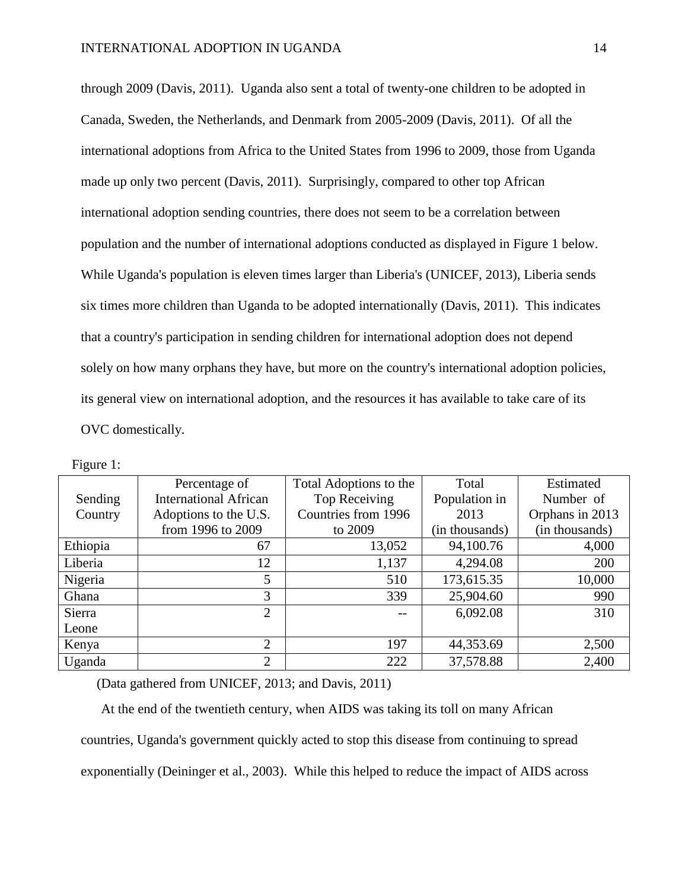through 2009 (Davis, 2011). Uganda also sent a total of twenty-one children to be adopted in Canada, Sweden, the Netherlands, and Denmark from 2005-2009 (Davis, 2011). Of all the international adoptions from Africa to the United States from 1996 to 2009, those from Uganda made up only two percent (Davis, 2011). Surprisingly, compared to other top African international adoption sending countries, there does not seem to be a correlation between population and the number of international adoptions conducted as displayed in Figure 1 below. While Uganda's population is eleven times larger than Liberia's (UNICEF, 2013), Liberia sends six times more children than Uganda to be adopted internationally (Davis, 2011). This indicates that a country's participation in sending children for international adoption does not depend solely on how many orphans they have, but more on the country's international adoption policies, its general view on international adoption, and the resources it has available to take care of its OVC domestically.

Figure 1:

| Sending Country | Percentage of International African Adoptions to the U.S. from 1996 to 2009 | Total Adoptions to the Top Receiving Countries from 1996 to 2009 | Total Population in 2013 (in thousands) | Estimated Number of Orphans in 2013 (in thousands) |
|---|---|---|---|---|
| Ethiopia | 67 | 13,052 | 94,100.76 | 4,000 |
| Liberia | 12 | 1,137 | 4,294.08 | 200 |
| Nigeria | 5 | 510 | 173,615.35 | 10,000 |
| Ghana | 3 | 339 | 25,904.60 | 990 |
| Sierra Leone | 2 | -- | 6,092.08 | 310 |
| Kenya | 2 | 197 | 44,353.69 | 2,500 |
| Uganda | 2 | 222 | 37,578.88 | 2,400 |

(Data gathered from UNICEF, 2013; and Davis, 2011)

At the end of the twentieth century, when AIDS was taking its toll on many African countries, Uganda's government quickly acted to stop this disease from continuing to spread exponentially (Deininger et al., 2003). While this helped to reduce the impact of AIDS across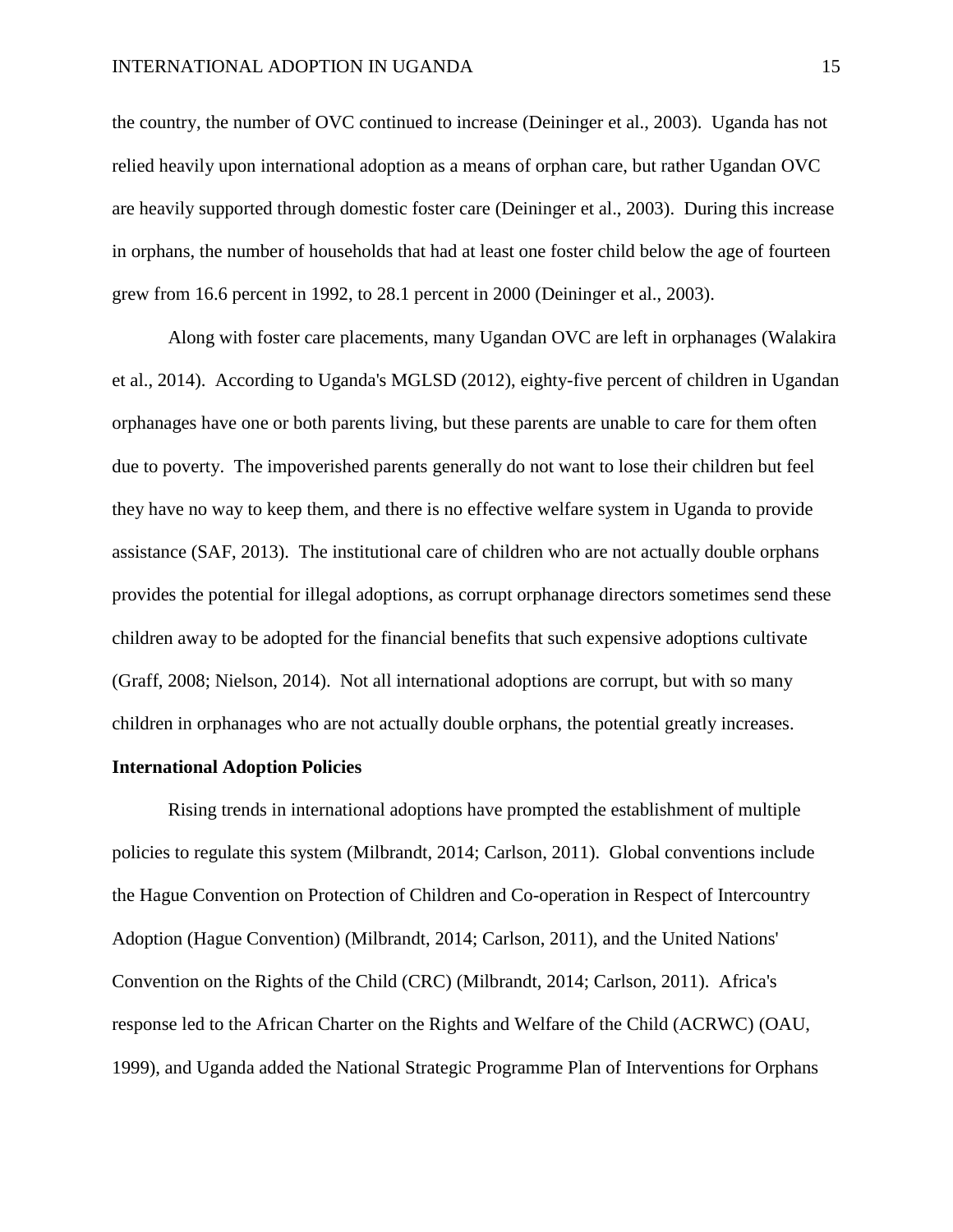the country, the number of OVC continued to increase (Deininger et al., 2003). Uganda has not relied heavily upon international adoption as a means of orphan care, but rather Ugandan OVC are heavily supported through domestic foster care (Deininger et al., 2003). During this increase in orphans, the number of households that had at least one foster child below the age of fourteen grew from 16.6 percent in 1992, to 28.1 percent in 2000 (Deininger et al., 2003).

Along with foster care placements, many Ugandan OVC are left in orphanages (Walakira et al., 2014). According to Uganda's MGLSD (2012), eighty-five percent of children in Ugandan orphanages have one or both parents living, but these parents are unable to care for them often due to poverty. The impoverished parents generally do not want to lose their children but feel they have no way to keep them, and there is no effective welfare system in Uganda to provide assistance (SAF, 2013). The institutional care of children who are not actually double orphans provides the potential for illegal adoptions, as corrupt orphanage directors sometimes send these children away to be adopted for the financial benefits that such expensive adoptions cultivate (Graff, 2008; Nielson, 2014). Not all international adoptions are corrupt, but with so many children in orphanages who are not actually double orphans, the potential greatly increases.

**International Adoption Policies**

Rising trends in international adoptions have prompted the establishment of multiple policies to regulate this system (Milbrandt, 2014; Carlson, 2011). Global conventions include the Hague Convention on Protection of Children and Co-operation in Respect of Intercountry Adoption (Hague Convention) (Milbrandt, 2014; Carlson, 2011), and the United Nations' Convention on the Rights of the Child (CRC) (Milbrandt, 2014; Carlson, 2011). Africa's response led to the African Charter on the Rights and Welfare of the Child (ACRWC) (OAU, 1999), and Uganda added the National Strategic Programme Plan of Interventions for Orphans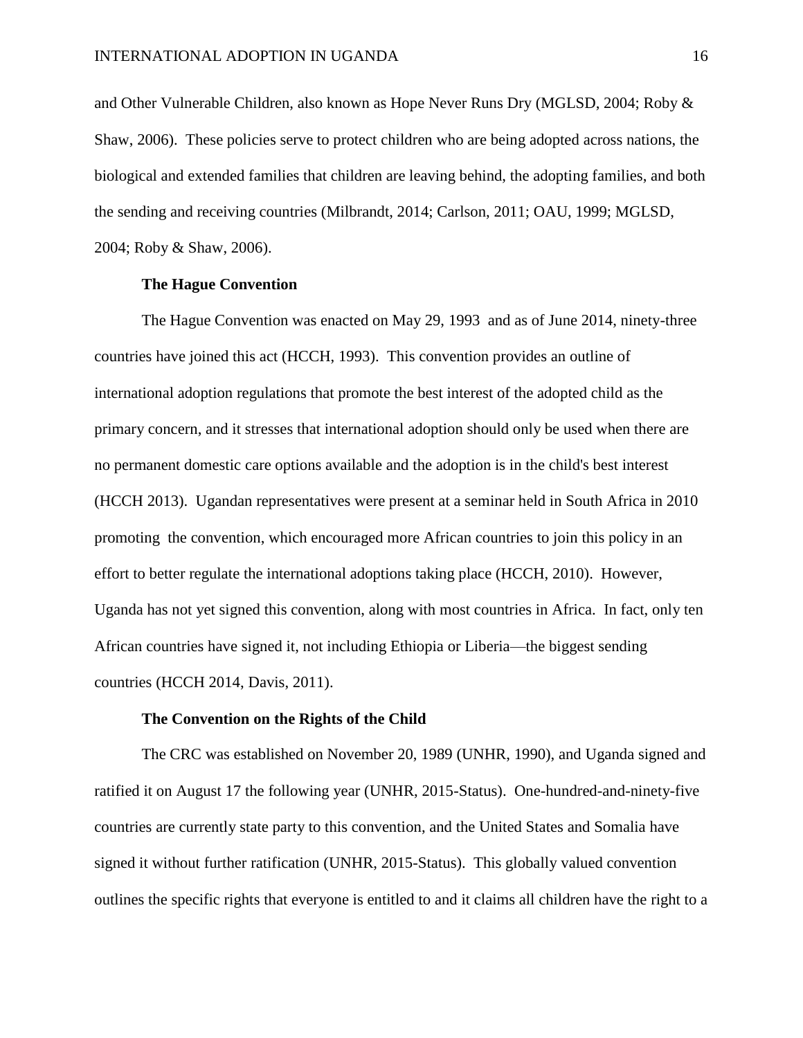and Other Vulnerable Children, also known as Hope Never Runs Dry (MGLSD, 2004; Roby & Shaw, 2006). These policies serve to protect children who are being adopted across nations, the biological and extended families that children are leaving behind, the adopting families, and both the sending and receiving countries (Milbrandt, 2014; Carlson, 2011; OAU, 1999; MGLSD, 2004; Roby & Shaw, 2006).

### The Hague Convention

The Hague Convention was enacted on May 29, 1993 and as of June 2014, ninety-three countries have joined this act (HCCH, 1993). This convention provides an outline of international adoption regulations that promote the best interest of the adopted child as the primary concern, and it stresses that international adoption should only be used when there are no permanent domestic care options available and the adoption is in the child's best interest (HCCH 2013). Ugandan representatives were present at a seminar held in South Africa in 2010 promoting the convention, which encouraged more African countries to join this policy in an effort to better regulate the international adoptions taking place (HCCH, 2010). However, Uganda has not yet signed this convention, along with most countries in Africa. In fact, only ten African countries have signed it, not including Ethiopia or Liberia—the biggest sending countries (HCCH 2014, Davis, 2011).

### The Convention on the Rights of the Child

The CRC was established on November 20, 1989 (UNHR, 1990), and Uganda signed and ratified it on August 17 the following year (UNHR, 2015-Status). One-hundred-and-ninety-five countries are currently state party to this convention, and the United States and Somalia have signed it without further ratification (UNHR, 2015-Status). This globally valued convention outlines the specific rights that everyone is entitled to and it claims all children have the right to a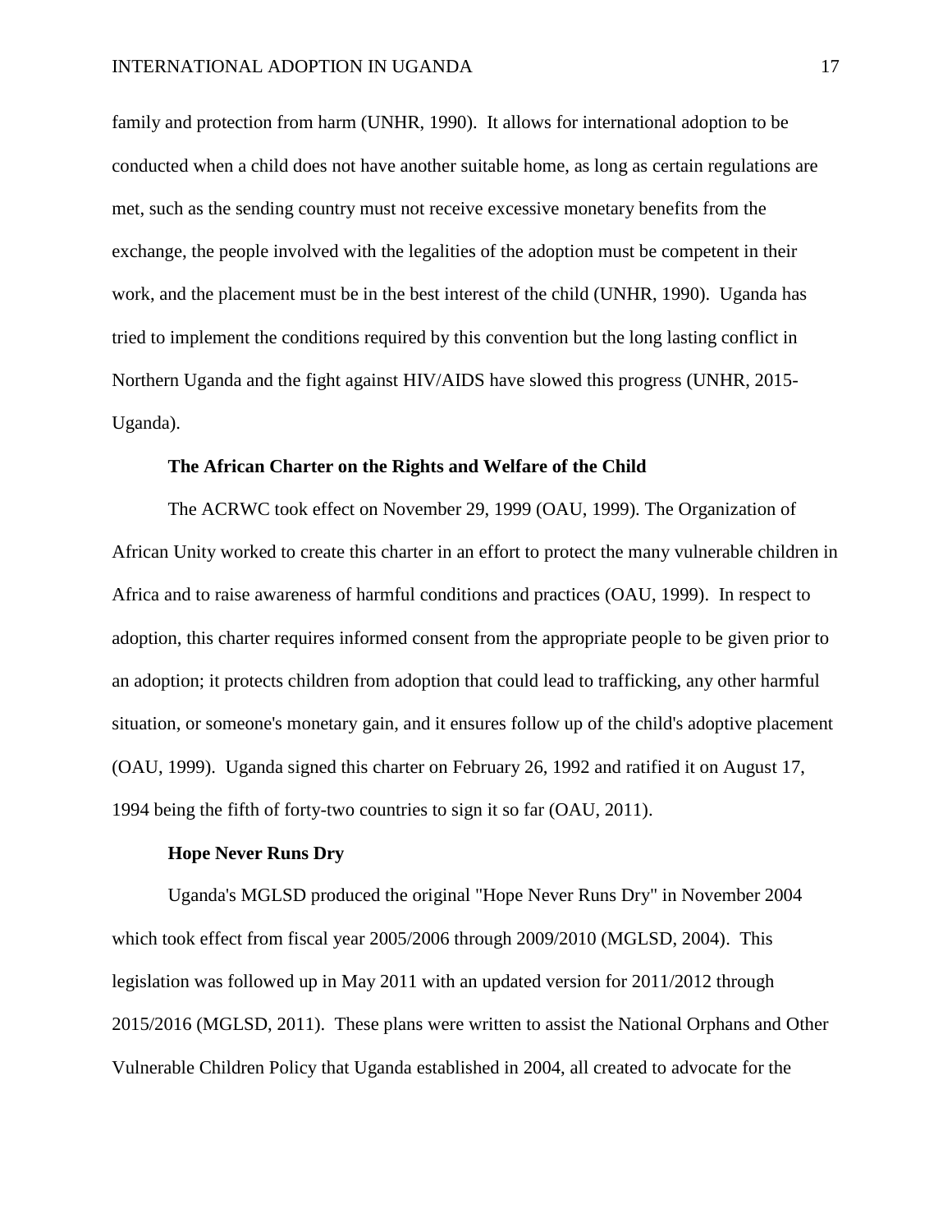family and protection from harm (UNHR, 1990). It allows for international adoption to be conducted when a child does not have another suitable home, as long as certain regulations are met, such as the sending country must not receive excessive monetary benefits from the exchange, the people involved with the legalities of the adoption must be competent in their work, and the placement must be in the best interest of the child (UNHR, 1990). Uganda has tried to implement the conditions required by this convention but the long lasting conflict in Northern Uganda and the fight against HIV/AIDS have slowed this progress (UNHR, 2015-Uganda).

### The African Charter on the Rights and Welfare of the Child

The ACRWC took effect on November 29, 1999 (OAU, 1999). The Organization of African Unity worked to create this charter in an effort to protect the many vulnerable children in Africa and to raise awareness of harmful conditions and practices (OAU, 1999). In respect to adoption, this charter requires informed consent from the appropriate people to be given prior to an adoption; it protects children from adoption that could lead to trafficking, any other harmful situation, or someone's monetary gain, and it ensures follow up of the child's adoptive placement (OAU, 1999). Uganda signed this charter on February 26, 1992 and ratified it on August 17, 1994 being the fifth of forty-two countries to sign it so far (OAU, 2011).

### Hope Never Runs Dry

Uganda's MGLSD produced the original "Hope Never Runs Dry" in November 2004 which took effect from fiscal year 2005/2006 through 2009/2010 (MGLSD, 2004). This legislation was followed up in May 2011 with an updated version for 2011/2012 through 2015/2016 (MGLSD, 2011). These plans were written to assist the National Orphans and Other Vulnerable Children Policy that Uganda established in 2004, all created to advocate for the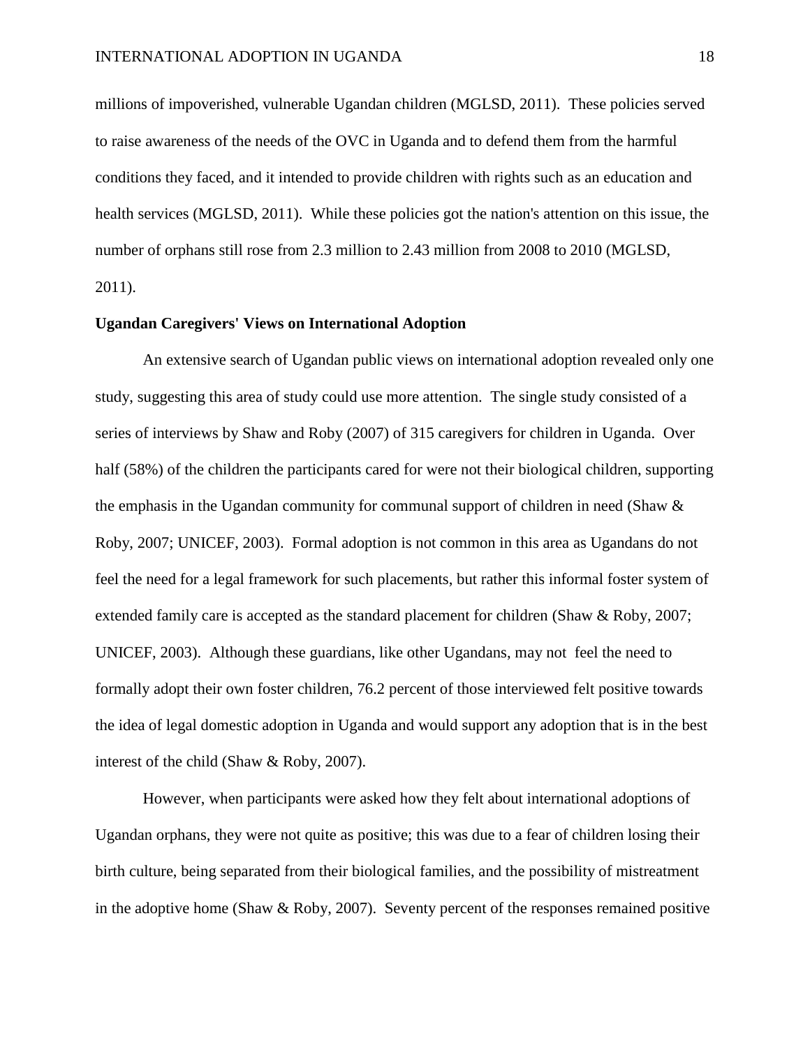millions of impoverished, vulnerable Ugandan children (MGLSD, 2011). These policies served to raise awareness of the needs of the OVC in Uganda and to defend them from the harmful conditions they faced, and it intended to provide children with rights such as an education and health services (MGLSD, 2011). While these policies got the nation's attention on this issue, the number of orphans still rose from 2.3 million to 2.43 million from 2008 to 2010 (MGLSD, 2011).

**Ugandan Caregivers' Views on International Adoption**

An extensive search of Ugandan public views on international adoption revealed only one study, suggesting this area of study could use more attention. The single study consisted of a series of interviews by Shaw and Roby (2007) of 315 caregivers for children in Uganda. Over half (58%) of the children the participants cared for were not their biological children, supporting the emphasis in the Ugandan community for communal support of children in need (Shaw & Roby, 2007; UNICEF, 2003). Formal adoption is not common in this area as Ugandans do not feel the need for a legal framework for such placements, but rather this informal foster system of extended family care is accepted as the standard placement for children (Shaw & Roby, 2007; UNICEF, 2003). Although these guardians, like other Ugandans, may not feel the need to formally adopt their own foster children, 76.2 percent of those interviewed felt positive towards the idea of legal domestic adoption in Uganda and would support any adoption that is in the best interest of the child (Shaw & Roby, 2007).

However, when participants were asked how they felt about international adoptions of Ugandan orphans, they were not quite as positive; this was due to a fear of children losing their birth culture, being separated from their biological families, and the possibility of mistreatment in the adoptive home (Shaw & Roby, 2007). Seventy percent of the responses remained positive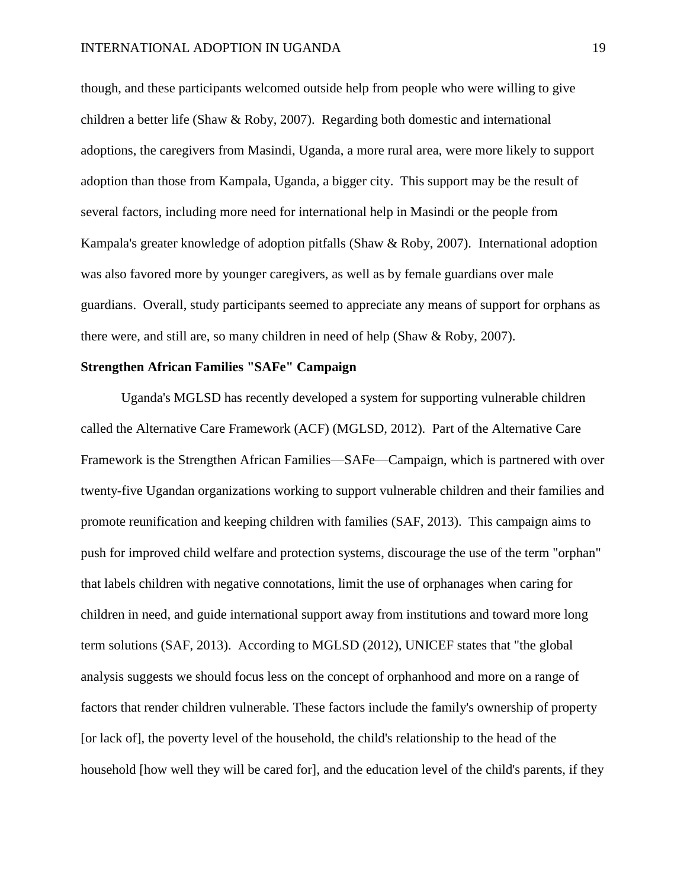though, and these participants welcomed outside help from people who were willing to give children a better life (Shaw & Roby, 2007). Regarding both domestic and international adoptions, the caregivers from Masindi, Uganda, a more rural area, were more likely to support adoption than those from Kampala, Uganda, a bigger city. This support may be the result of several factors, including more need for international help in Masindi or the people from Kampala's greater knowledge of adoption pitfalls (Shaw & Roby, 2007). International adoption was also favored more by younger caregivers, as well as by female guardians over male guardians. Overall, study participants seemed to appreciate any means of support for orphans as there were, and still are, so many children in need of help (Shaw & Roby, 2007).

**Strengthen African Families "SAFe" Campaign**

Uganda's MGLSD has recently developed a system for supporting vulnerable children called the Alternative Care Framework (ACF) (MGLSD, 2012). Part of the Alternative Care Framework is the Strengthen African Families—SAFe—Campaign, which is partnered with over twenty-five Ugandan organizations working to support vulnerable children and their families and promote reunification and keeping children with families (SAF, 2013). This campaign aims to push for improved child welfare and protection systems, discourage the use of the term "orphan" that labels children with negative connotations, limit the use of orphanages when caring for children in need, and guide international support away from institutions and toward more long term solutions (SAF, 2013). According to MGLSD (2012), UNICEF states that "the global analysis suggests we should focus less on the concept of orphanhood and more on a range of factors that render children vulnerable. These factors include the family's ownership of property [or lack of], the poverty level of the household, the child's relationship to the head of the household [how well they will be cared for], and the education level of the child's parents, if they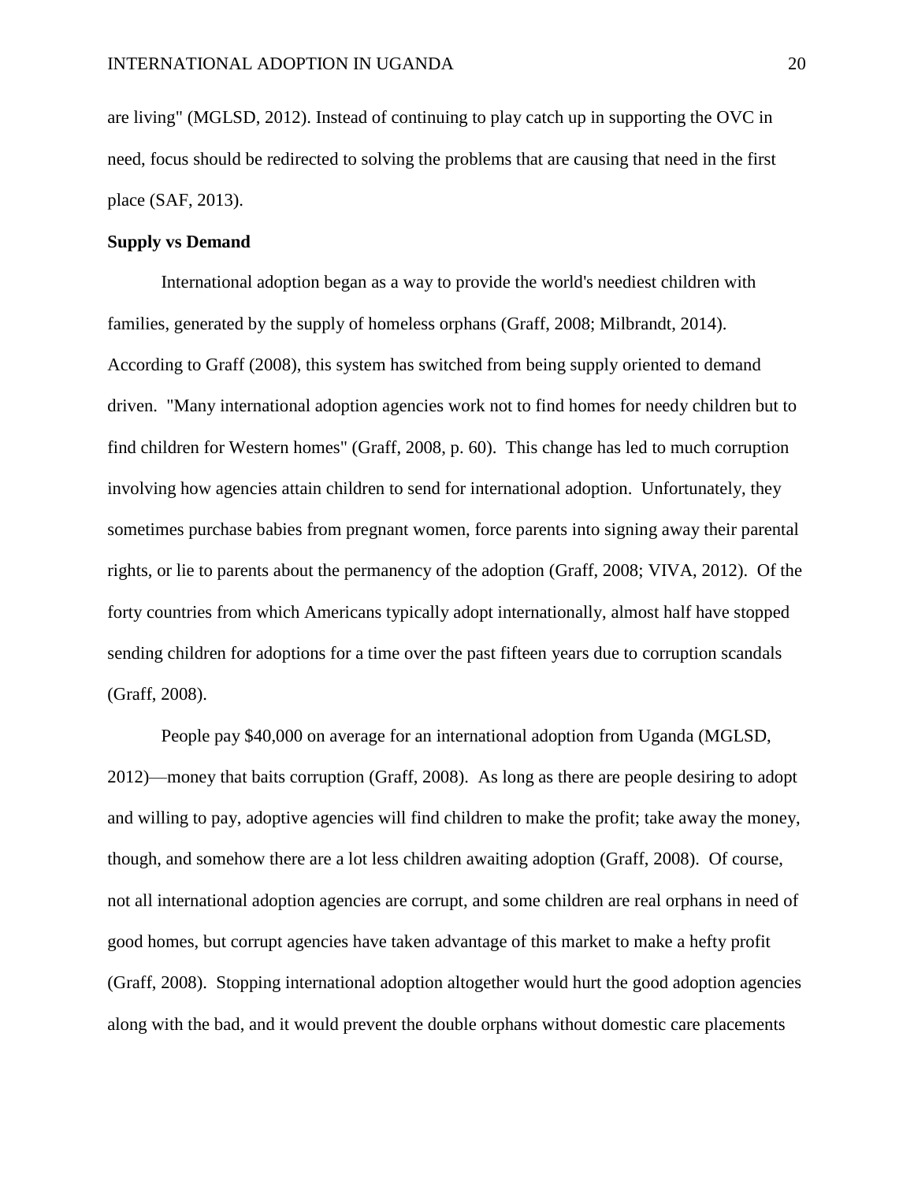are living" (MGLSD, 2012). Instead of continuing to play catch up in supporting the OVC in need, focus should be redirected to solving the problems that are causing that need in the first place (SAF, 2013).

**Supply vs Demand**

International adoption began as a way to provide the world's neediest children with families, generated by the supply of homeless orphans (Graff, 2008; Milbrandt, 2014). According to Graff (2008), this system has switched from being supply oriented to demand driven. "Many international adoption agencies work not to find homes for needy children but to find children for Western homes" (Graff, 2008, p. 60). This change has led to much corruption involving how agencies attain children to send for international adoption. Unfortunately, they sometimes purchase babies from pregnant women, force parents into signing away their parental rights, or lie to parents about the permanency of the adoption (Graff, 2008; VIVA, 2012). Of the forty countries from which Americans typically adopt internationally, almost half have stopped sending children for adoptions for a time over the past fifteen years due to corruption scandals (Graff, 2008).

People pay $40,000 on average for an international adoption from Uganda (MGLSD, 2012)—money that baits corruption (Graff, 2008). As long as there are people desiring to adopt and willing to pay, adoptive agencies will find children to make the profit; take away the money, though, and somehow there are a lot less children awaiting adoption (Graff, 2008). Of course, not all international adoption agencies are corrupt, and some children are real orphans in need of good homes, but corrupt agencies have taken advantage of this market to make a hefty profit (Graff, 2008). Stopping international adoption altogether would hurt the good adoption agencies along with the bad, and it would prevent the double orphans without domestic care placements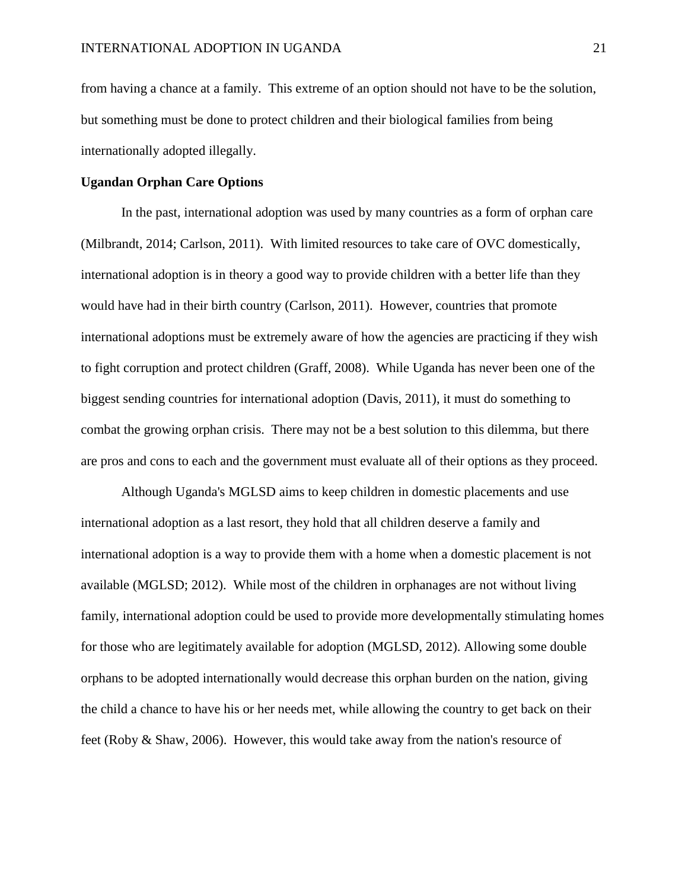from having a chance at a family.  This extreme of an option should not have to be the solution, but something must be done to protect children and their biological families from being internationally adopted illegally.

**Ugandan Orphan Care Options**

In the past, international adoption was used by many countries as a form of orphan care (Milbrandt, 2014; Carlson, 2011).  With limited resources to take care of OVC domestically, international adoption is in theory a good way to provide children with a better life than they would have had in their birth country (Carlson, 2011).  However, countries that promote international adoptions must be extremely aware of how the agencies are practicing if they wish to fight corruption and protect children (Graff, 2008).  While Uganda has never been one of the biggest sending countries for international adoption (Davis, 2011), it must do something to combat the growing orphan crisis.  There may not be a best solution to this dilemma, but there are pros and cons to each and the government must evaluate all of their options as they proceed.

Although Uganda's MGLSD aims to keep children in domestic placements and use international adoption as a last resort, they hold that all children deserve a family and international adoption is a way to provide them with a home when a domestic placement is not available (MGLSD; 2012).  While most of the children in orphanages are not without living family, international adoption could be used to provide more developmentally stimulating homes for those who are legitimately available for adoption (MGLSD, 2012). Allowing some double orphans to be adopted internationally would decrease this orphan burden on the nation, giving the child a chance to have his or her needs met, while allowing the country to get back on their feet (Roby & Shaw, 2006).  However, this would take away from the nation's resource of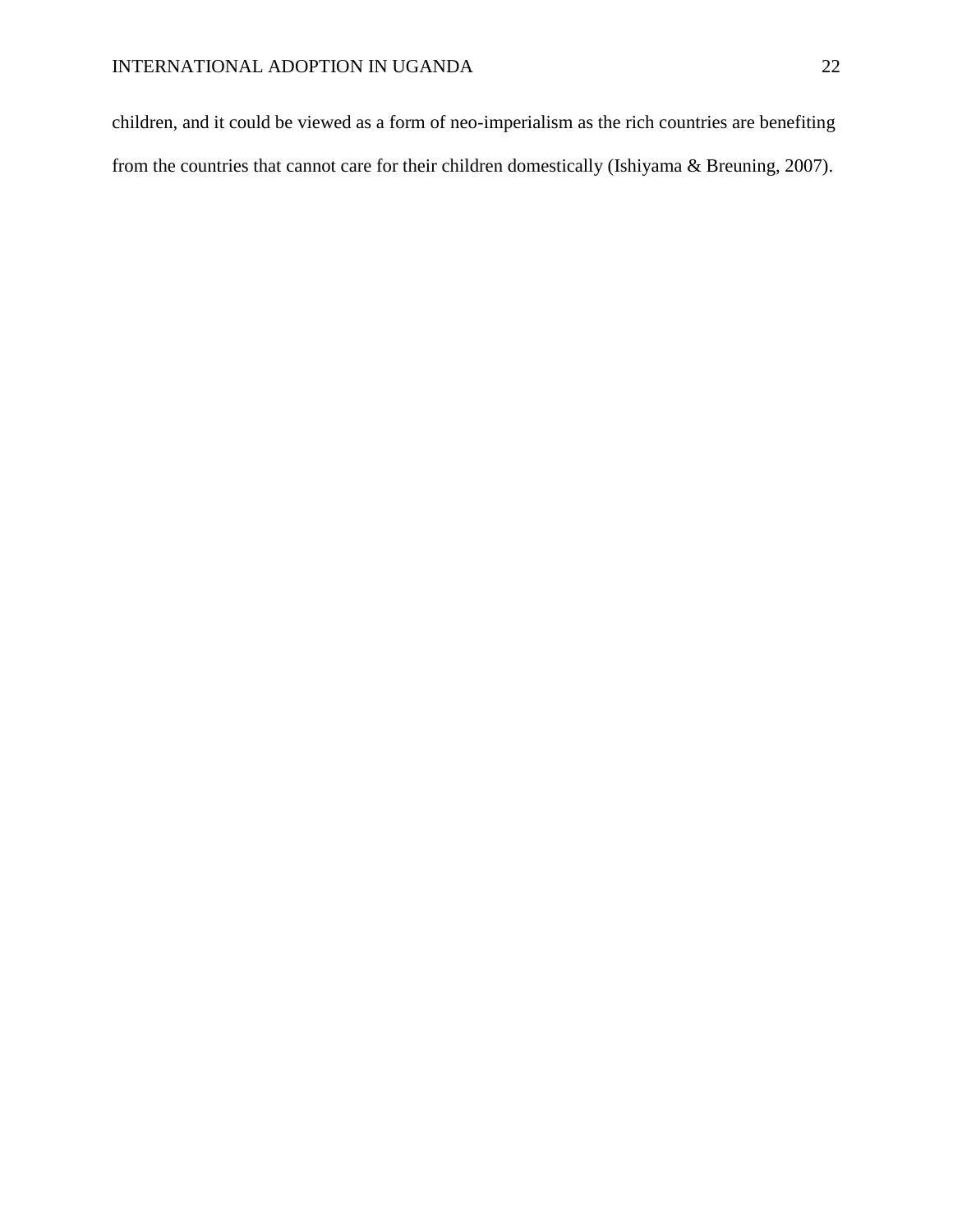children, and it could be viewed as a form of neo-imperialism as the rich countries are benefiting from the countries that cannot care for their children domestically (Ishiyama & Breuning, 2007).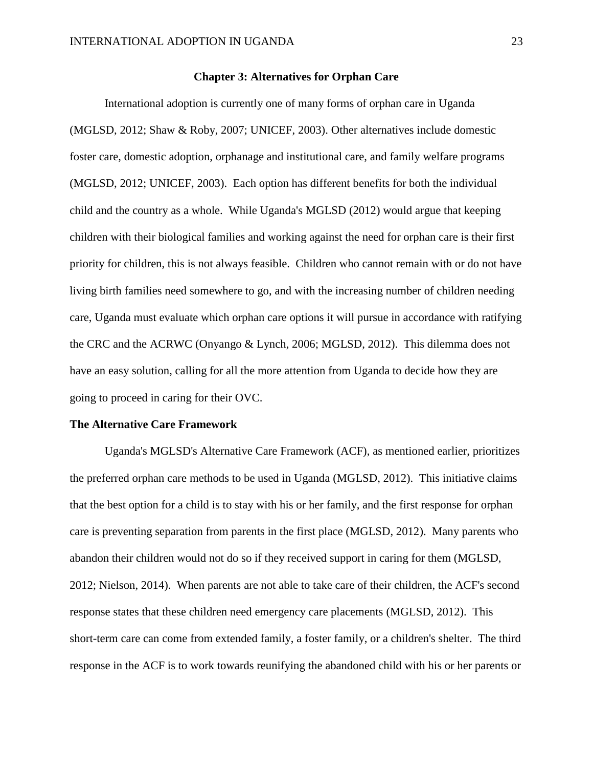## Chapter 3: Alternatives for Orphan Care

International adoption is currently one of many forms of orphan care in Uganda (MGLSD, 2012; Shaw & Roby, 2007; UNICEF, 2003). Other alternatives include domestic foster care, domestic adoption, orphanage and institutional care, and family welfare programs (MGLSD, 2012; UNICEF, 2003). Each option has different benefits for both the individual child and the country as a whole. While Uganda's MGLSD (2012) would argue that keeping children with their biological families and working against the need for orphan care is their first priority for children, this is not always feasible. Children who cannot remain with or do not have living birth families need somewhere to go, and with the increasing number of children needing care, Uganda must evaluate which orphan care options it will pursue in accordance with ratifying the CRC and the ACRWC (Onyango & Lynch, 2006; MGLSD, 2012). This dilemma does not have an easy solution, calling for all the more attention from Uganda to decide how they are going to proceed in caring for their OVC.

### The Alternative Care Framework

Uganda's MGLSD's Alternative Care Framework (ACF), as mentioned earlier, prioritizes the preferred orphan care methods to be used in Uganda (MGLSD, 2012). This initiative claims that the best option for a child is to stay with his or her family, and the first response for orphan care is preventing separation from parents in the first place (MGLSD, 2012). Many parents who abandon their children would not do so if they received support in caring for them (MGLSD, 2012; Nielson, 2014). When parents are not able to take care of their children, the ACF's second response states that these children need emergency care placements (MGLSD, 2012). This short-term care can come from extended family, a foster family, or a children's shelter. The third response in the ACF is to work towards reunifying the abandoned child with his or her parents or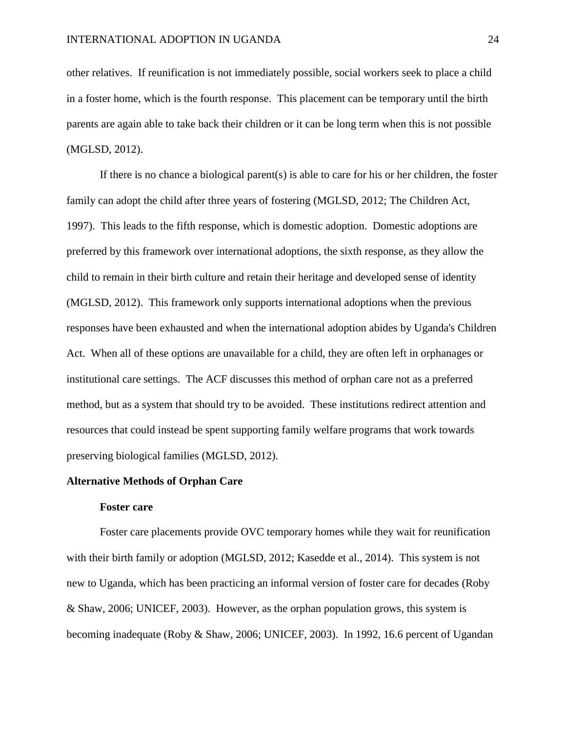other relatives. If reunification is not immediately possible, social workers seek to place a child in a foster home, which is the fourth response. This placement can be temporary until the birth parents are again able to take back their children or it can be long term when this is not possible (MGLSD, 2012).

If there is no chance a biological parent(s) is able to care for his or her children, the foster family can adopt the child after three years of fostering (MGLSD, 2012; The Children Act, 1997). This leads to the fifth response, which is domestic adoption. Domestic adoptions are preferred by this framework over international adoptions, the sixth response, as they allow the child to remain in their birth culture and retain their heritage and developed sense of identity (MGLSD, 2012). This framework only supports international adoptions when the previous responses have been exhausted and when the international adoption abides by Uganda's Children Act. When all of these options are unavailable for a child, they are often left in orphanages or institutional care settings. The ACF discusses this method of orphan care not as a preferred method, but as a system that should try to be avoided. These institutions redirect attention and resources that could instead be spent supporting family welfare programs that work towards preserving biological families (MGLSD, 2012).

## Alternative Methods of Orphan Care

### Foster care

Foster care placements provide OVC temporary homes while they wait for reunification with their birth family or adoption (MGLSD, 2012; Kasedde et al., 2014). This system is not new to Uganda, which has been practicing an informal version of foster care for decades (Roby & Shaw, 2006; UNICEF, 2003). However, as the orphan population grows, this system is becoming inadequate (Roby & Shaw, 2006; UNICEF, 2003). In 1992, 16.6 percent of Ugandan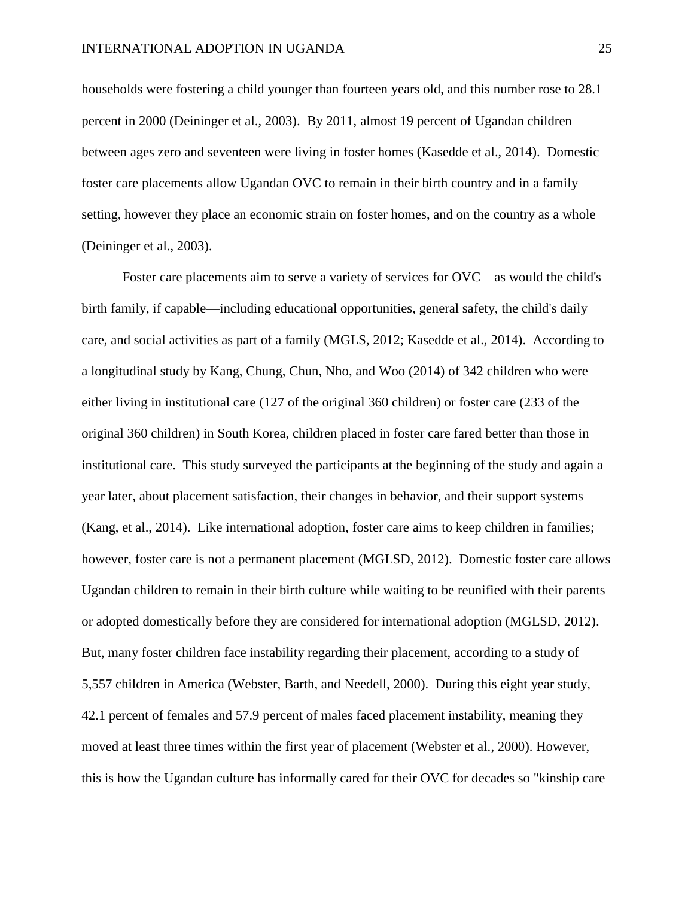households were fostering a child younger than fourteen years old, and this number rose to 28.1 percent in 2000 (Deininger et al., 2003). By 2011, almost 19 percent of Ugandan children between ages zero and seventeen were living in foster homes (Kasedde et al., 2014). Domestic foster care placements allow Ugandan OVC to remain in their birth country and in a family setting, however they place an economic strain on foster homes, and on the country as a whole (Deininger et al., 2003).

Foster care placements aim to serve a variety of services for OVC—as would the child's birth family, if capable—including educational opportunities, general safety, the child's daily care, and social activities as part of a family (MGLS, 2012; Kasedde et al., 2014). According to a longitudinal study by Kang, Chung, Chun, Nho, and Woo (2014) of 342 children who were either living in institutional care (127 of the original 360 children) or foster care (233 of the original 360 children) in South Korea, children placed in foster care fared better than those in institutional care. This study surveyed the participants at the beginning of the study and again a year later, about placement satisfaction, their changes in behavior, and their support systems (Kang, et al., 2014). Like international adoption, foster care aims to keep children in families; however, foster care is not a permanent placement (MGLSD, 2012). Domestic foster care allows Ugandan children to remain in their birth culture while waiting to be reunified with their parents or adopted domestically before they are considered for international adoption (MGLSD, 2012). But, many foster children face instability regarding their placement, according to a study of 5,557 children in America (Webster, Barth, and Needell, 2000). During this eight year study, 42.1 percent of females and 57.9 percent of males faced placement instability, meaning they moved at least three times within the first year of placement (Webster et al., 2000). However, this is how the Ugandan culture has informally cared for their OVC for decades so "kinship care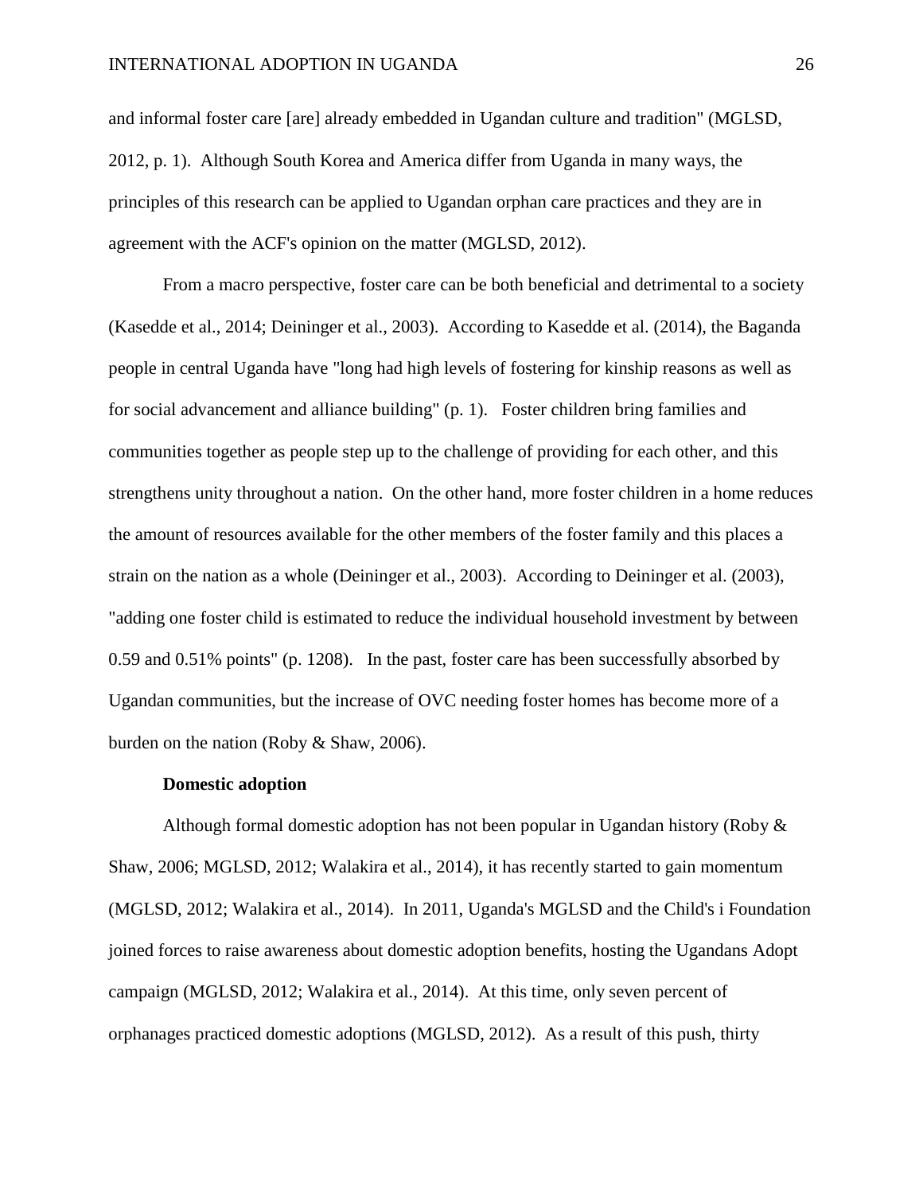and informal foster care [are] already embedded in Ugandan culture and tradition" (MGLSD, 2012, p. 1). Although South Korea and America differ from Uganda in many ways, the principles of this research can be applied to Ugandan orphan care practices and they are in agreement with the ACF's opinion on the matter (MGLSD, 2012).

From a macro perspective, foster care can be both beneficial and detrimental to a society (Kasedde et al., 2014; Deininger et al., 2003). According to Kasedde et al. (2014), the Baganda people in central Uganda have "long had high levels of fostering for kinship reasons as well as for social advancement and alliance building" (p. 1). Foster children bring families and communities together as people step up to the challenge of providing for each other, and this strengthens unity throughout a nation. On the other hand, more foster children in a home reduces the amount of resources available for the other members of the foster family and this places a strain on the nation as a whole (Deininger et al., 2003). According to Deininger et al. (2003), "adding one foster child is estimated to reduce the individual household investment by between 0.59 and 0.51% points" (p. 1208). In the past, foster care has been successfully absorbed by Ugandan communities, but the increase of OVC needing foster homes has become more of a burden on the nation (Roby & Shaw, 2006).

**Domestic adoption**

Although formal domestic adoption has not been popular in Ugandan history (Roby & Shaw, 2006; MGLSD, 2012; Walakira et al., 2014), it has recently started to gain momentum (MGLSD, 2012; Walakira et al., 2014). In 2011, Uganda's MGLSD and the Child's i Foundation joined forces to raise awareness about domestic adoption benefits, hosting the Ugandans Adopt campaign (MGLSD, 2012; Walakira et al., 2014). At this time, only seven percent of orphanages practiced domestic adoptions (MGLSD, 2012). As a result of this push, thirty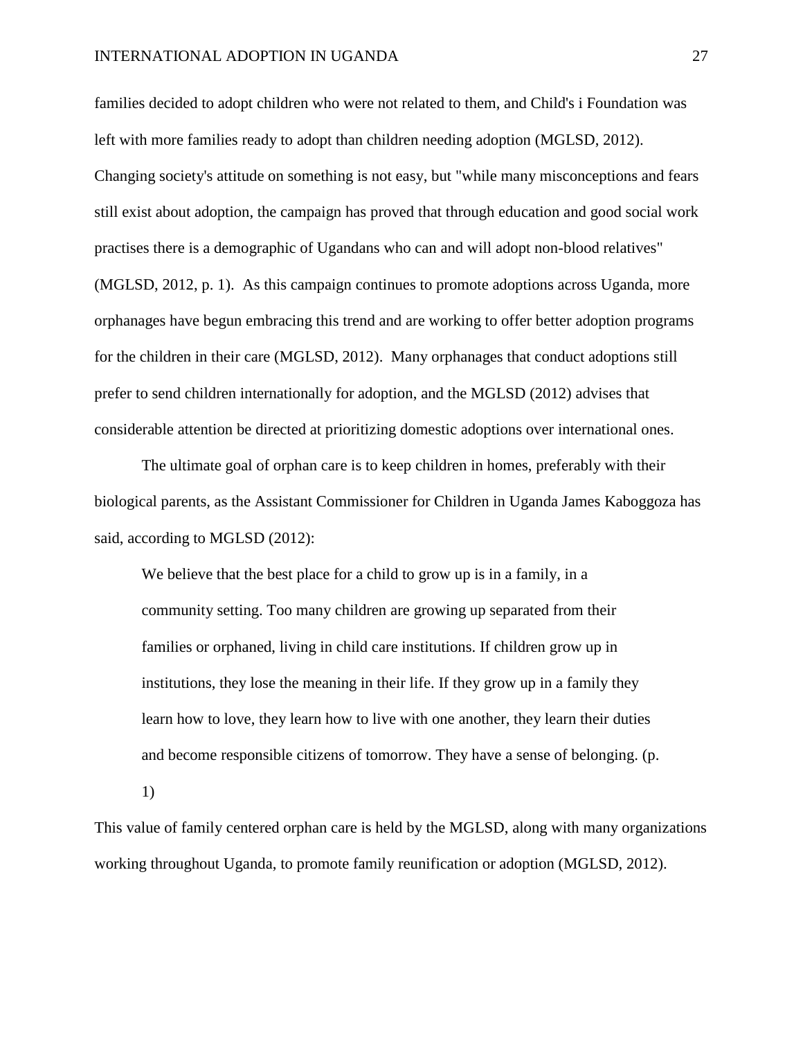families decided to adopt children who were not related to them, and Child's i Foundation was left with more families ready to adopt than children needing adoption (MGLSD, 2012). Changing society's attitude on something is not easy, but "while many misconceptions and fears still exist about adoption, the campaign has proved that through education and good social work practises there is a demographic of Ugandans who can and will adopt non-blood relatives" (MGLSD, 2012, p. 1). As this campaign continues to promote adoptions across Uganda, more orphanages have begun embracing this trend and are working to offer better adoption programs for the children in their care (MGLSD, 2012). Many orphanages that conduct adoptions still prefer to send children internationally for adoption, and the MGLSD (2012) advises that considerable attention be directed at prioritizing domestic adoptions over international ones.

The ultimate goal of orphan care is to keep children in homes, preferably with their biological parents, as the Assistant Commissioner for Children in Uganda James Kaboggoza has said, according to MGLSD (2012):

> We believe that the best place for a child to grow up is in a family, in a community setting. Too many children are growing up separated from their families or orphaned, living in child care institutions. If children grow up in institutions, they lose the meaning in their life. If they grow up in a family they learn how to love, they learn how to live with one another, they learn their duties and become responsible citizens of tomorrow. They have a sense of belonging. (p. 1)

This value of family centered orphan care is held by the MGLSD, along with many organizations working throughout Uganda, to promote family reunification or adoption (MGLSD, 2012).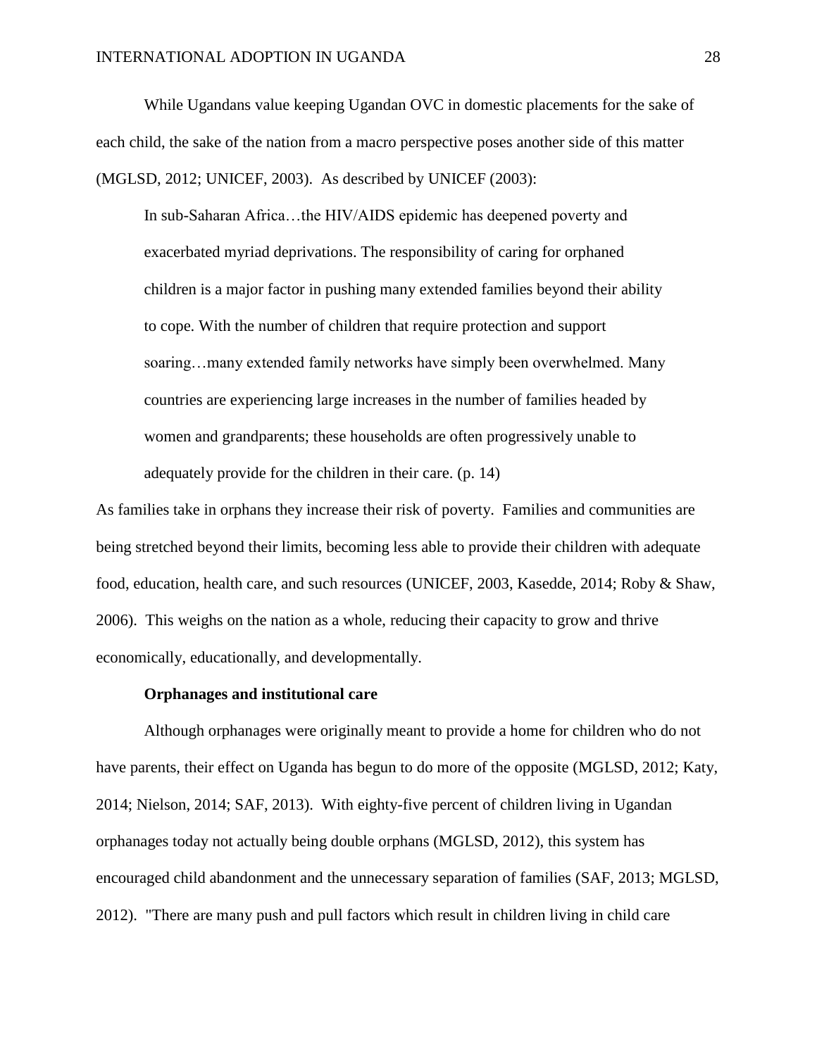While Ugandans value keeping Ugandan OVC in domestic placements for the sake of each child, the sake of the nation from a macro perspective poses another side of this matter (MGLSD, 2012; UNICEF, 2003). As described by UNICEF (2003):

> In sub-Saharan Africa…the HIV/AIDS epidemic has deepened poverty and exacerbated myriad deprivations. The responsibility of caring for orphaned children is a major factor in pushing many extended families beyond their ability to cope. With the number of children that require protection and support soaring…many extended family networks have simply been overwhelmed. Many countries are experiencing large increases in the number of families headed by women and grandparents; these households are often progressively unable to adequately provide for the children in their care. (p. 14)

As families take in orphans they increase their risk of poverty. Families and communities are being stretched beyond their limits, becoming less able to provide their children with adequate food, education, health care, and such resources (UNICEF, 2003, Kasedde, 2014; Roby & Shaw, 2006). This weighs on the nation as a whole, reducing their capacity to grow and thrive economically, educationally, and developmentally.

### Orphanages and institutional care

Although orphanages were originally meant to provide a home for children who do not have parents, their effect on Uganda has begun to do more of the opposite (MGLSD, 2012; Katy, 2014; Nielson, 2014; SAF, 2013). With eighty-five percent of children living in Ugandan orphanages today not actually being double orphans (MGLSD, 2012), this system has encouraged child abandonment and the unnecessary separation of families (SAF, 2013; MGLSD, 2012). "There are many push and pull factors which result in children living in child care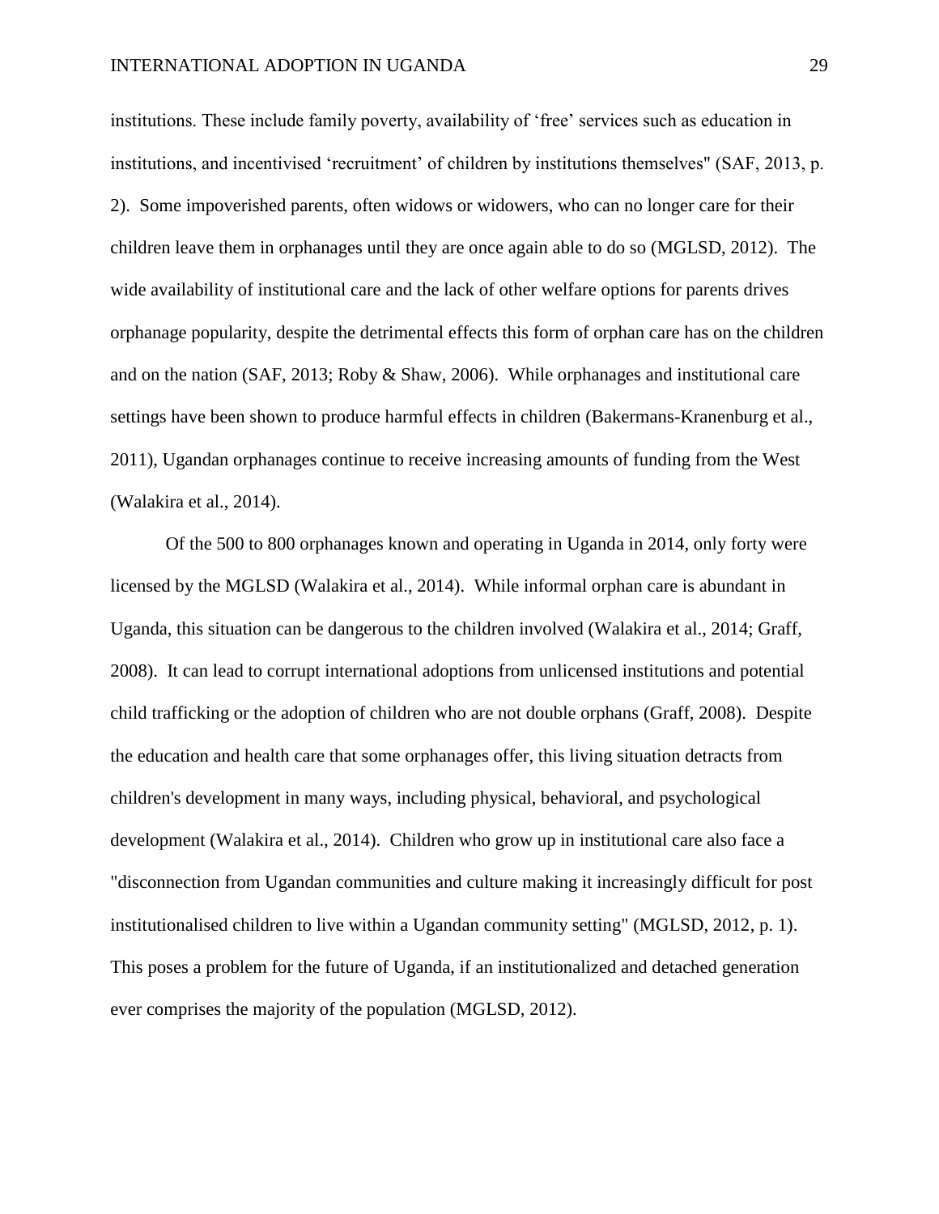institutions. These include family poverty, availability of 'free' services such as education in institutions, and incentivised 'recruitment' of children by institutions themselves" (SAF, 2013, p. 2). Some impoverished parents, often widows or widowers, who can no longer care for their children leave them in orphanages until they are once again able to do so (MGLSD, 2012). The wide availability of institutional care and the lack of other welfare options for parents drives orphanage popularity, despite the detrimental effects this form of orphan care has on the children and on the nation (SAF, 2013; Roby & Shaw, 2006). While orphanages and institutional care settings have been shown to produce harmful effects in children (Bakermans-Kranenburg et al., 2011), Ugandan orphanages continue to receive increasing amounts of funding from the West (Walakira et al., 2014).

Of the 500 to 800 orphanages known and operating in Uganda in 2014, only forty were licensed by the MGLSD (Walakira et al., 2014). While informal orphan care is abundant in Uganda, this situation can be dangerous to the children involved (Walakira et al., 2014; Graff, 2008). It can lead to corrupt international adoptions from unlicensed institutions and potential child trafficking or the adoption of children who are not double orphans (Graff, 2008). Despite the education and health care that some orphanages offer, this living situation detracts from children's development in many ways, including physical, behavioral, and psychological development (Walakira et al., 2014). Children who grow up in institutional care also face a "disconnection from Ugandan communities and culture making it increasingly difficult for post institutionalised children to live within a Ugandan community setting" (MGLSD, 2012, p. 1). This poses a problem for the future of Uganda, if an institutionalized and detached generation ever comprises the majority of the population (MGLSD, 2012).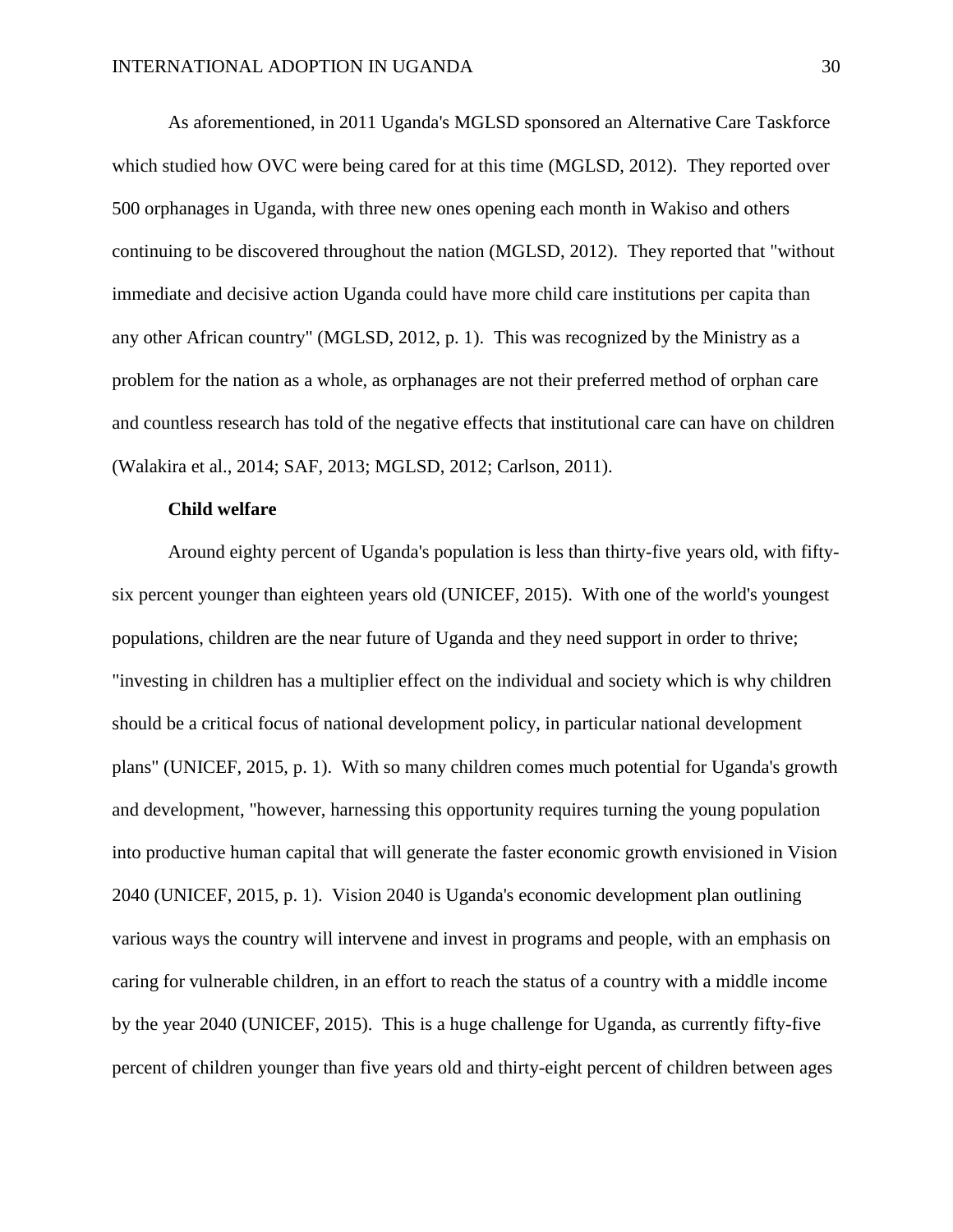As aforementioned, in 2011 Uganda's MGLSD sponsored an Alternative Care Taskforce which studied how OVC were being cared for at this time (MGLSD, 2012). They reported over 500 orphanages in Uganda, with three new ones opening each month in Wakiso and others continuing to be discovered throughout the nation (MGLSD, 2012). They reported that "without immediate and decisive action Uganda could have more child care institutions per capita than any other African country" (MGLSD, 2012, p. 1). This was recognized by the Ministry as a problem for the nation as a whole, as orphanages are not their preferred method of orphan care and countless research has told of the negative effects that institutional care can have on children (Walakira et al., 2014; SAF, 2013; MGLSD, 2012; Carlson, 2011).

**Child welfare**

Around eighty percent of Uganda's population is less than thirty-five years old, with fifty-six percent younger than eighteen years old (UNICEF, 2015). With one of the world's youngest populations, children are the near future of Uganda and they need support in order to thrive; "investing in children has a multiplier effect on the individual and society which is why children should be a critical focus of national development policy, in particular national development plans" (UNICEF, 2015, p. 1). With so many children comes much potential for Uganda's growth and development, "however, harnessing this opportunity requires turning the young population into productive human capital that will generate the faster economic growth envisioned in Vision 2040 (UNICEF, 2015, p. 1). Vision 2040 is Uganda's economic development plan outlining various ways the country will intervene and invest in programs and people, with an emphasis on caring for vulnerable children, in an effort to reach the status of a country with a middle income by the year 2040 (UNICEF, 2015). This is a huge challenge for Uganda, as currently fifty-five percent of children younger than five years old and thirty-eight percent of children between ages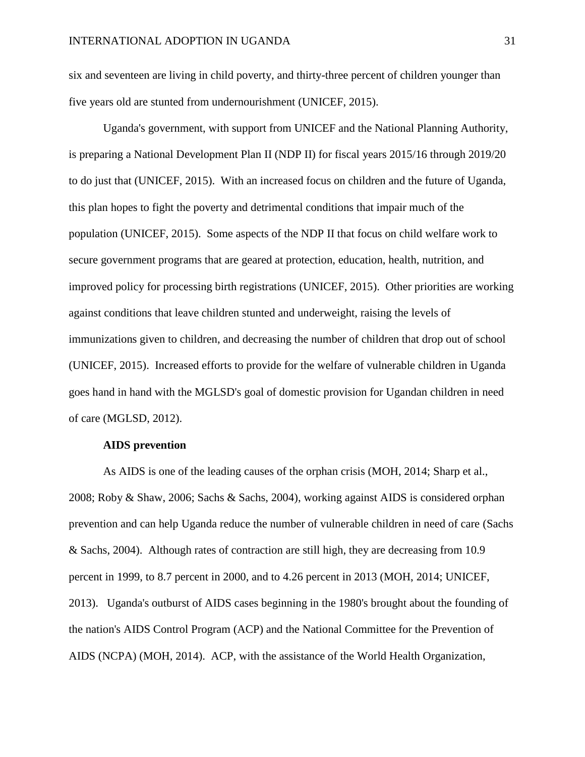six and seventeen are living in child poverty, and thirty-three percent of children younger than five years old are stunted from undernourishment (UNICEF, 2015).

Uganda's government, with support from UNICEF and the National Planning Authority, is preparing a National Development Plan II (NDP II) for fiscal years 2015/16 through 2019/20 to do just that (UNICEF, 2015). With an increased focus on children and the future of Uganda, this plan hopes to fight the poverty and detrimental conditions that impair much of the population (UNICEF, 2015). Some aspects of the NDP II that focus on child welfare work to secure government programs that are geared at protection, education, health, nutrition, and improved policy for processing birth registrations (UNICEF, 2015). Other priorities are working against conditions that leave children stunted and underweight, raising the levels of immunizations given to children, and decreasing the number of children that drop out of school (UNICEF, 2015). Increased efforts to provide for the welfare of vulnerable children in Uganda goes hand in hand with the MGLSD's goal of domestic provision for Ugandan children in need of care (MGLSD, 2012).

**AIDS prevention**

As AIDS is one of the leading causes of the orphan crisis (MOH, 2014; Sharp et al., 2008; Roby & Shaw, 2006; Sachs & Sachs, 2004), working against AIDS is considered orphan prevention and can help Uganda reduce the number of vulnerable children in need of care (Sachs & Sachs, 2004). Although rates of contraction are still high, they are decreasing from 10.9 percent in 1999, to 8.7 percent in 2000, and to 4.26 percent in 2013 (MOH, 2014; UNICEF, 2013). Uganda's outburst of AIDS cases beginning in the 1980's brought about the founding of the nation's AIDS Control Program (ACP) and the National Committee for the Prevention of AIDS (NCPA) (MOH, 2014). ACP, with the assistance of the World Health Organization,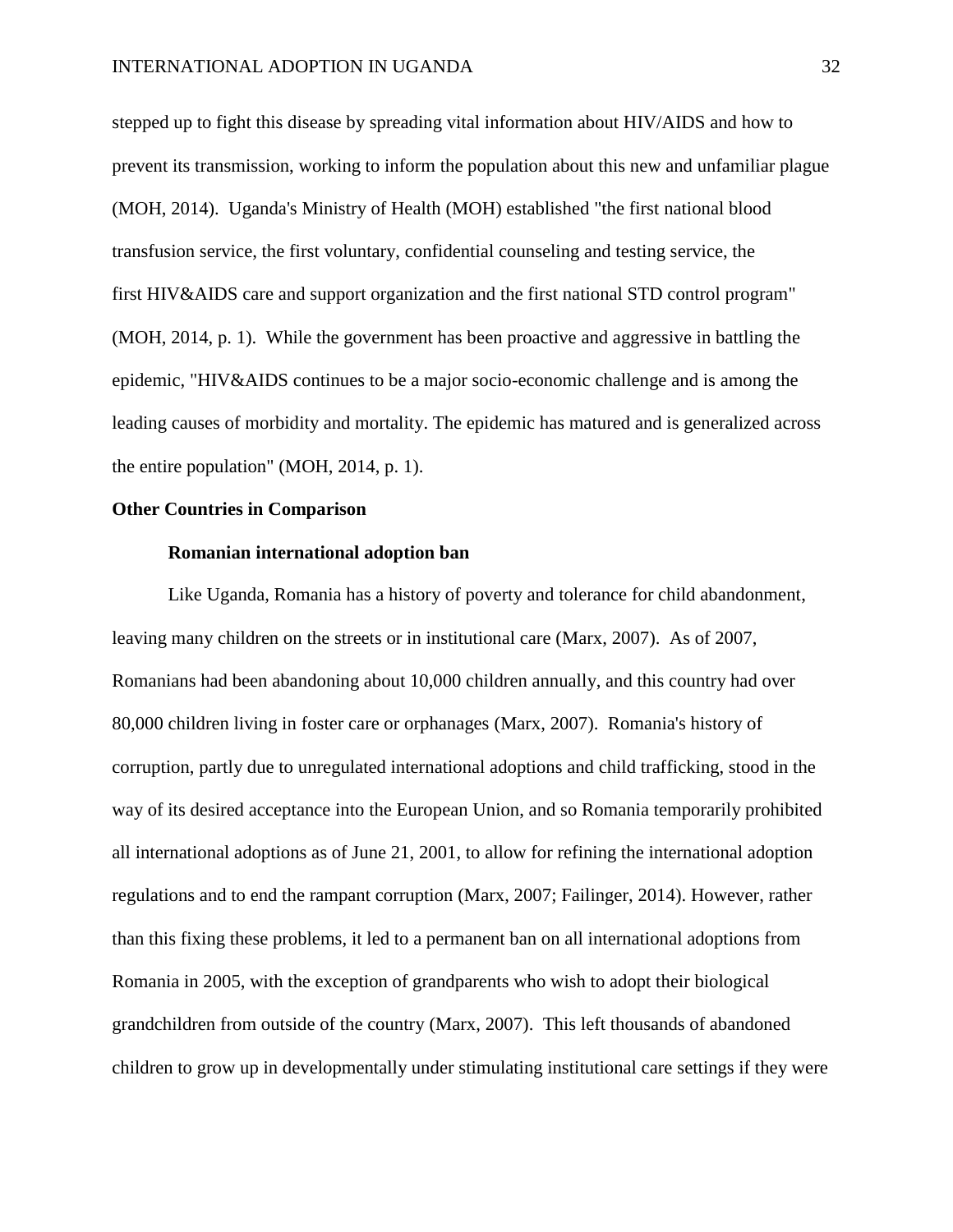stepped up to fight this disease by spreading vital information about HIV/AIDS and how to prevent its transmission, working to inform the population about this new and unfamiliar plague (MOH, 2014). Uganda's Ministry of Health (MOH) established "the first national blood transfusion service, the first voluntary, confidential counseling and testing service, the first HIV&AIDS care and support organization and the first national STD control program" (MOH, 2014, p. 1). While the government has been proactive and aggressive in battling the epidemic, "HIV&AIDS continues to be a major socio-economic challenge and is among the leading causes of morbidity and mortality. The epidemic has matured and is generalized across the entire population" (MOH, 2014, p. 1).

## Other Countries in Comparison

### Romanian international adoption ban

Like Uganda, Romania has a history of poverty and tolerance for child abandonment, leaving many children on the streets or in institutional care (Marx, 2007). As of 2007, Romanians had been abandoning about 10,000 children annually, and this country had over 80,000 children living in foster care or orphanages (Marx, 2007). Romania's history of corruption, partly due to unregulated international adoptions and child trafficking, stood in the way of its desired acceptance into the European Union, and so Romania temporarily prohibited all international adoptions as of June 21, 2001, to allow for refining the international adoption regulations and to end the rampant corruption (Marx, 2007; Failinger, 2014). However, rather than this fixing these problems, it led to a permanent ban on all international adoptions from Romania in 2005, with the exception of grandparents who wish to adopt their biological grandchildren from outside of the country (Marx, 2007). This left thousands of abandoned children to grow up in developmentally under stimulating institutional care settings if they were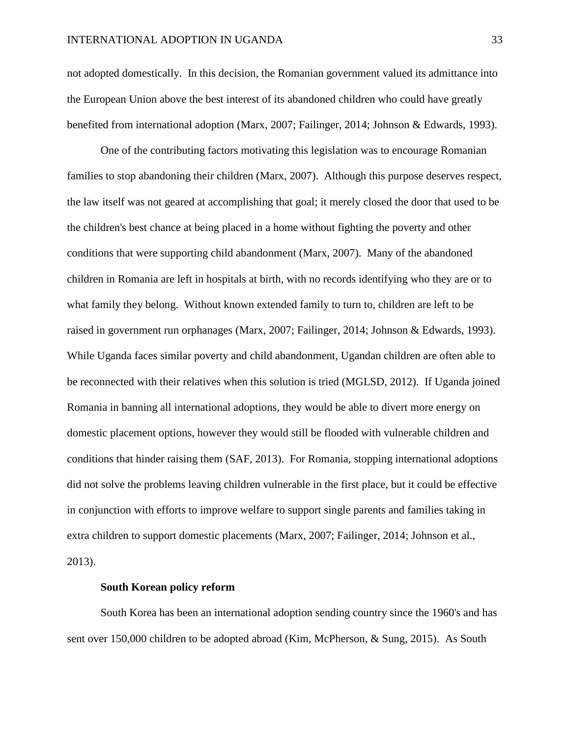not adopted domestically. In this decision, the Romanian government valued its admittance into the European Union above the best interest of its abandoned children who could have greatly benefited from international adoption (Marx, 2007; Failinger, 2014; Johnson & Edwards, 1993).

One of the contributing factors motivating this legislation was to encourage Romanian families to stop abandoning their children (Marx, 2007). Although this purpose deserves respect, the law itself was not geared at accomplishing that goal; it merely closed the door that used to be the children's best chance at being placed in a home without fighting the poverty and other conditions that were supporting child abandonment (Marx, 2007). Many of the abandoned children in Romania are left in hospitals at birth, with no records identifying who they are or to what family they belong. Without known extended family to turn to, children are left to be raised in government run orphanages (Marx, 2007; Failinger, 2014; Johnson & Edwards, 1993). While Uganda faces similar poverty and child abandonment, Ugandan children are often able to be reconnected with their relatives when this solution is tried (MGLSD, 2012). If Uganda joined Romania in banning all international adoptions, they would be able to divert more energy on domestic placement options, however they would still be flooded with vulnerable children and conditions that hinder raising them (SAF, 2013). For Romania, stopping international adoptions did not solve the problems leaving children vulnerable in the first place, but it could be effective in conjunction with efforts to improve welfare to support single parents and families taking in extra children to support domestic placements (Marx, 2007; Failinger, 2014; Johnson et al., 2013).

### South Korean policy reform

South Korea has been an international adoption sending country since the 1960's and has sent over 150,000 children to be adopted abroad (Kim, McPherson, & Sung, 2015). As South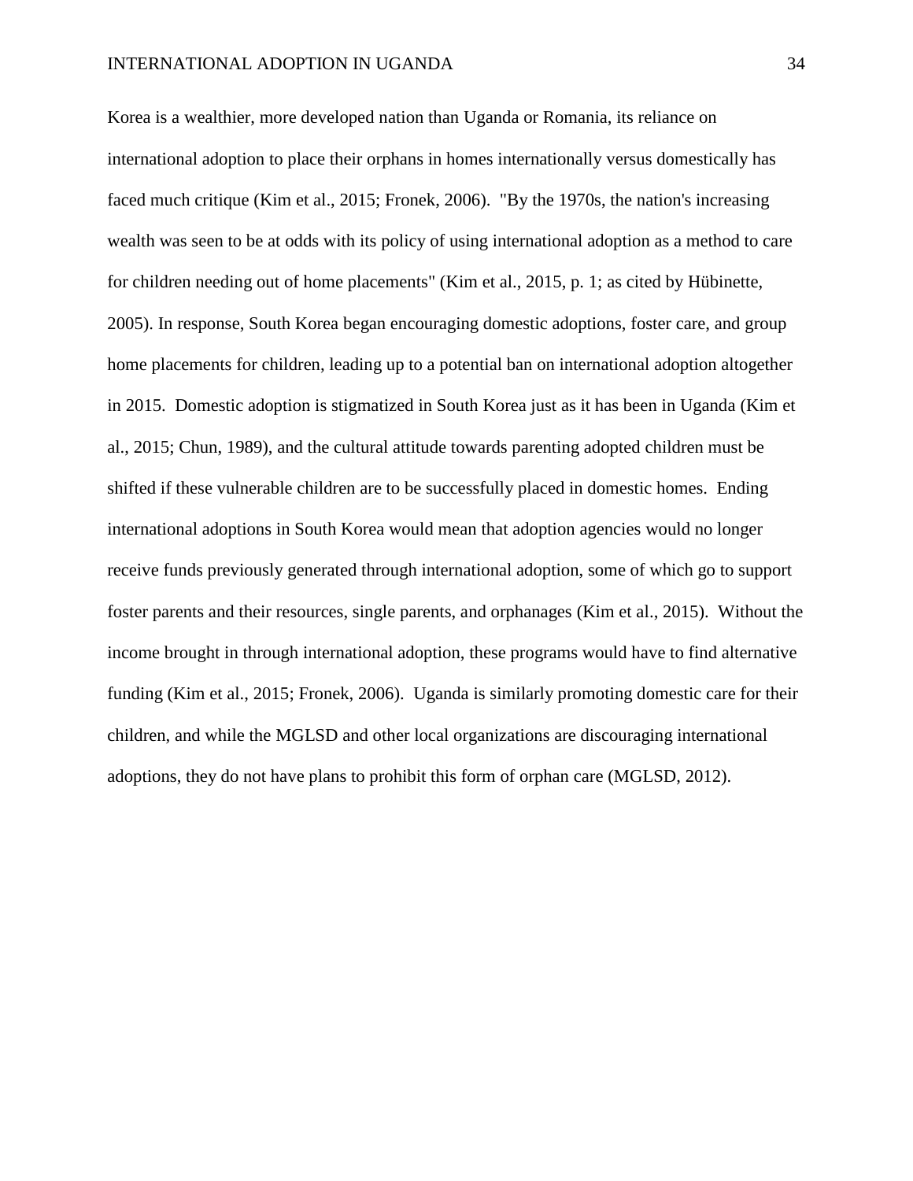Korea is a wealthier, more developed nation than Uganda or Romania, its reliance on international adoption to place their orphans in homes internationally versus domestically has faced much critique (Kim et al., 2015; Fronek, 2006). "By the 1970s, the nation's increasing wealth was seen to be at odds with its policy of using international adoption as a method to care for children needing out of home placements" (Kim et al., 2015, p. 1; as cited by Hübinette, 2005). In response, South Korea began encouraging domestic adoptions, foster care, and group home placements for children, leading up to a potential ban on international adoption altogether in 2015. Domestic adoption is stigmatized in South Korea just as it has been in Uganda (Kim et al., 2015; Chun, 1989), and the cultural attitude towards parenting adopted children must be shifted if these vulnerable children are to be successfully placed in domestic homes. Ending international adoptions in South Korea would mean that adoption agencies would no longer receive funds previously generated through international adoption, some of which go to support foster parents and their resources, single parents, and orphanages (Kim et al., 2015). Without the income brought in through international adoption, these programs would have to find alternative funding (Kim et al., 2015; Fronek, 2006). Uganda is similarly promoting domestic care for their children, and while the MGLSD and other local organizations are discouraging international adoptions, they do not have plans to prohibit this form of orphan care (MGLSD, 2012).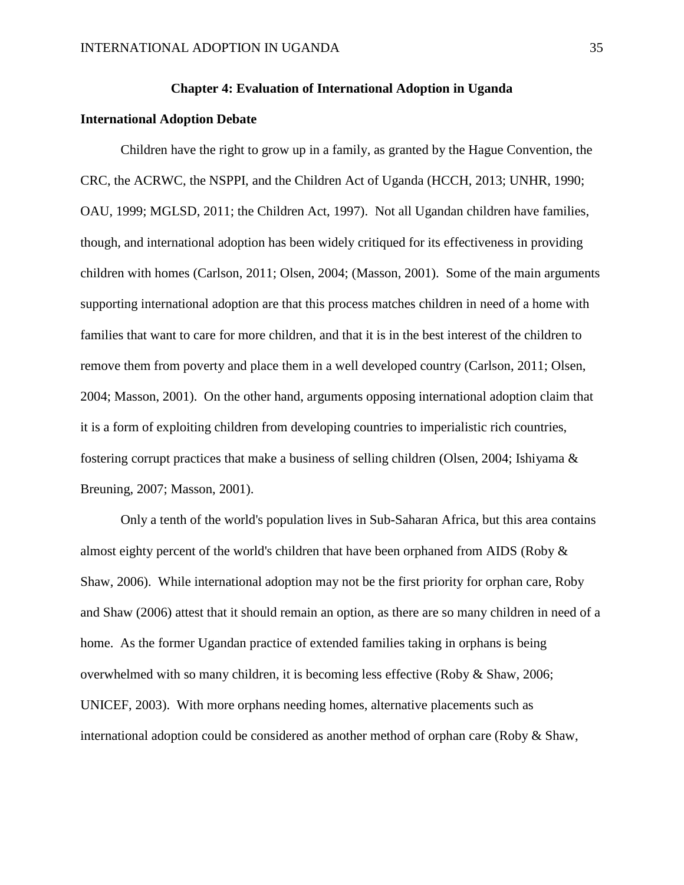## Chapter 4: Evaluation of International Adoption in Uganda

### International Adoption Debate

Children have the right to grow up in a family, as granted by the Hague Convention, the CRC, the ACRWC, the NSPPI, and the Children Act of Uganda (HCCH, 2013; UNHR, 1990; OAU, 1999; MGLSD, 2011; the Children Act, 1997). Not all Ugandan children have families, though, and international adoption has been widely critiqued for its effectiveness in providing children with homes (Carlson, 2011; Olsen, 2004; (Masson, 2001). Some of the main arguments supporting international adoption are that this process matches children in need of a home with families that want to care for more children, and that it is in the best interest of the children to remove them from poverty and place them in a well developed country (Carlson, 2011; Olsen, 2004; Masson, 2001). On the other hand, arguments opposing international adoption claim that it is a form of exploiting children from developing countries to imperialistic rich countries, fostering corrupt practices that make a business of selling children (Olsen, 2004; Ishiyama & Breuning, 2007; Masson, 2001).

Only a tenth of the world's population lives in Sub-Saharan Africa, but this area contains almost eighty percent of the world's children that have been orphaned from AIDS (Roby & Shaw, 2006). While international adoption may not be the first priority for orphan care, Roby and Shaw (2006) attest that it should remain an option, as there are so many children in need of a home. As the former Ugandan practice of extended families taking in orphans is being overwhelmed with so many children, it is becoming less effective (Roby & Shaw, 2006; UNICEF, 2003). With more orphans needing homes, alternative placements such as international adoption could be considered as another method of orphan care (Roby & Shaw,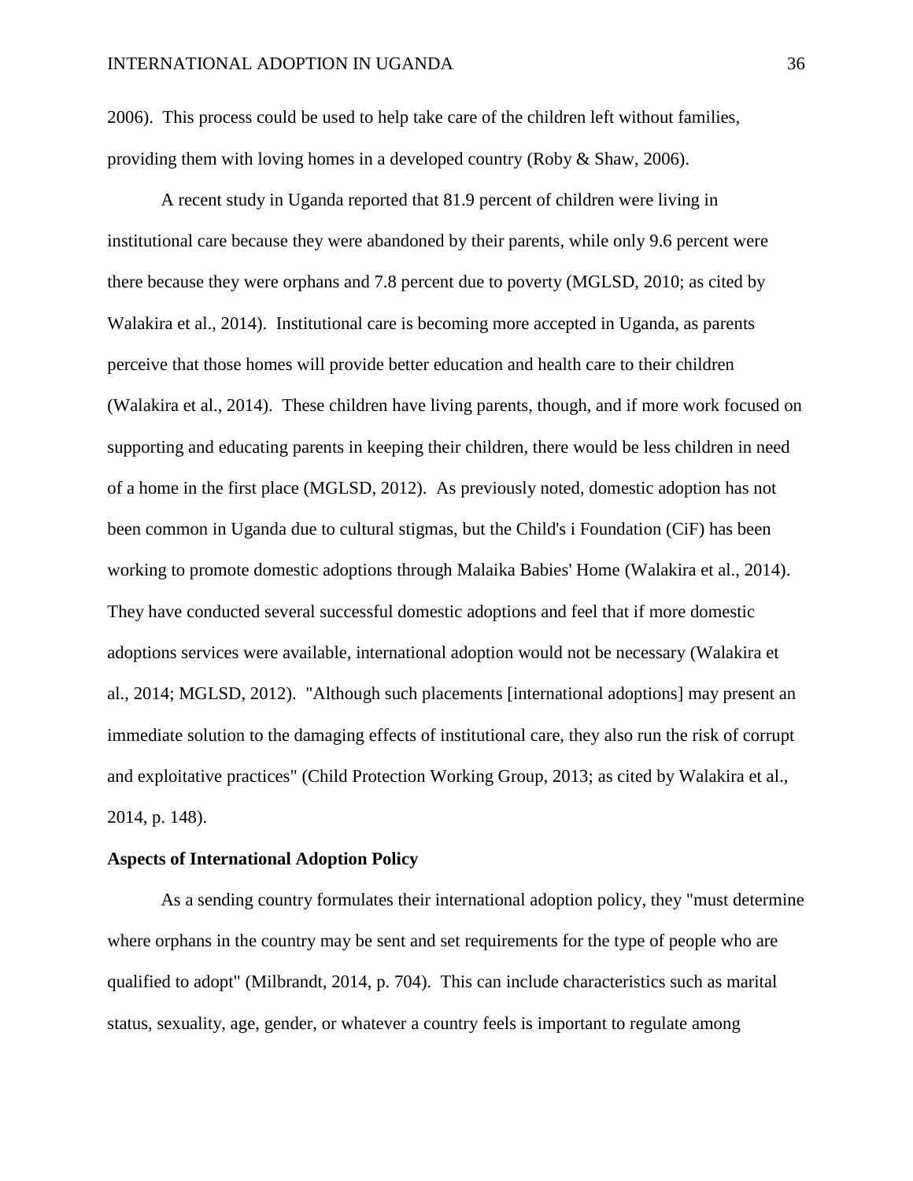2006). This process could be used to help take care of the children left without families, providing them with loving homes in a developed country (Roby & Shaw, 2006).

A recent study in Uganda reported that 81.9 percent of children were living in institutional care because they were abandoned by their parents, while only 9.6 percent were there because they were orphans and 7.8 percent due to poverty (MGLSD, 2010; as cited by Walakira et al., 2014). Institutional care is becoming more accepted in Uganda, as parents perceive that those homes will provide better education and health care to their children (Walakira et al., 2014). These children have living parents, though, and if more work focused on supporting and educating parents in keeping their children, there would be less children in need of a home in the first place (MGLSD, 2012). As previously noted, domestic adoption has not been common in Uganda due to cultural stigmas, but the Child's i Foundation (CiF) has been working to promote domestic adoptions through Malaika Babies' Home (Walakira et al., 2014). They have conducted several successful domestic adoptions and feel that if more domestic adoptions services were available, international adoption would not be necessary (Walakira et al., 2014; MGLSD, 2012). "Although such placements [international adoptions] may present an immediate solution to the damaging effects of institutional care, they also run the risk of corrupt and exploitative practices" (Child Protection Working Group, 2013; as cited by Walakira et al., 2014, p. 148).

**Aspects of International Adoption Policy**

As a sending country formulates their international adoption policy, they "must determine where orphans in the country may be sent and set requirements for the type of people who are qualified to adopt" (Milbrandt, 2014, p. 704). This can include characteristics such as marital status, sexuality, age, gender, or whatever a country feels is important to regulate among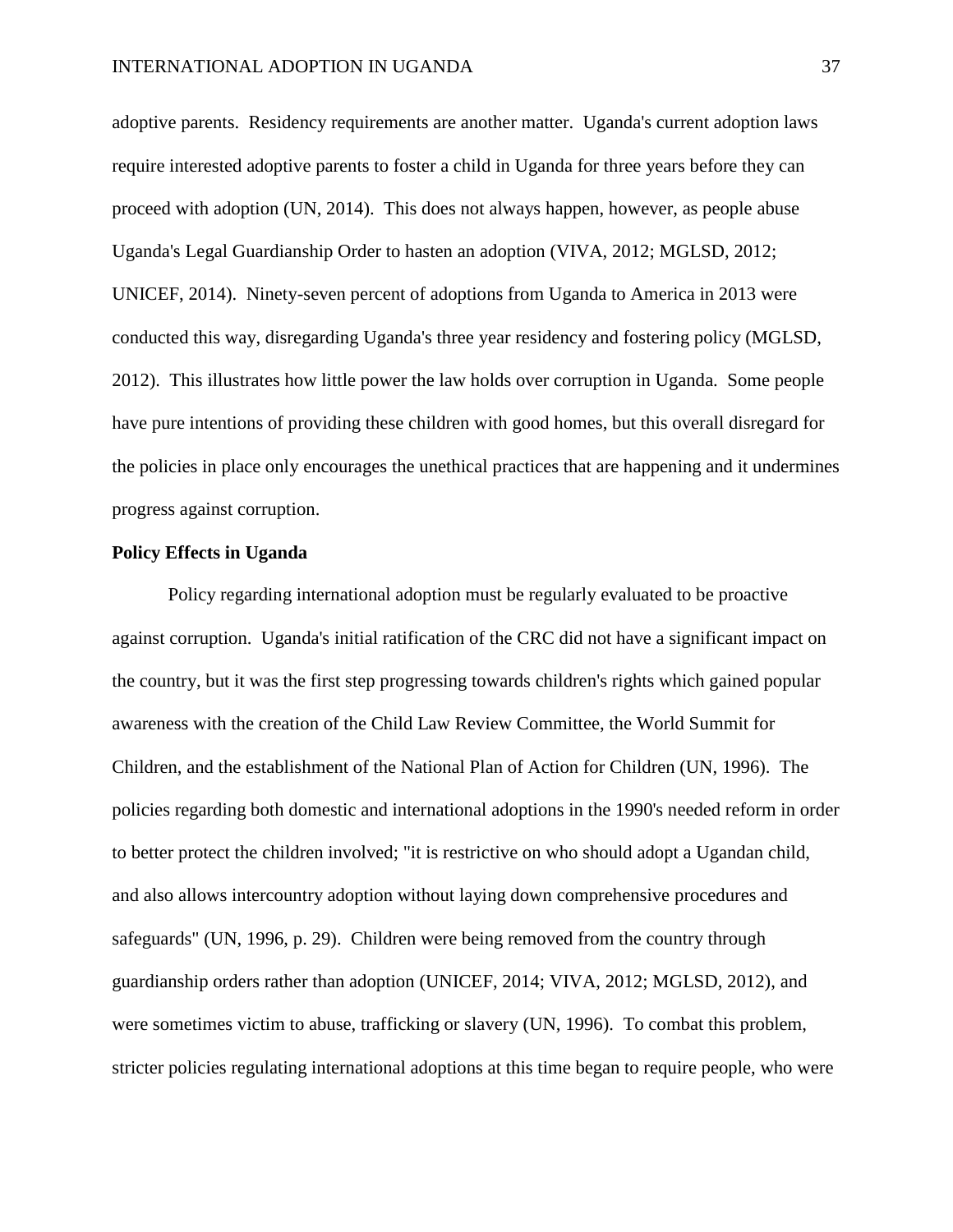adoptive parents. Residency requirements are another matter. Uganda's current adoption laws require interested adoptive parents to foster a child in Uganda for three years before they can proceed with adoption (UN, 2014). This does not always happen, however, as people abuse Uganda's Legal Guardianship Order to hasten an adoption (VIVA, 2012; MGLSD, 2012; UNICEF, 2014). Ninety-seven percent of adoptions from Uganda to America in 2013 were conducted this way, disregarding Uganda's three year residency and fostering policy (MGLSD, 2012). This illustrates how little power the law holds over corruption in Uganda. Some people have pure intentions of providing these children with good homes, but this overall disregard for the policies in place only encourages the unethical practices that are happening and it undermines progress against corruption.

**Policy Effects in Uganda**

Policy regarding international adoption must be regularly evaluated to be proactive against corruption. Uganda's initial ratification of the CRC did not have a significant impact on the country, but it was the first step progressing towards children's rights which gained popular awareness with the creation of the Child Law Review Committee, the World Summit for Children, and the establishment of the National Plan of Action for Children (UN, 1996). The policies regarding both domestic and international adoptions in the 1990's needed reform in order to better protect the children involved; "it is restrictive on who should adopt a Ugandan child, and also allows intercountry adoption without laying down comprehensive procedures and safeguards" (UN, 1996, p. 29). Children were being removed from the country through guardianship orders rather than adoption (UNICEF, 2014; VIVA, 2012; MGLSD, 2012), and were sometimes victim to abuse, trafficking or slavery (UN, 1996). To combat this problem, stricter policies regulating international adoptions at this time began to require people, who were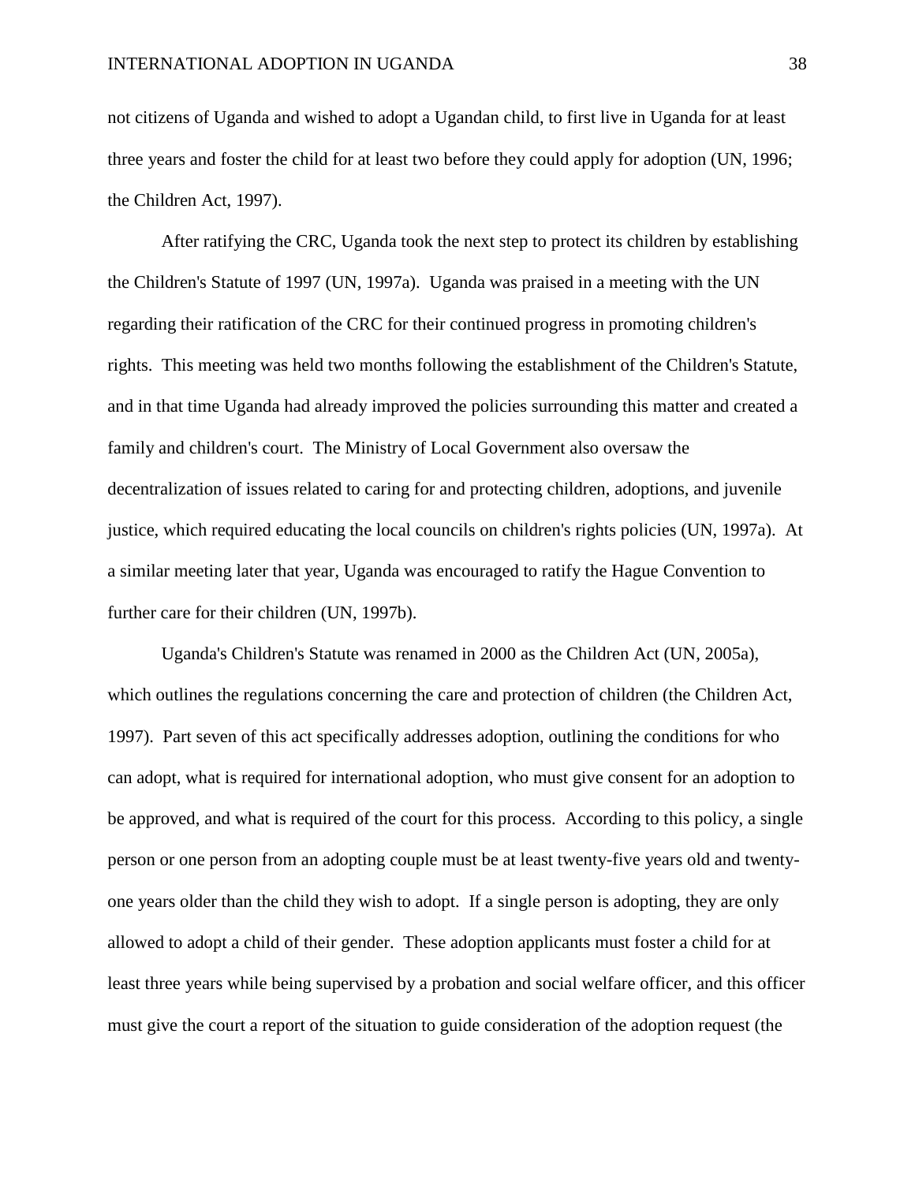not citizens of Uganda and wished to adopt a Ugandan child, to first live in Uganda for at least three years and foster the child for at least two before they could apply for adoption (UN, 1996; the Children Act, 1997).

After ratifying the CRC, Uganda took the next step to protect its children by establishing the Children's Statute of 1997 (UN, 1997a). Uganda was praised in a meeting with the UN regarding their ratification of the CRC for their continued progress in promoting children's rights. This meeting was held two months following the establishment of the Children's Statute, and in that time Uganda had already improved the policies surrounding this matter and created a family and children's court. The Ministry of Local Government also oversaw the decentralization of issues related to caring for and protecting children, adoptions, and juvenile justice, which required educating the local councils on children's rights policies (UN, 1997a). At a similar meeting later that year, Uganda was encouraged to ratify the Hague Convention to further care for their children (UN, 1997b).

Uganda's Children's Statute was renamed in 2000 as the Children Act (UN, 2005a), which outlines the regulations concerning the care and protection of children (the Children Act, 1997). Part seven of this act specifically addresses adoption, outlining the conditions for who can adopt, what is required for international adoption, who must give consent for an adoption to be approved, and what is required of the court for this process. According to this policy, a single person or one person from an adopting couple must be at least twenty-five years old and twenty-one years older than the child they wish to adopt. If a single person is adopting, they are only allowed to adopt a child of their gender. These adoption applicants must foster a child for at least three years while being supervised by a probation and social welfare officer, and this officer must give the court a report of the situation to guide consideration of the adoption request (the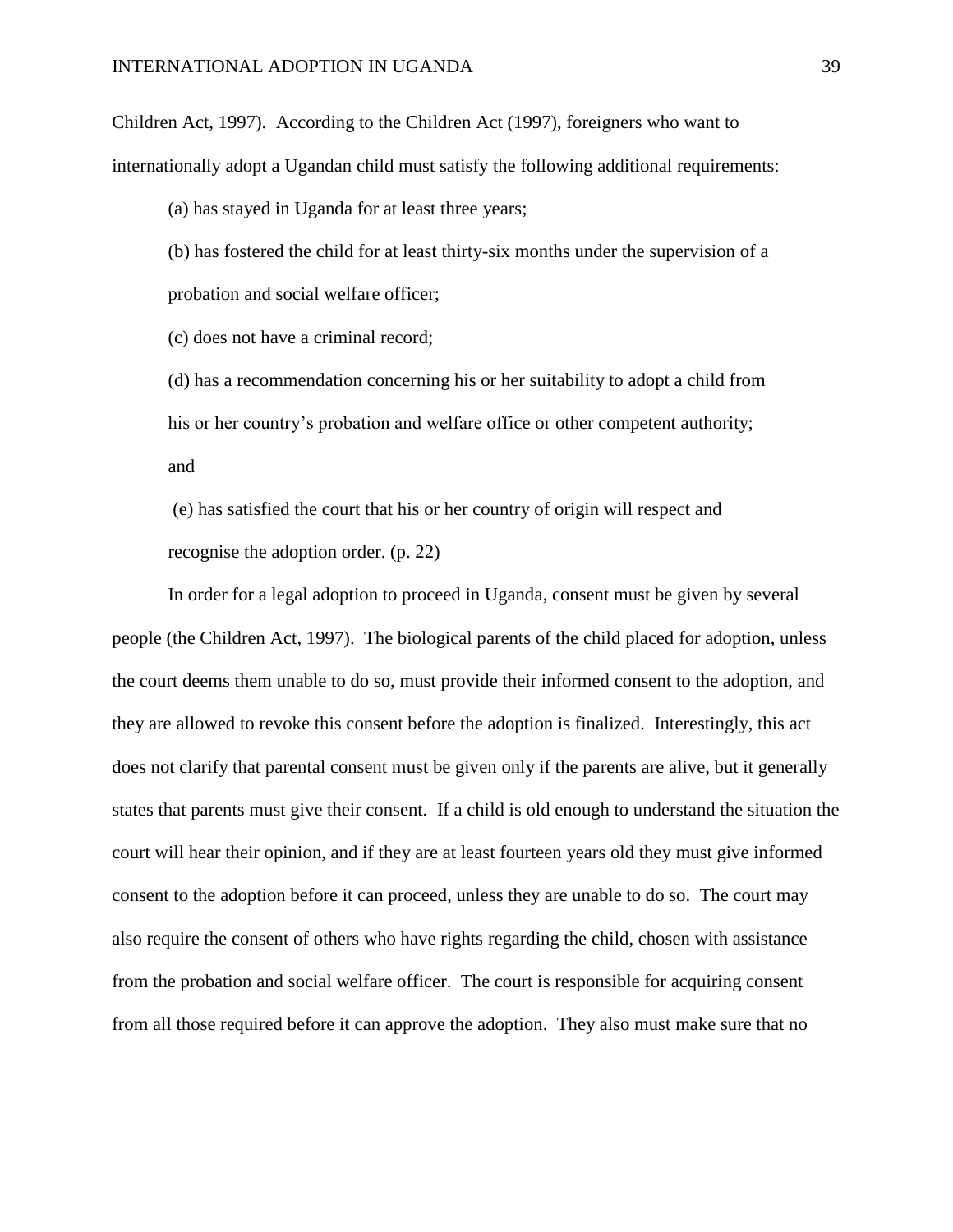Children Act, 1997). According to the Children Act (1997), foreigners who want to internationally adopt a Ugandan child must satisfy the following additional requirements:

> (a) has stayed in Uganda for at least three years;
>
> (b) has fostered the child for at least thirty-six months under the supervision of a probation and social welfare officer;
>
> (c) does not have a criminal record;
>
> (d) has a recommendation concerning his or her suitability to adopt a child from his or her country's probation and welfare office or other competent authority; and
>
> (e) has satisfied the court that his or her country of origin will respect and recognise the adoption order. (p. 22)

In order for a legal adoption to proceed in Uganda, consent must be given by several people (the Children Act, 1997). The biological parents of the child placed for adoption, unless the court deems them unable to do so, must provide their informed consent to the adoption, and they are allowed to revoke this consent before the adoption is finalized. Interestingly, this act does not clarify that parental consent must be given only if the parents are alive, but it generally states that parents must give their consent. If a child is old enough to understand the situation the court will hear their opinion, and if they are at least fourteen years old they must give informed consent to the adoption before it can proceed, unless they are unable to do so. The court may also require the consent of others who have rights regarding the child, chosen with assistance from the probation and social welfare officer. The court is responsible for acquiring consent from all those required before it can approve the adoption. They also must make sure that no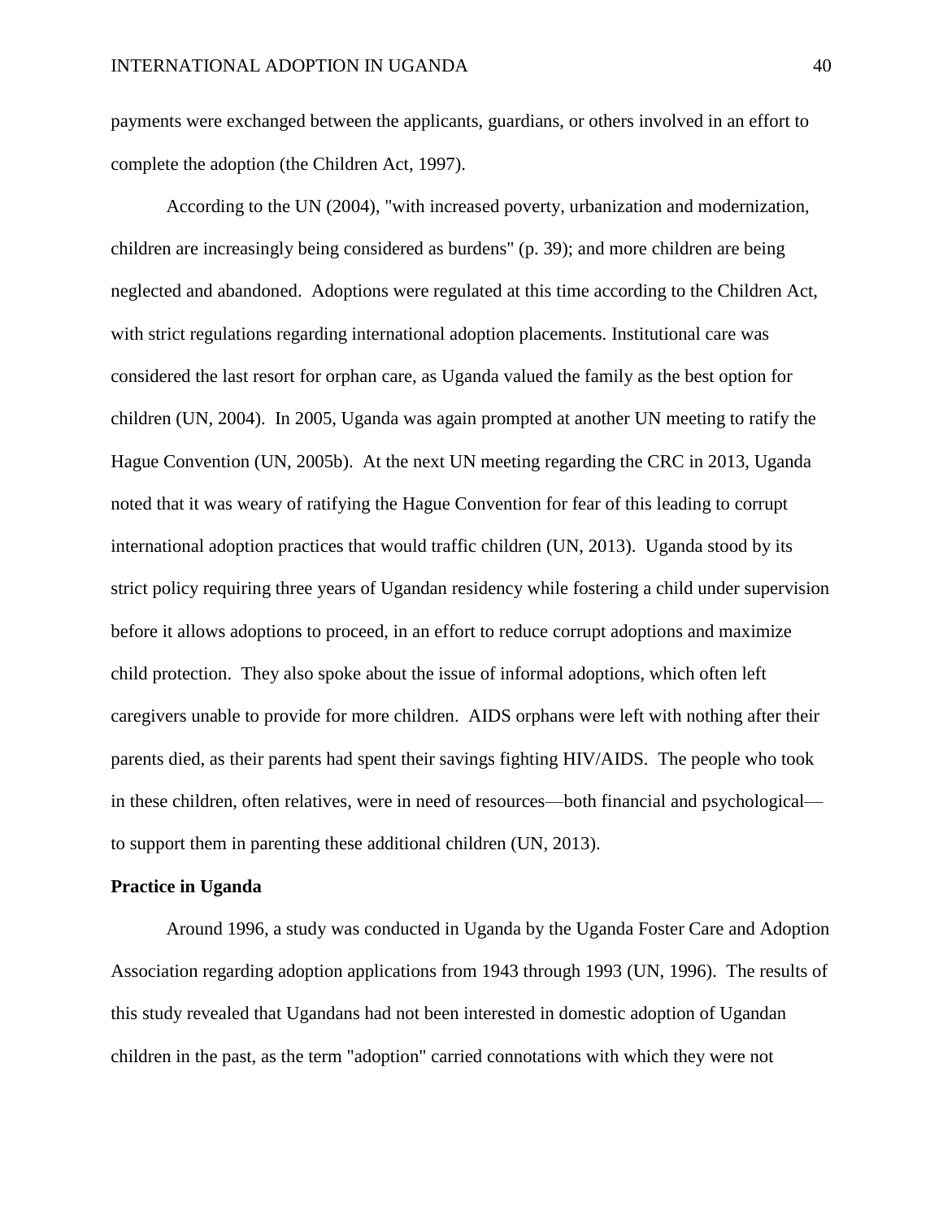payments were exchanged between the applicants, guardians, or others involved in an effort to complete the adoption (the Children Act, 1997).

According to the UN (2004), "with increased poverty, urbanization and modernization, children are increasingly being considered as burdens" (p. 39); and more children are being neglected and abandoned. Adoptions were regulated at this time according to the Children Act, with strict regulations regarding international adoption placements. Institutional care was considered the last resort for orphan care, as Uganda valued the family as the best option for children (UN, 2004). In 2005, Uganda was again prompted at another UN meeting to ratify the Hague Convention (UN, 2005b). At the next UN meeting regarding the CRC in 2013, Uganda noted that it was weary of ratifying the Hague Convention for fear of this leading to corrupt international adoption practices that would traffic children (UN, 2013). Uganda stood by its strict policy requiring three years of Ugandan residency while fostering a child under supervision before it allows adoptions to proceed, in an effort to reduce corrupt adoptions and maximize child protection. They also spoke about the issue of informal adoptions, which often left caregivers unable to provide for more children. AIDS orphans were left with nothing after their parents died, as their parents had spent their savings fighting HIV/AIDS. The people who took in these children, often relatives, were in need of resources—both financial and psychological—to support them in parenting these additional children (UN, 2013).

**Practice in Uganda**

Around 1996, a study was conducted in Uganda by the Uganda Foster Care and Adoption Association regarding adoption applications from 1943 through 1993 (UN, 1996). The results of this study revealed that Ugandans had not been interested in domestic adoption of Ugandan children in the past, as the term "adoption" carried connotations with which they were not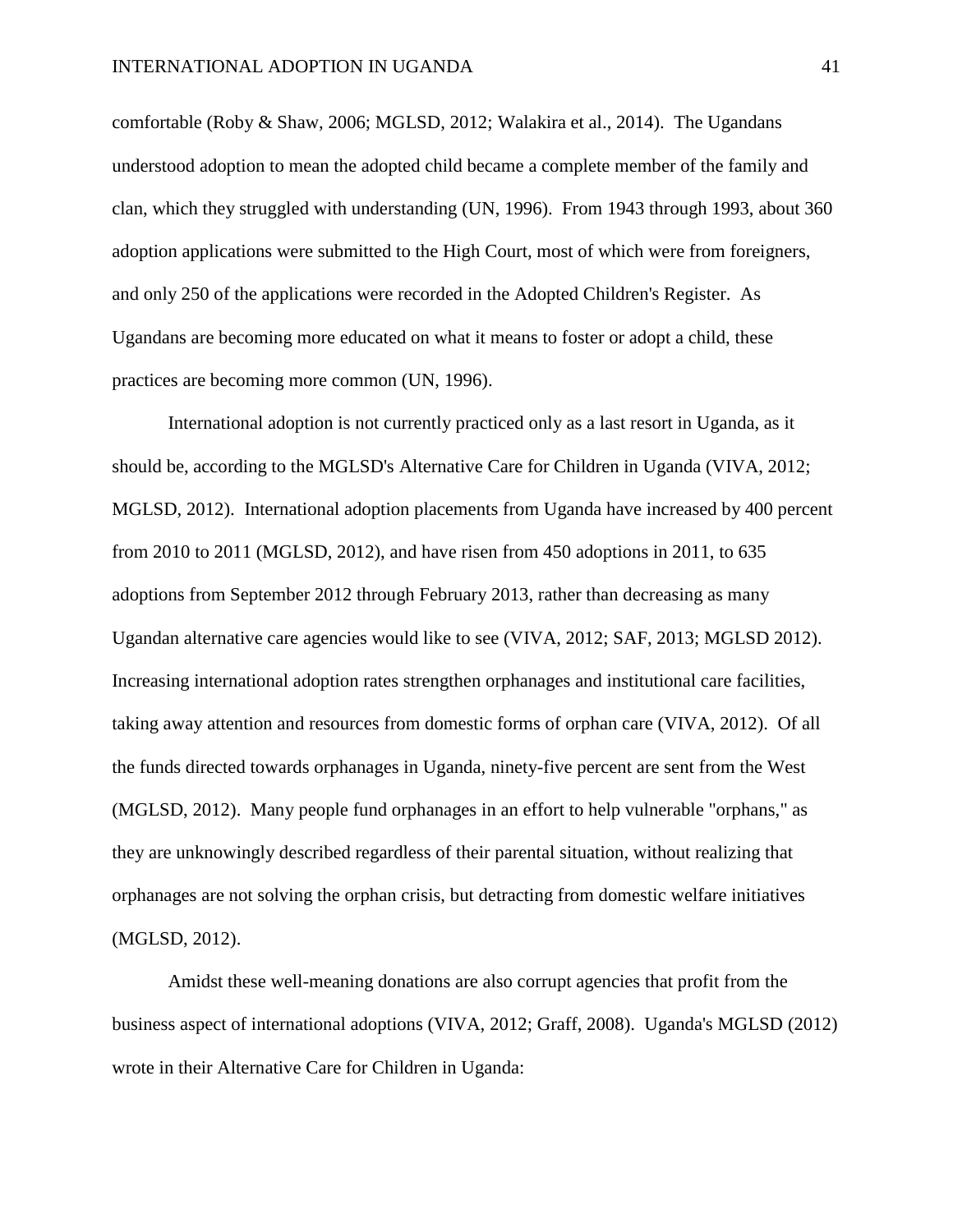comfortable (Roby & Shaw, 2006; MGLSD, 2012; Walakira et al., 2014). The Ugandans understood adoption to mean the adopted child became a complete member of the family and clan, which they struggled with understanding (UN, 1996). From 1943 through 1993, about 360 adoption applications were submitted to the High Court, most of which were from foreigners, and only 250 of the applications were recorded in the Adopted Children's Register. As Ugandans are becoming more educated on what it means to foster or adopt a child, these practices are becoming more common (UN, 1996).

International adoption is not currently practiced only as a last resort in Uganda, as it should be, according to the MGLSD's Alternative Care for Children in Uganda (VIVA, 2012; MGLSD, 2012). International adoption placements from Uganda have increased by 400 percent from 2010 to 2011 (MGLSD, 2012), and have risen from 450 adoptions in 2011, to 635 adoptions from September 2012 through February 2013, rather than decreasing as many Ugandan alternative care agencies would like to see (VIVA, 2012; SAF, 2013; MGLSD 2012). Increasing international adoption rates strengthen orphanages and institutional care facilities, taking away attention and resources from domestic forms of orphan care (VIVA, 2012). Of all the funds directed towards orphanages in Uganda, ninety-five percent are sent from the West (MGLSD, 2012). Many people fund orphanages in an effort to help vulnerable "orphans," as they are unknowingly described regardless of their parental situation, without realizing that orphanages are not solving the orphan crisis, but detracting from domestic welfare initiatives (MGLSD, 2012).

Amidst these well-meaning donations are also corrupt agencies that profit from the business aspect of international adoptions (VIVA, 2012; Graff, 2008). Uganda's MGLSD (2012) wrote in their Alternative Care for Children in Uganda: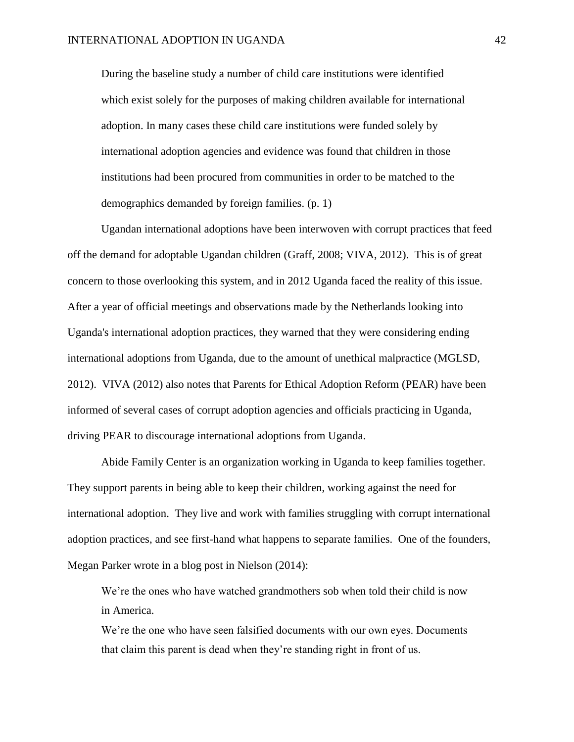> During the baseline study a number of child care institutions were identified which exist solely for the purposes of making children available for international adoption. In many cases these child care institutions were funded solely by international adoption agencies and evidence was found that children in those institutions had been procured from communities in order to be matched to the demographics demanded by foreign families. (p. 1)

Ugandan international adoptions have been interwoven with corrupt practices that feed off the demand for adoptable Ugandan children (Graff, 2008; VIVA, 2012). This is of great concern to those overlooking this system, and in 2012 Uganda faced the reality of this issue. After a year of official meetings and observations made by the Netherlands looking into Uganda's international adoption practices, they warned that they were considering ending international adoptions from Uganda, due to the amount of unethical malpractice (MGLSD, 2012). VIVA (2012) also notes that Parents for Ethical Adoption Reform (PEAR) have been informed of several cases of corrupt adoption agencies and officials practicing in Uganda, driving PEAR to discourage international adoptions from Uganda.

Abide Family Center is an organization working in Uganda to keep families together. They support parents in being able to keep their children, working against the need for international adoption. They live and work with families struggling with corrupt international adoption practices, and see first-hand what happens to separate families. One of the founders, Megan Parker wrote in a blog post in Nielson (2014):

> We're the ones who have watched grandmothers sob when told their child is now in America.
>
> We're the one who have seen falsified documents with our own eyes. Documents that claim this parent is dead when they're standing right in front of us.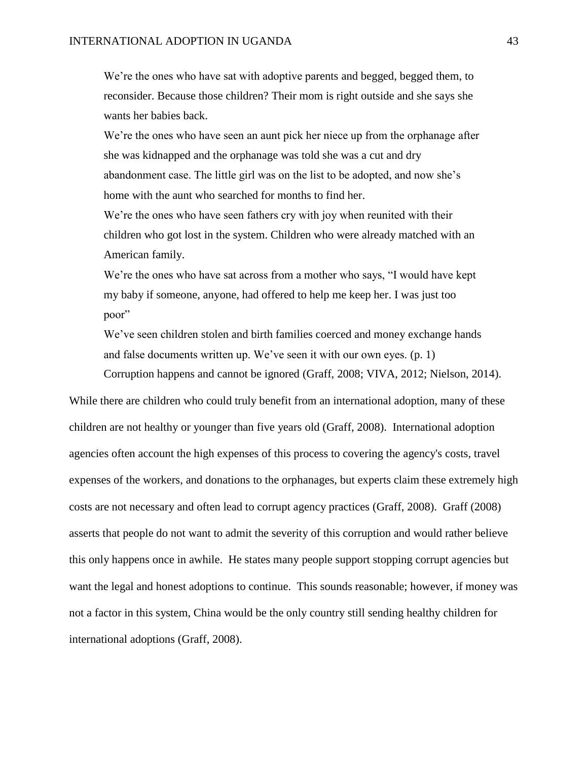> We're the ones who have sat with adoptive parents and begged, begged them, to reconsider. Because those children? Their mom is right outside and she says she wants her babies back.
>
> We're the ones who have seen an aunt pick her niece up from the orphanage after she was kidnapped and the orphanage was told she was a cut and dry abandonment case. The little girl was on the list to be adopted, and now she's home with the aunt who searched for months to find her.
>
> We're the ones who have seen fathers cry with joy when reunited with their children who got lost in the system. Children who were already matched with an American family.
>
> We're the ones who have sat across from a mother who says, "I would have kept my baby if someone, anyone, had offered to help me keep her. I was just too poor"
>
> We've seen children stolen and birth families coerced and money exchange hands and false documents written up. We've seen it with our own eyes. (p. 1)

Corruption happens and cannot be ignored (Graff, 2008; VIVA, 2012; Nielson, 2014).

While there are children who could truly benefit from an international adoption, many of these children are not healthy or younger than five years old (Graff, 2008). International adoption agencies often account the high expenses of this process to covering the agency's costs, travel expenses of the workers, and donations to the orphanages, but experts claim these extremely high costs are not necessary and often lead to corrupt agency practices (Graff, 2008). Graff (2008) asserts that people do not want to admit the severity of this corruption and would rather believe this only happens once in awhile. He states many people support stopping corrupt agencies but want the legal and honest adoptions to continue. This sounds reasonable; however, if money was not a factor in this system, China would be the only country still sending healthy children for international adoptions (Graff, 2008).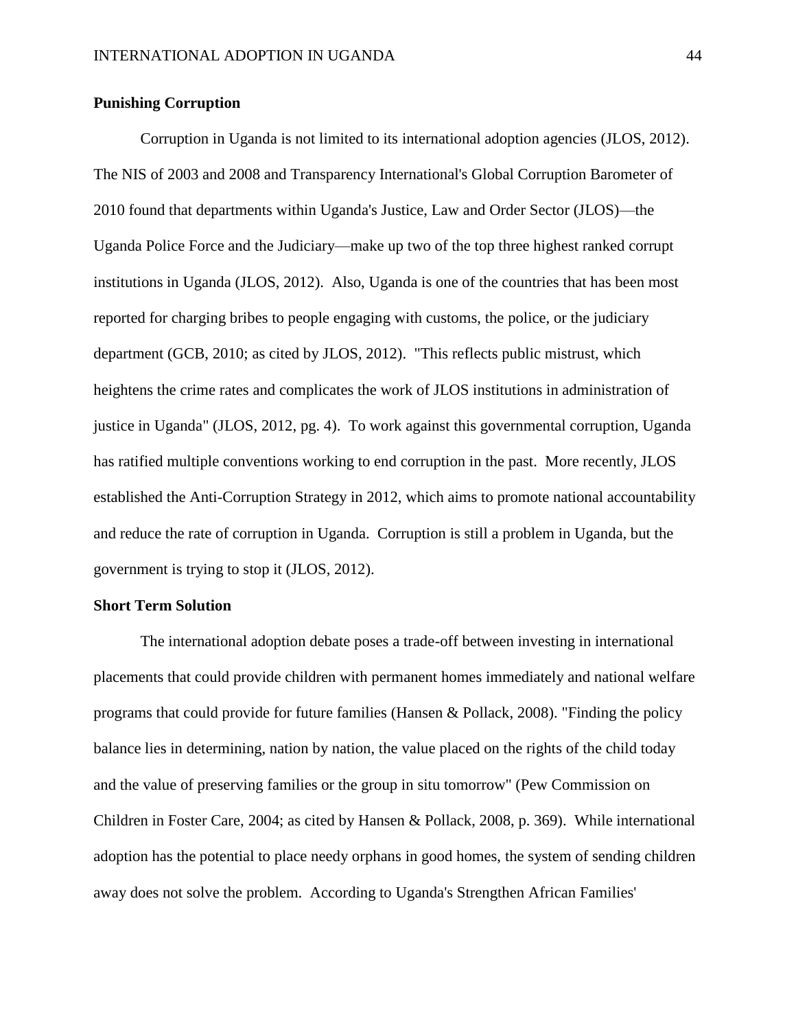## Punishing Corruption

Corruption in Uganda is not limited to its international adoption agencies (JLOS, 2012). The NIS of 2003 and 2008 and Transparency International's Global Corruption Barometer of 2010 found that departments within Uganda's Justice, Law and Order Sector (JLOS)—the Uganda Police Force and the Judiciary—make up two of the top three highest ranked corrupt institutions in Uganda (JLOS, 2012). Also, Uganda is one of the countries that has been most reported for charging bribes to people engaging with customs, the police, or the judiciary department (GCB, 2010; as cited by JLOS, 2012). "This reflects public mistrust, which heightens the crime rates and complicates the work of JLOS institutions in administration of justice in Uganda" (JLOS, 2012, pg. 4). To work against this governmental corruption, Uganda has ratified multiple conventions working to end corruption in the past. More recently, JLOS established the Anti-Corruption Strategy in 2012, which aims to promote national accountability and reduce the rate of corruption in Uganda. Corruption is still a problem in Uganda, but the government is trying to stop it (JLOS, 2012).

## Short Term Solution

The international adoption debate poses a trade-off between investing in international placements that could provide children with permanent homes immediately and national welfare programs that could provide for future families (Hansen & Pollack, 2008). "Finding the policy balance lies in determining, nation by nation, the value placed on the rights of the child today and the value of preserving families or the group in situ tomorrow" (Pew Commission on Children in Foster Care, 2004; as cited by Hansen & Pollack, 2008, p. 369). While international adoption has the potential to place needy orphans in good homes, the system of sending children away does not solve the problem. According to Uganda's Strengthen African Families'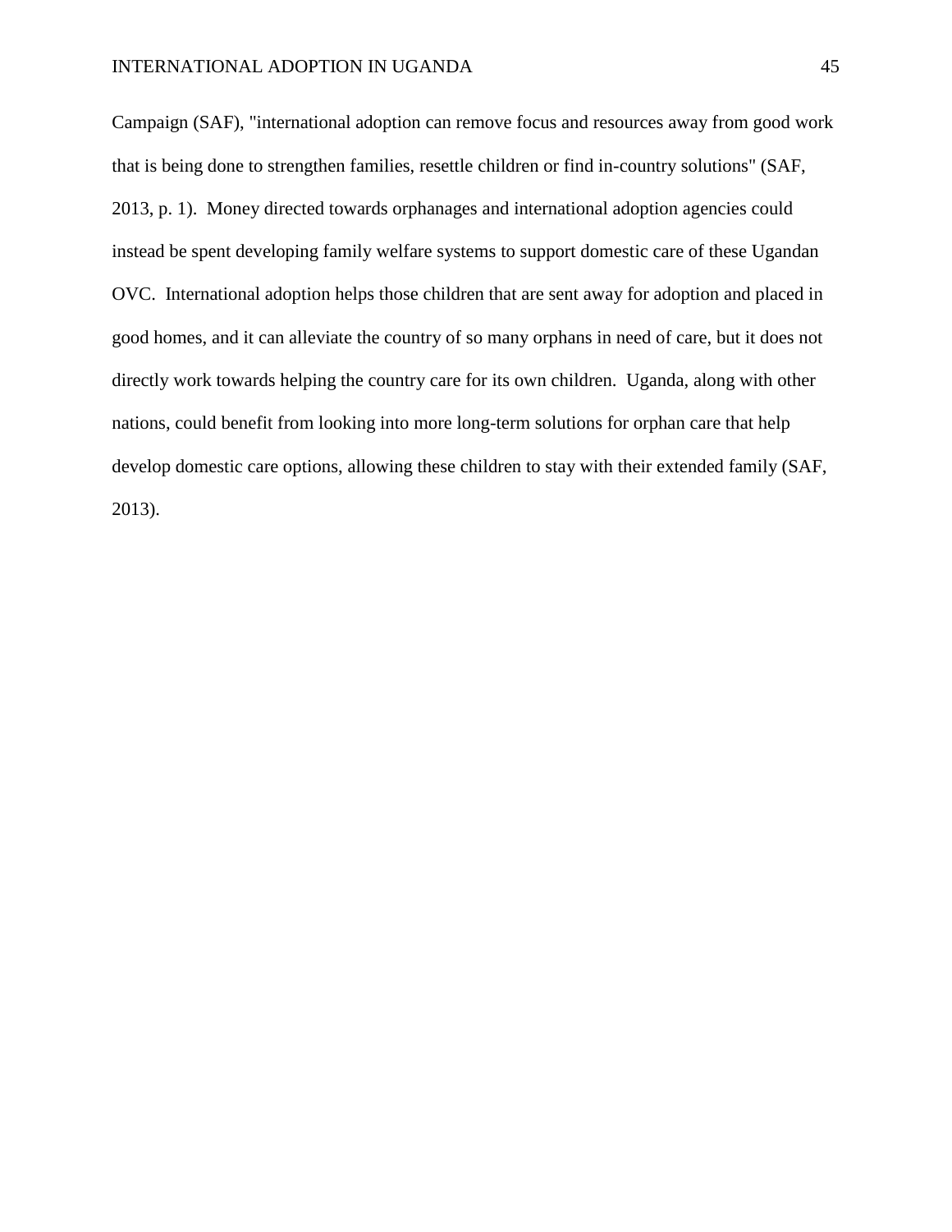Campaign (SAF), "international adoption can remove focus and resources away from good work that is being done to strengthen families, resettle children or find in-country solutions" (SAF, 2013, p. 1). Money directed towards orphanages and international adoption agencies could instead be spent developing family welfare systems to support domestic care of these Ugandan OVC. International adoption helps those children that are sent away for adoption and placed in good homes, and it can alleviate the country of so many orphans in need of care, but it does not directly work towards helping the country care for its own children. Uganda, along with other nations, could benefit from looking into more long-term solutions for orphan care that help develop domestic care options, allowing these children to stay with their extended family (SAF, 2013).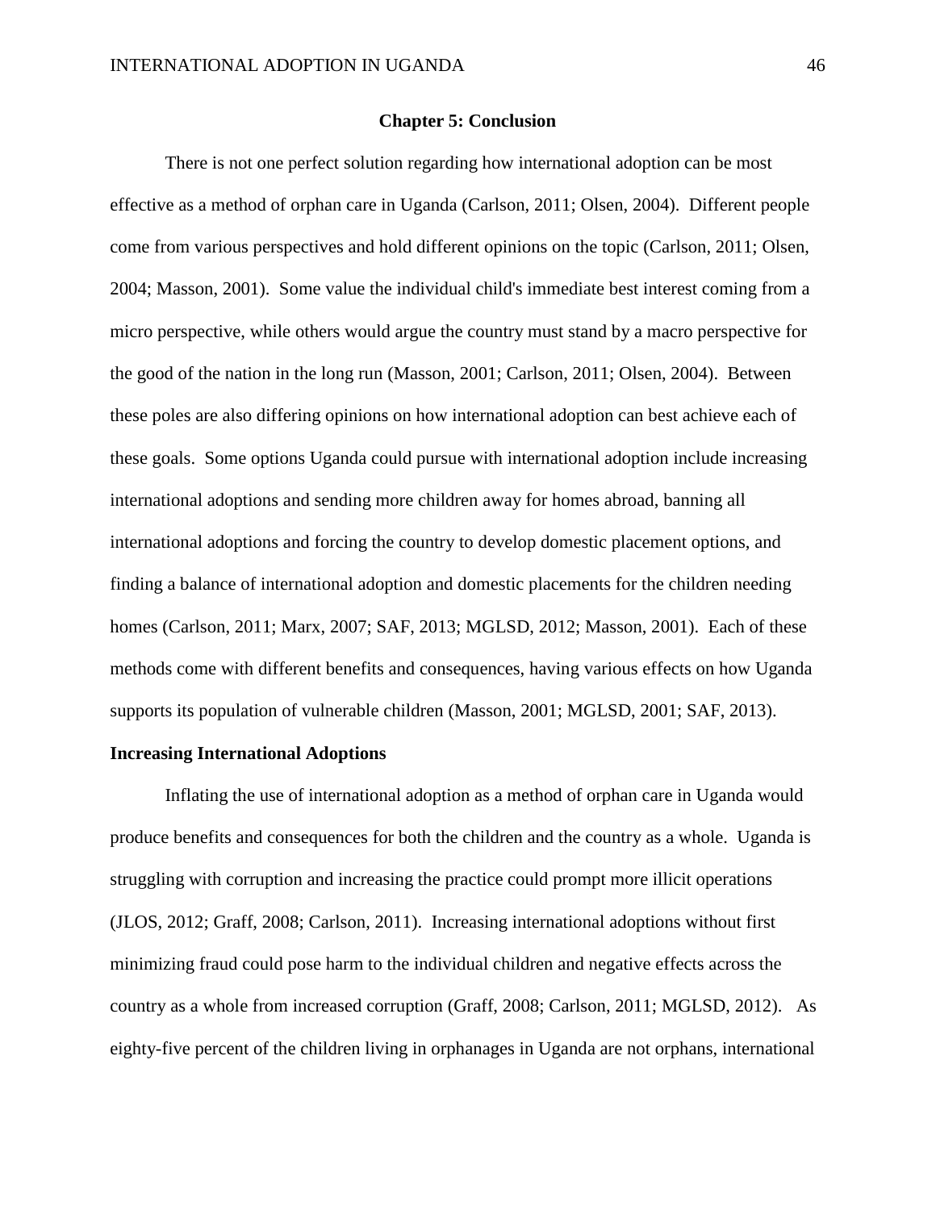## Chapter 5: Conclusion

There is not one perfect solution regarding how international adoption can be most effective as a method of orphan care in Uganda (Carlson, 2011; Olsen, 2004). Different people come from various perspectives and hold different opinions on the topic (Carlson, 2011; Olsen, 2004; Masson, 2001). Some value the individual child's immediate best interest coming from a micro perspective, while others would argue the country must stand by a macro perspective for the good of the nation in the long run (Masson, 2001; Carlson, 2011; Olsen, 2004). Between these poles are also differing opinions on how international adoption can best achieve each of these goals. Some options Uganda could pursue with international adoption include increasing international adoptions and sending more children away for homes abroad, banning all international adoptions and forcing the country to develop domestic placement options, and finding a balance of international adoption and domestic placements for the children needing homes (Carlson, 2011; Marx, 2007; SAF, 2013; MGLSD, 2012; Masson, 2001). Each of these methods come with different benefits and consequences, having various effects on how Uganda supports its population of vulnerable children (Masson, 2001; MGLSD, 2001; SAF, 2013).

### Increasing International Adoptions

Inflating the use of international adoption as a method of orphan care in Uganda would produce benefits and consequences for both the children and the country as a whole. Uganda is struggling with corruption and increasing the practice could prompt more illicit operations (JLOS, 2012; Graff, 2008; Carlson, 2011). Increasing international adoptions without first minimizing fraud could pose harm to the individual children and negative effects across the country as a whole from increased corruption (Graff, 2008; Carlson, 2011; MGLSD, 2012). As eighty-five percent of the children living in orphanages in Uganda are not orphans, international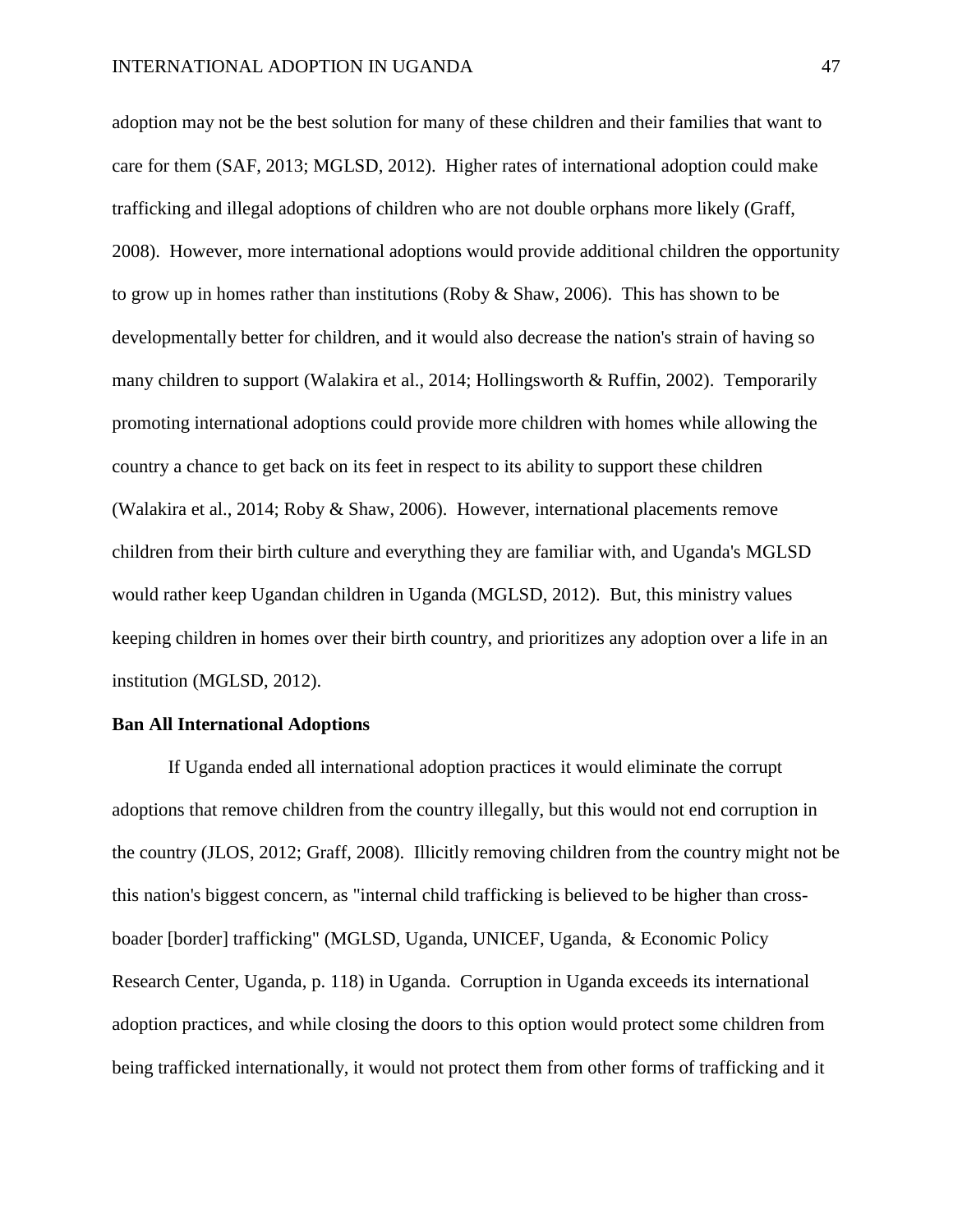adoption may not be the best solution for many of these children and their families that want to care for them (SAF, 2013; MGLSD, 2012). Higher rates of international adoption could make trafficking and illegal adoptions of children who are not double orphans more likely (Graff, 2008). However, more international adoptions would provide additional children the opportunity to grow up in homes rather than institutions (Roby & Shaw, 2006). This has shown to be developmentally better for children, and it would also decrease the nation's strain of having so many children to support (Walakira et al., 2014; Hollingsworth & Ruffin, 2002). Temporarily promoting international adoptions could provide more children with homes while allowing the country a chance to get back on its feet in respect to its ability to support these children (Walakira et al., 2014; Roby & Shaw, 2006). However, international placements remove children from their birth culture and everything they are familiar with, and Uganda's MGLSD would rather keep Ugandan children in Uganda (MGLSD, 2012). But, this ministry values keeping children in homes over their birth country, and prioritizes any adoption over a life in an institution (MGLSD, 2012).

**Ban All International Adoptions**

If Uganda ended all international adoption practices it would eliminate the corrupt adoptions that remove children from the country illegally, but this would not end corruption in the country (JLOS, 2012; Graff, 2008). Illicitly removing children from the country might not be this nation's biggest concern, as "internal child trafficking is believed to be higher than cross-boader [border] trafficking" (MGLSD, Uganda, UNICEF, Uganda, & Economic Policy Research Center, Uganda, p. 118) in Uganda. Corruption in Uganda exceeds its international adoption practices, and while closing the doors to this option would protect some children from being trafficked internationally, it would not protect them from other forms of trafficking and it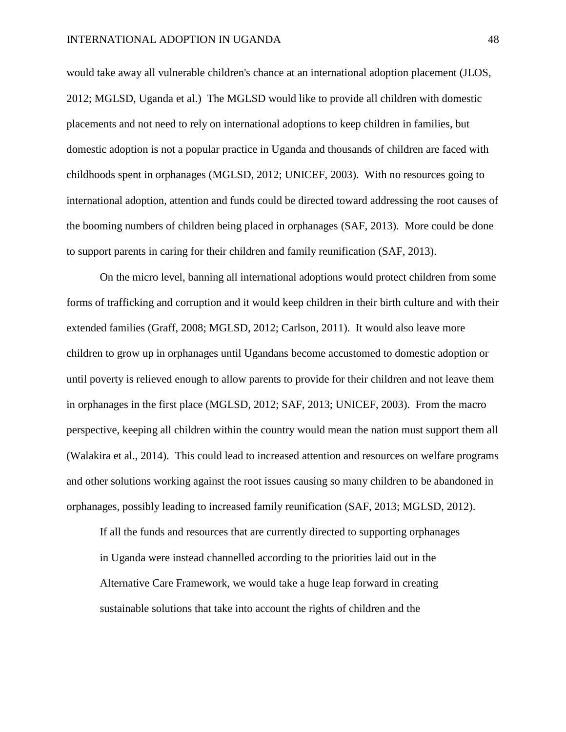would take away all vulnerable children's chance at an international adoption placement (JLOS, 2012; MGLSD, Uganda et al.) The MGLSD would like to provide all children with domestic placements and not need to rely on international adoptions to keep children in families, but domestic adoption is not a popular practice in Uganda and thousands of children are faced with childhoods spent in orphanages (MGLSD, 2012; UNICEF, 2003). With no resources going to international adoption, attention and funds could be directed toward addressing the root causes of the booming numbers of children being placed in orphanages (SAF, 2013). More could be done to support parents in caring for their children and family reunification (SAF, 2013).

On the micro level, banning all international adoptions would protect children from some forms of trafficking and corruption and it would keep children in their birth culture and with their extended families (Graff, 2008; MGLSD, 2012; Carlson, 2011). It would also leave more children to grow up in orphanages until Ugandans become accustomed to domestic adoption or until poverty is relieved enough to allow parents to provide for their children and not leave them in orphanages in the first place (MGLSD, 2012; SAF, 2013; UNICEF, 2003). From the macro perspective, keeping all children within the country would mean the nation must support them all (Walakira et al., 2014). This could lead to increased attention and resources on welfare programs and other solutions working against the root issues causing so many children to be abandoned in orphanages, possibly leading to increased family reunification (SAF, 2013; MGLSD, 2012).

> If all the funds and resources that are currently directed to supporting orphanages in Uganda were instead channelled according to the priorities laid out in the Alternative Care Framework, we would take a huge leap forward in creating sustainable solutions that take into account the rights of children and the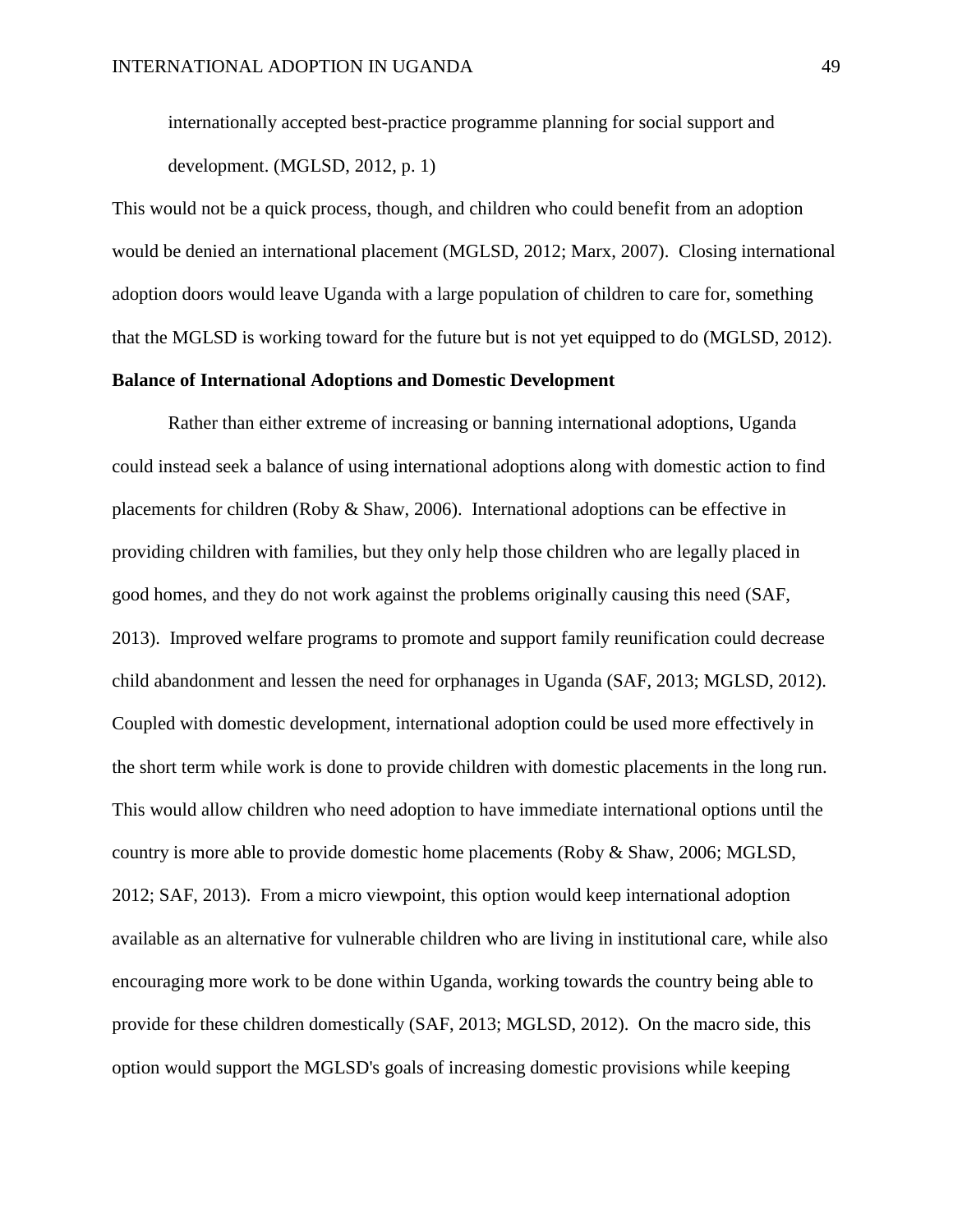internationally accepted best-practice programme planning for social support and development. (MGLSD, 2012, p. 1)

This would not be a quick process, though, and children who could benefit from an adoption would be denied an international placement (MGLSD, 2012; Marx, 2007). Closing international adoption doors would leave Uganda with a large population of children to care for, something that the MGLSD is working toward for the future but is not yet equipped to do (MGLSD, 2012).

**Balance of International Adoptions and Domestic Development**

Rather than either extreme of increasing or banning international adoptions, Uganda could instead seek a balance of using international adoptions along with domestic action to find placements for children (Roby & Shaw, 2006). International adoptions can be effective in providing children with families, but they only help those children who are legally placed in good homes, and they do not work against the problems originally causing this need (SAF, 2013). Improved welfare programs to promote and support family reunification could decrease child abandonment and lessen the need for orphanages in Uganda (SAF, 2013; MGLSD, 2012). Coupled with domestic development, international adoption could be used more effectively in the short term while work is done to provide children with domestic placements in the long run. This would allow children who need adoption to have immediate international options until the country is more able to provide domestic home placements (Roby & Shaw, 2006; MGLSD, 2012; SAF, 2013). From a micro viewpoint, this option would keep international adoption available as an alternative for vulnerable children who are living in institutional care, while also encouraging more work to be done within Uganda, working towards the country being able to provide for these children domestically (SAF, 2013; MGLSD, 2012). On the macro side, this option would support the MGLSD's goals of increasing domestic provisions while keeping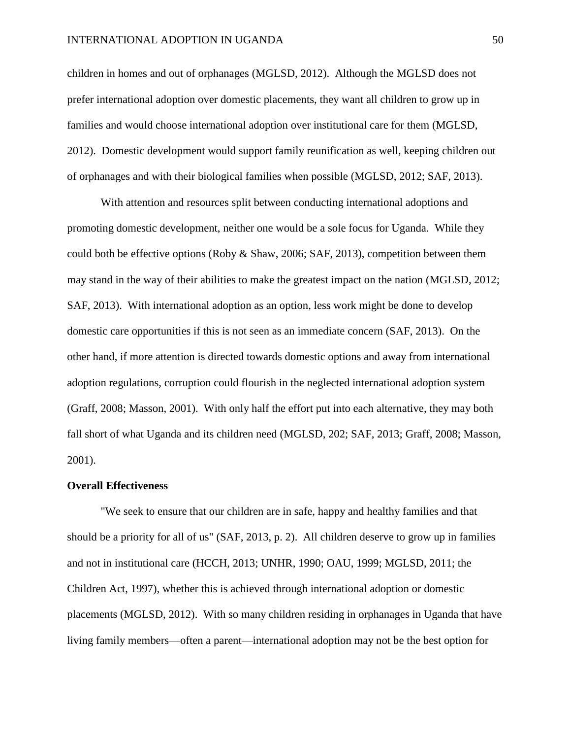children in homes and out of orphanages (MGLSD, 2012). Although the MGLSD does not prefer international adoption over domestic placements, they want all children to grow up in families and would choose international adoption over institutional care for them (MGLSD, 2012). Domestic development would support family reunification as well, keeping children out of orphanages and with their biological families when possible (MGLSD, 2012; SAF, 2013).

With attention and resources split between conducting international adoptions and promoting domestic development, neither one would be a sole focus for Uganda. While they could both be effective options (Roby & Shaw, 2006; SAF, 2013), competition between them may stand in the way of their abilities to make the greatest impact on the nation (MGLSD, 2012; SAF, 2013). With international adoption as an option, less work might be done to develop domestic care opportunities if this is not seen as an immediate concern (SAF, 2013). On the other hand, if more attention is directed towards domestic options and away from international adoption regulations, corruption could flourish in the neglected international adoption system (Graff, 2008; Masson, 2001). With only half the effort put into each alternative, they may both fall short of what Uganda and its children need (MGLSD, 202; SAF, 2013; Graff, 2008; Masson, 2001).

**Overall Effectiveness**

"We seek to ensure that our children are in safe, happy and healthy families and that should be a priority for all of us" (SAF, 2013, p. 2). All children deserve to grow up in families and not in institutional care (HCCH, 2013; UNHR, 1990; OAU, 1999; MGLSD, 2011; the Children Act, 1997), whether this is achieved through international adoption or domestic placements (MGLSD, 2012). With so many children residing in orphanages in Uganda that have living family members—often a parent—international adoption may not be the best option for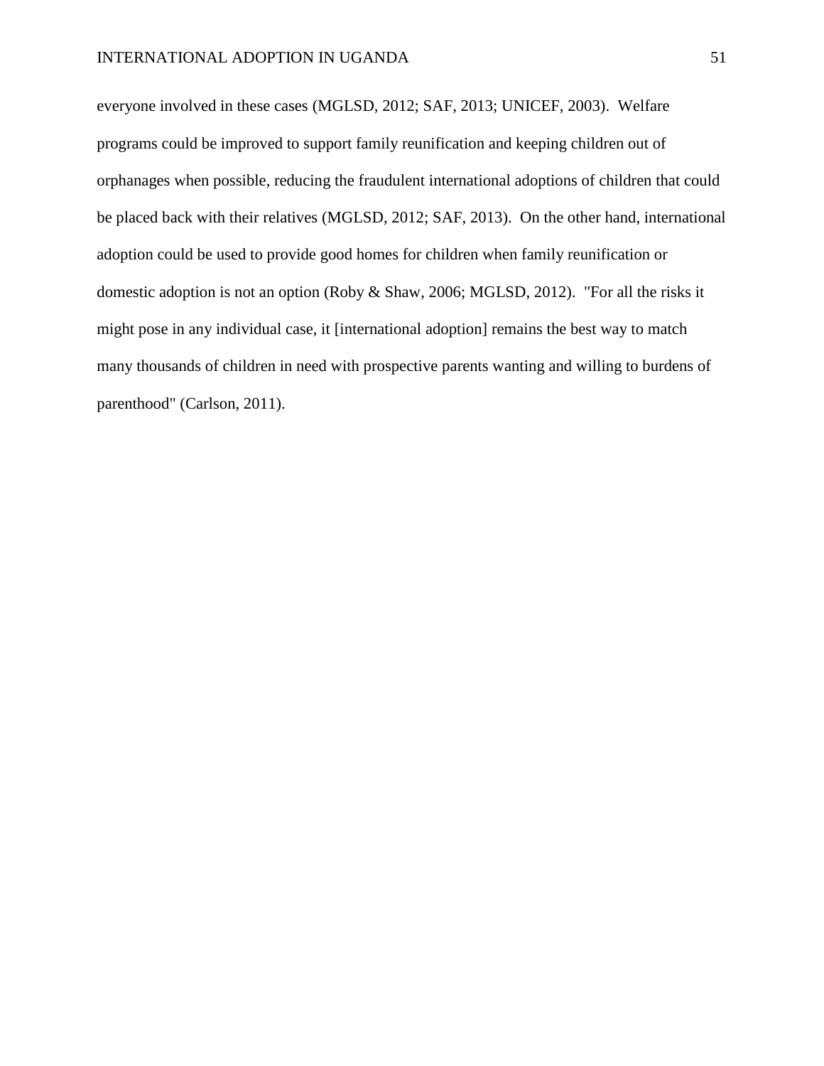everyone involved in these cases (MGLSD, 2012; SAF, 2013; UNICEF, 2003). Welfare programs could be improved to support family reunification and keeping children out of orphanages when possible, reducing the fraudulent international adoptions of children that could be placed back with their relatives (MGLSD, 2012; SAF, 2013). On the other hand, international adoption could be used to provide good homes for children when family reunification or domestic adoption is not an option (Roby & Shaw, 2006; MGLSD, 2012). "For all the risks it might pose in any individual case, it [international adoption] remains the best way to match many thousands of children in need with prospective parents wanting and willing to burdens of parenthood" (Carlson, 2011).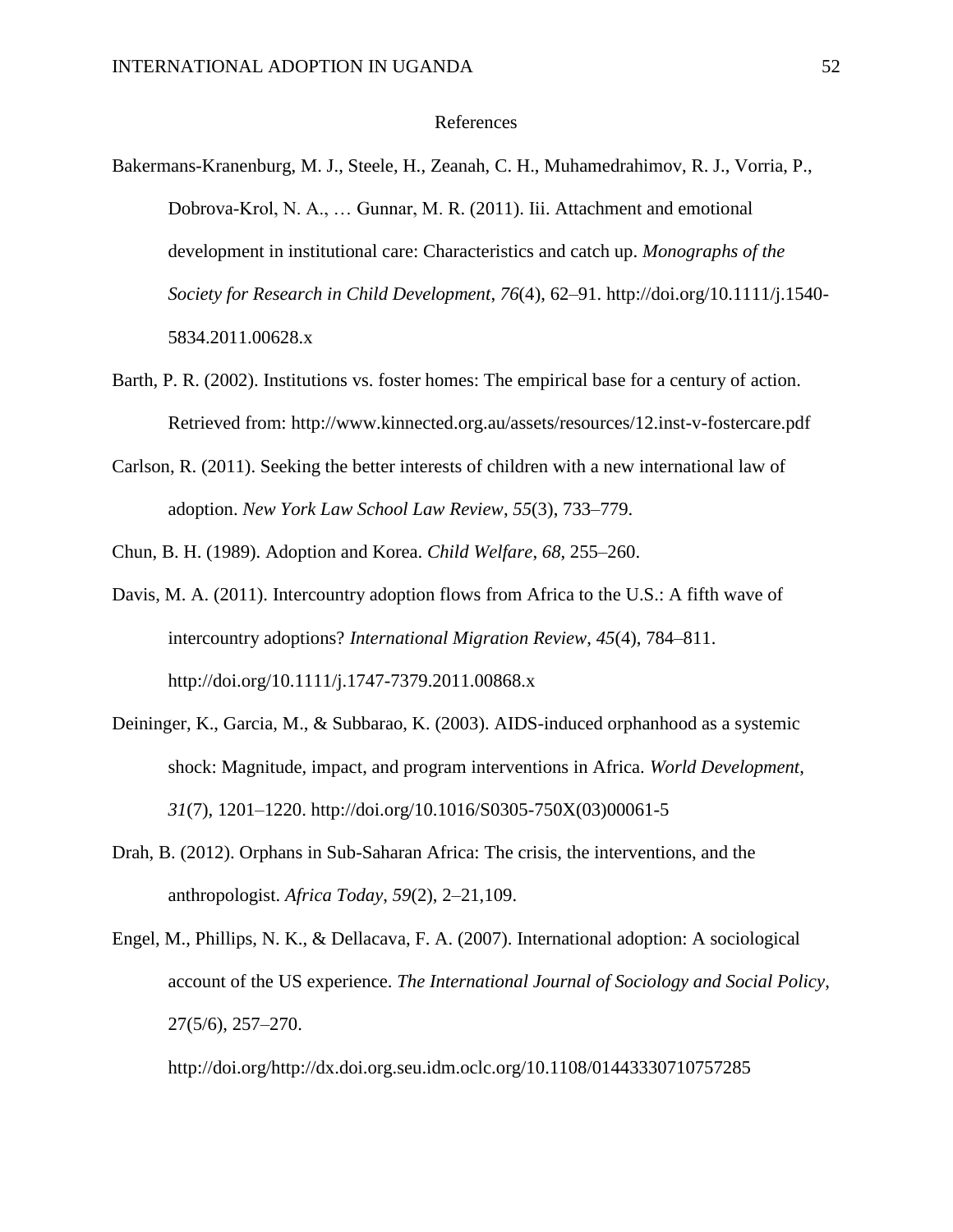# References

Bakermans-Kranenburg, M. J., Steele, H., Zeanah, C. H., Muhamedrahimov, R. J., Vorria, P., Dobrova-Krol, N. A., … Gunnar, M. R. (2011). Iii. Attachment and emotional development in institutional care: Characteristics and catch up. *Monographs of the Society for Research in Child Development*, *76*(4), 62–91. http://doi.org/10.1111/j.1540-5834.2011.00628.x

Barth, P. R. (2002). Institutions vs. foster homes: The empirical base for a century of action. Retrieved from: http://www.kinnected.org.au/assets/resources/12.inst-v-fostercare.pdf

Carlson, R. (2011). Seeking the better interests of children with a new international law of adoption. *New York Law School Law Review*, *55*(3), 733–779.

Chun, B. H. (1989). Adoption and Korea. *Child Welfare*, *68*, 255–260.

Davis, M. A. (2011). Intercountry adoption flows from Africa to the U.S.: A fifth wave of intercountry adoptions? *International Migration Review*, *45*(4), 784–811. http://doi.org/10.1111/j.1747-7379.2011.00868.x

Deininger, K., Garcia, M., & Subbarao, K. (2003). AIDS-induced orphanhood as a systemic shock: Magnitude, impact, and program interventions in Africa. *World Development*, *31*(7), 1201–1220. http://doi.org/10.1016/S0305-750X(03)00061-5

Drah, B. (2012). Orphans in Sub-Saharan Africa: The crisis, the interventions, and the anthropologist. *Africa Today*, *59*(2), 2–21,109.

Engel, M., Phillips, N. K., & Dellacava, F. A. (2007). International adoption: A sociological account of the US experience. *The International Journal of Sociology and Social Policy*, 27(5/6), 257–270. http://doi.org/http://dx.doi.org.seu.idm.oclc.org/10.1108/01443330710757285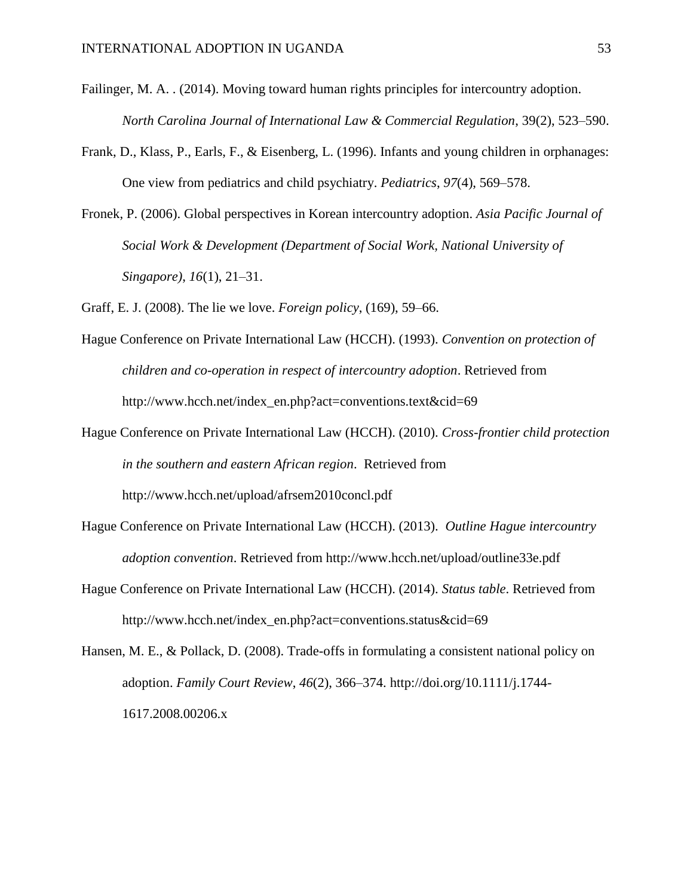Failinger, M. A. . (2014). Moving toward human rights principles for intercountry adoption. *North Carolina Journal of International Law & Commercial Regulation*, 39(2), 523–590.

Frank, D., Klass, P., Earls, F., & Eisenberg, L. (1996). Infants and young children in orphanages: One view from pediatrics and child psychiatry. *Pediatrics*, *97*(4), 569–578.

Fronek, P. (2006). Global perspectives in Korean intercountry adoption. *Asia Pacific Journal of Social Work & Development (Department of Social Work, National University of Singapore)*, *16*(1), 21–31.

Graff, E. J. (2008). The lie we love. *Foreign policy*, (169), 59–66.

Hague Conference on Private International Law (HCCH). (1993). *Convention on protection of children and co-operation in respect of intercountry adoption*. Retrieved from http://www.hcch.net/index_en.php?act=conventions.text&cid=69

Hague Conference on Private International Law (HCCH). (2010). *Cross-frontier child protection in the southern and eastern African region*. Retrieved from http://www.hcch.net/upload/afrsem2010concl.pdf

Hague Conference on Private International Law (HCCH). (2013). *Outline Hague intercountry adoption convention*. Retrieved from http://www.hcch.net/upload/outline33e.pdf

Hague Conference on Private International Law (HCCH). (2014). *Status table*. Retrieved from http://www.hcch.net/index_en.php?act=conventions.status&cid=69

Hansen, M. E., & Pollack, D. (2008). Trade-offs in formulating a consistent national policy on adoption. *Family Court Review*, *46*(2), 366–374. http://doi.org/10.1111/j.1744-1617.2008.00206.x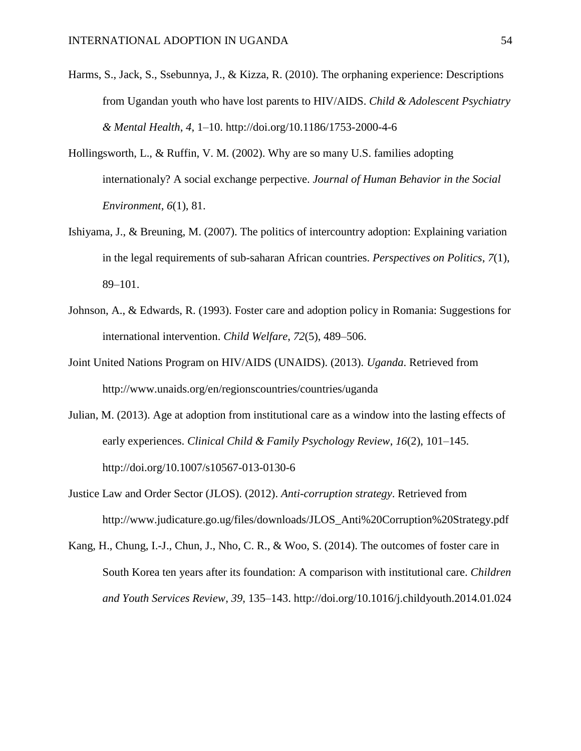Harms, S., Jack, S., Ssebunnya, J., & Kizza, R. (2010). The orphaning experience: Descriptions from Ugandan youth who have lost parents to HIV/AIDS. *Child & Adolescent Psychiatry & Mental Health*, *4*, 1–10. http://doi.org/10.1186/1753-2000-4-6

Hollingsworth, L., & Ruffin, V. M. (2002). Why are so many U.S. families adopting internationaly? A social exchange perpective. *Journal of Human Behavior in the Social Environment*, *6*(1), 81.

Ishiyama, J., & Breuning, M. (2007). The politics of intercountry adoption: Explaining variation in the legal requirements of sub-saharan African countries. *Perspectives on Politics*, *7*(1), 89–101.

Johnson, A., & Edwards, R. (1993). Foster care and adoption policy in Romania: Suggestions for international intervention. *Child Welfare*, *72*(5), 489–506.

Joint United Nations Program on HIV/AIDS (UNAIDS). (2013). *Uganda*. Retrieved from http://www.unaids.org/en/regionscountries/countries/uganda

Julian, M. (2013). Age at adoption from institutional care as a window into the lasting effects of early experiences. *Clinical Child & Family Psychology Review*, *16*(2), 101–145. http://doi.org/10.1007/s10567-013-0130-6

Justice Law and Order Sector (JLOS). (2012). *Anti-corruption strategy*. Retrieved from http://www.judicature.go.ug/files/downloads/JLOS_Anti%20Corruption%20Strategy.pdf

Kang, H., Chung, I.-J., Chun, J., Nho, C. R., & Woo, S. (2014). The outcomes of foster care in South Korea ten years after its foundation: A comparison with institutional care. *Children and Youth Services Review*, *39*, 135–143. http://doi.org/10.1016/j.childyouth.2014.01.024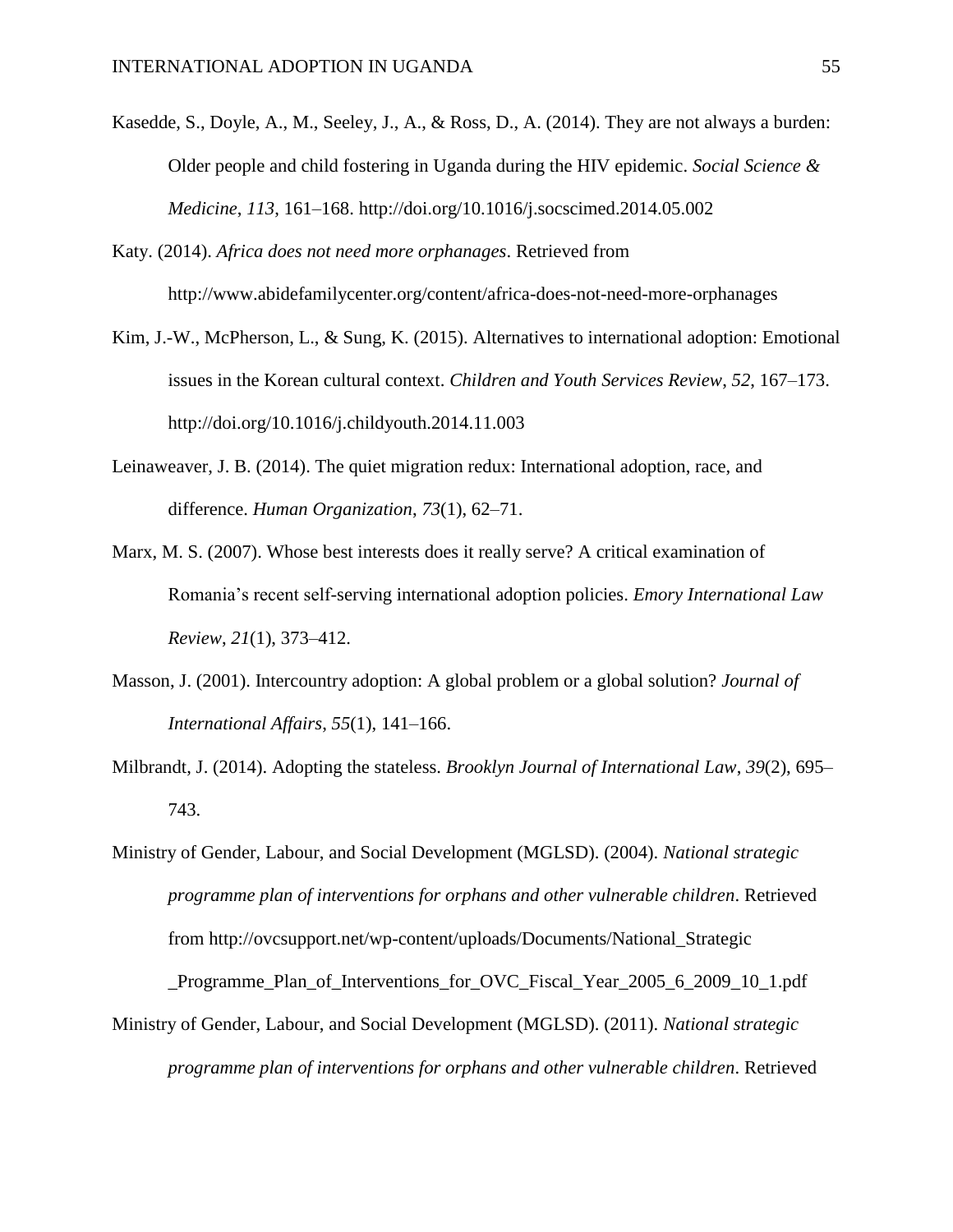Kasedde, S., Doyle, A., M., Seeley, J., A., & Ross, D., A. (2014). They are not always a burden: Older people and child fostering in Uganda during the HIV epidemic. *Social Science & Medicine*, *113*, 161–168. http://doi.org/10.1016/j.socscimed.2014.05.002

Katy. (2014). *Africa does not need more orphanages*. Retrieved from http://www.abidefamilycenter.org/content/africa-does-not-need-more-orphanages

Kim, J.-W., McPherson, L., & Sung, K. (2015). Alternatives to international adoption: Emotional issues in the Korean cultural context. *Children and Youth Services Review*, *52*, 167–173. http://doi.org/10.1016/j.childyouth.2014.11.003

Leinaweaver, J. B. (2014). The quiet migration redux: International adoption, race, and difference. *Human Organization*, *73*(1), 62–71.

Marx, M. S. (2007). Whose best interests does it really serve? A critical examination of Romania's recent self-serving international adoption policies. *Emory International Law Review*, *21*(1), 373–412.

Masson, J. (2001). Intercountry adoption: A global problem or a global solution? *Journal of International Affairs*, *55*(1), 141–166.

Milbrandt, J. (2014). Adopting the stateless. *Brooklyn Journal of International Law*, *39*(2), 695–743.

Ministry of Gender, Labour, and Social Development (MGLSD). (2004). *National strategic programme plan of interventions for orphans and other vulnerable children*. Retrieved from http://ovcsupport.net/wp-content/uploads/Documents/National_Strategic_Programme_Plan_of_Interventions_for_OVC_Fiscal_Year_2005_6_2009_10_1.pdf

Ministry of Gender, Labour, and Social Development (MGLSD). (2011). *National strategic programme plan of interventions for orphans and other vulnerable children*. Retrieved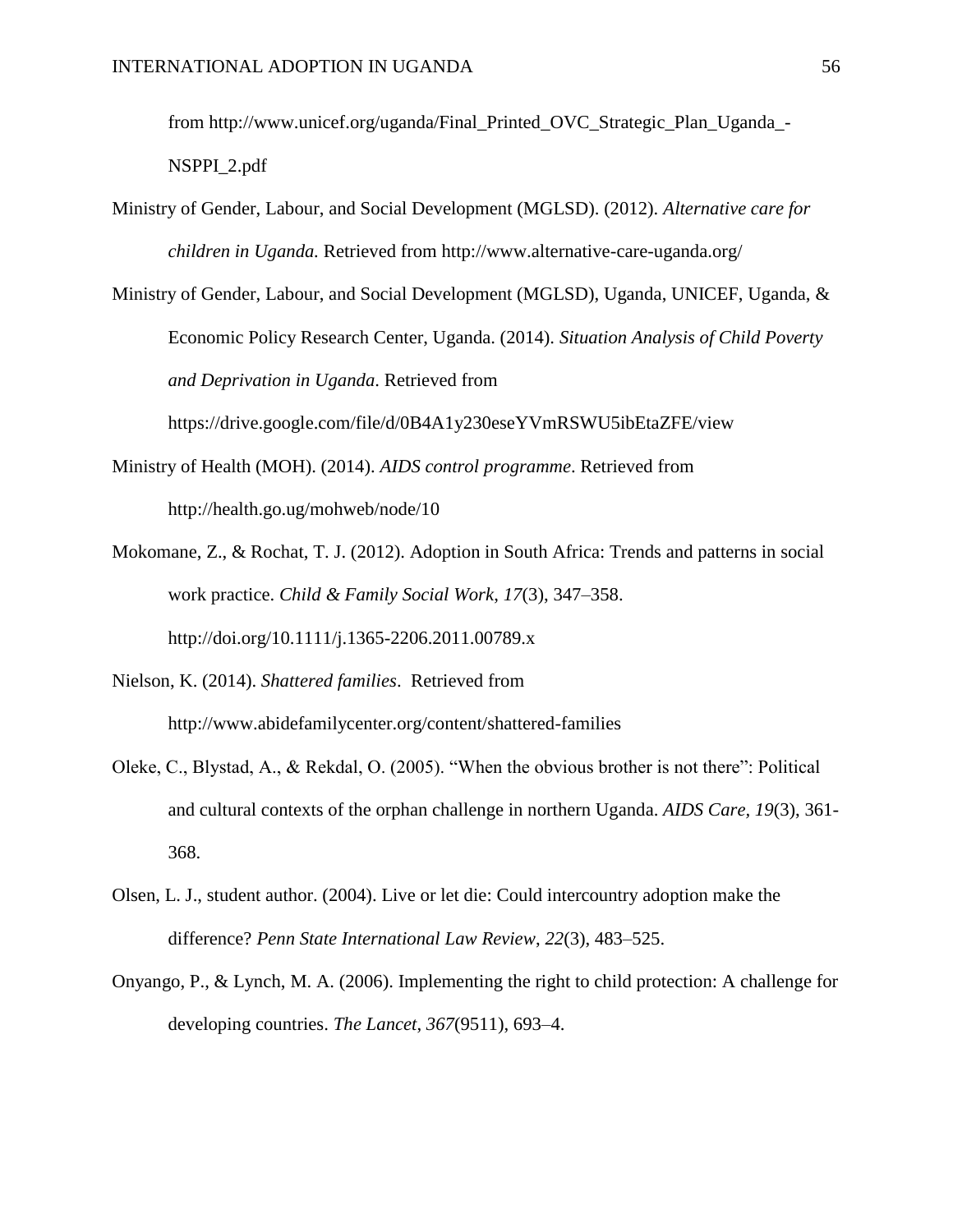from http://www.unicef.org/uganda/Final_Printed_OVC_Strategic_Plan_Uganda_-NSPPI_2.pdf

Ministry of Gender, Labour, and Social Development (MGLSD). (2012). *Alternative care for children in Uganda.* Retrieved from http://www.alternative-care-uganda.org/

Ministry of Gender, Labour, and Social Development (MGLSD), Uganda, UNICEF, Uganda, & Economic Policy Research Center, Uganda. (2014). *Situation Analysis of Child Poverty and Deprivation in Uganda*. Retrieved from https://drive.google.com/file/d/0B4A1y230eseYVmRSWU5ibEtaZFE/view

Ministry of Health (MOH). (2014). *AIDS control programme*. Retrieved from http://health.go.ug/mohweb/node/10

Mokomane, Z., & Rochat, T. J. (2012). Adoption in South Africa: Trends and patterns in social work practice. *Child & Family Social Work*, *17*(3), 347–358. http://doi.org/10.1111/j.1365-2206.2011.00789.x

Nielson, K. (2014). *Shattered families*. Retrieved from http://www.abidefamilycenter.org/content/shattered-families

Oleke, C., Blystad, A., & Rekdal, O. (2005). "When the obvious brother is not there": Political and cultural contexts of the orphan challenge in northern Uganda. *AIDS Care, 19*(3), 361-368.

Olsen, L. J., student author. (2004). Live or let die: Could intercountry adoption make the difference? *Penn State International Law Review*, *22*(3), 483–525.

Onyango, P., & Lynch, M. A. (2006). Implementing the right to child protection: A challenge for developing countries. *The Lancet*, *367*(9511), 693–4.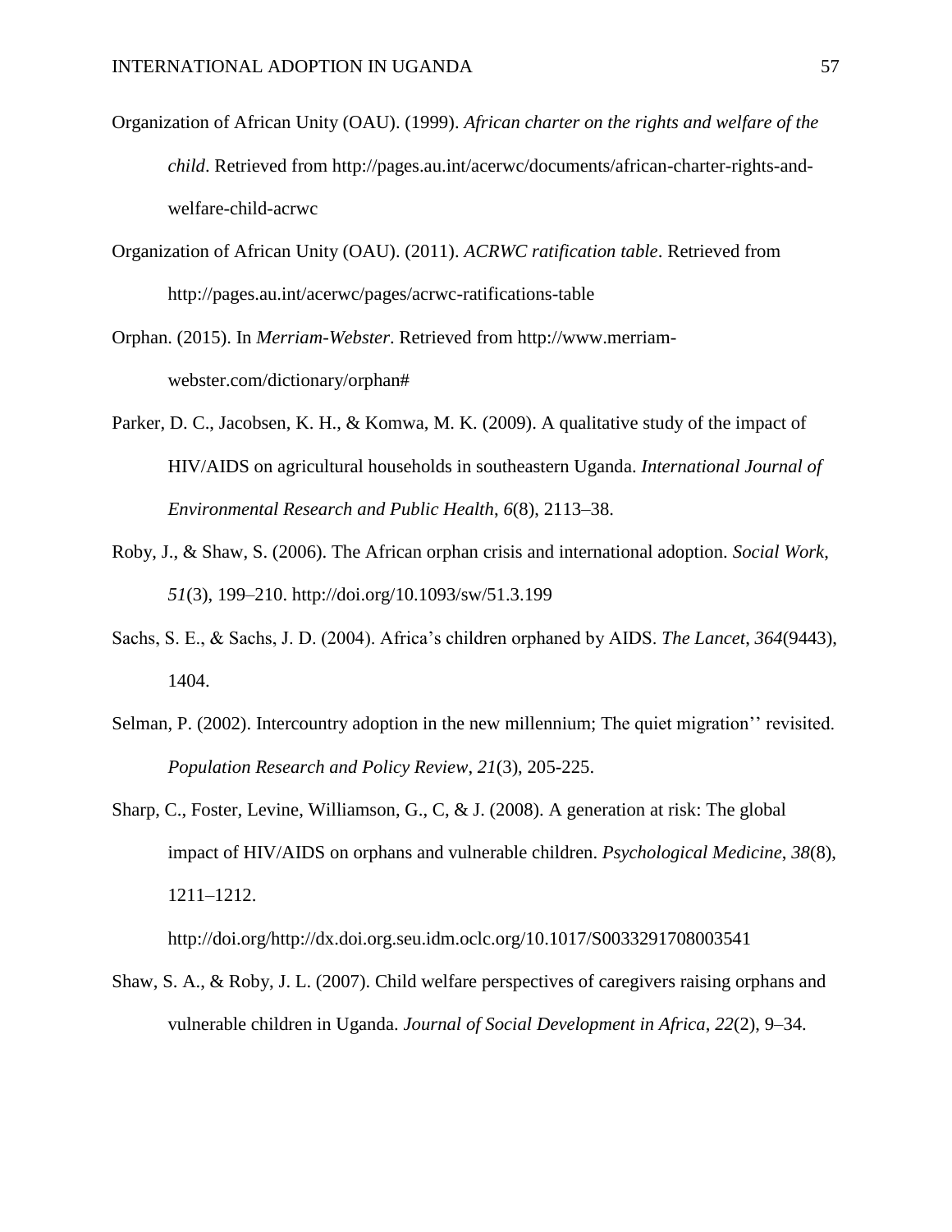Organization of African Unity (OAU). (1999). *African charter on the rights and welfare of the child*. Retrieved from http://pages.au.int/acerwc/documents/african-charter-rights-and-welfare-child-acrwc

Organization of African Unity (OAU). (2011). *ACRWC ratification table*. Retrieved from http://pages.au.int/acerwc/pages/acrwc-ratifications-table

Orphan. (2015). In *Merriam-Webster*. Retrieved from http://www.merriam-webster.com/dictionary/orphan#

Parker, D. C., Jacobsen, K. H., & Komwa, M. K. (2009). A qualitative study of the impact of HIV/AIDS on agricultural households in southeastern Uganda. *International Journal of Environmental Research and Public Health*, *6*(8), 2113–38.

Roby, J., & Shaw, S. (2006). The African orphan crisis and international adoption. *Social Work*, *51*(3), 199–210. http://doi.org/10.1093/sw/51.3.199

Sachs, S. E., & Sachs, J. D. (2004). Africa's children orphaned by AIDS. *The Lancet*, *364*(9443), 1404.

Selman, P. (2002). Intercountry adoption in the new millennium; The quiet migration'' revisited. *Population Research and Policy Review*, *21*(3), 205-225.

Sharp, C., Foster, Levine, Williamson, G., C, & J. (2008). A generation at risk: The global impact of HIV/AIDS on orphans and vulnerable children. *Psychological Medicine*, *38*(8), 1211–1212. http://doi.org/http://dx.doi.org.seu.idm.oclc.org/10.1017/S0033291708003541

Shaw, S. A., & Roby, J. L. (2007). Child welfare perspectives of caregivers raising orphans and vulnerable children in Uganda. *Journal of Social Development in Africa*, *22*(2), 9–34.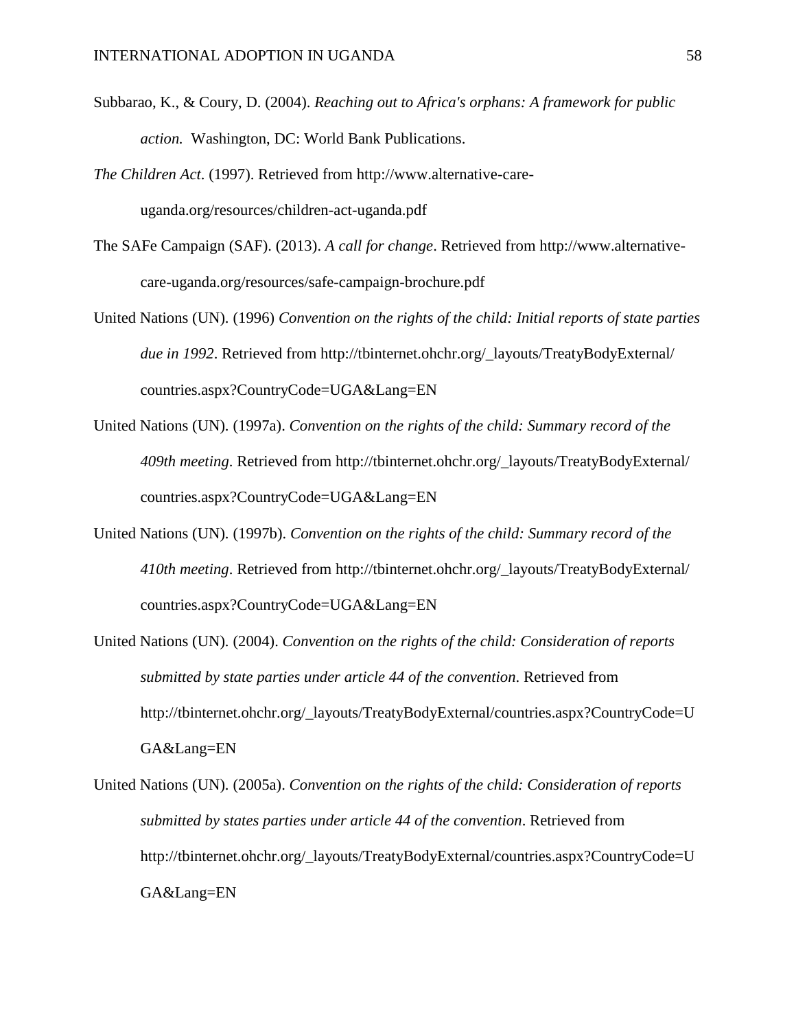Subbarao, K., & Coury, D. (2004). *Reaching out to Africa's orphans: A framework for public action.* Washington, DC: World Bank Publications.

*The Children Act*. (1997). Retrieved from http://www.alternative-care-uganda.org/resources/children-act-uganda.pdf

The SAFe Campaign (SAF). (2013). *A call for change*. Retrieved from http://www.alternative-care-uganda.org/resources/safe-campaign-brochure.pdf

United Nations (UN). (1996) *Convention on the rights of the child: Initial reports of state parties due in 1992*. Retrieved from http://tbinternet.ohchr.org/_layouts/TreatyBodyExternal/countries.aspx?CountryCode=UGA&Lang=EN

United Nations (UN). (1997a). *Convention on the rights of the child: Summary record of the 409th meeting*. Retrieved from http://tbinternet.ohchr.org/_layouts/TreatyBodyExternal/countries.aspx?CountryCode=UGA&Lang=EN

United Nations (UN). (1997b). *Convention on the rights of the child: Summary record of the 410th meeting*. Retrieved from http://tbinternet.ohchr.org/_layouts/TreatyBodyExternal/countries.aspx?CountryCode=UGA&Lang=EN

United Nations (UN). (2004). *Convention on the rights of the child: Consideration of reports submitted by state parties under article 44 of the convention*. Retrieved from http://tbinternet.ohchr.org/_layouts/TreatyBodyExternal/countries.aspx?CountryCode=UGA&Lang=EN

United Nations (UN). (2005a). *Convention on the rights of the child: Consideration of reports submitted by states parties under article 44 of the convention*. Retrieved from http://tbinternet.ohchr.org/_layouts/TreatyBodyExternal/countries.aspx?CountryCode=UGA&Lang=EN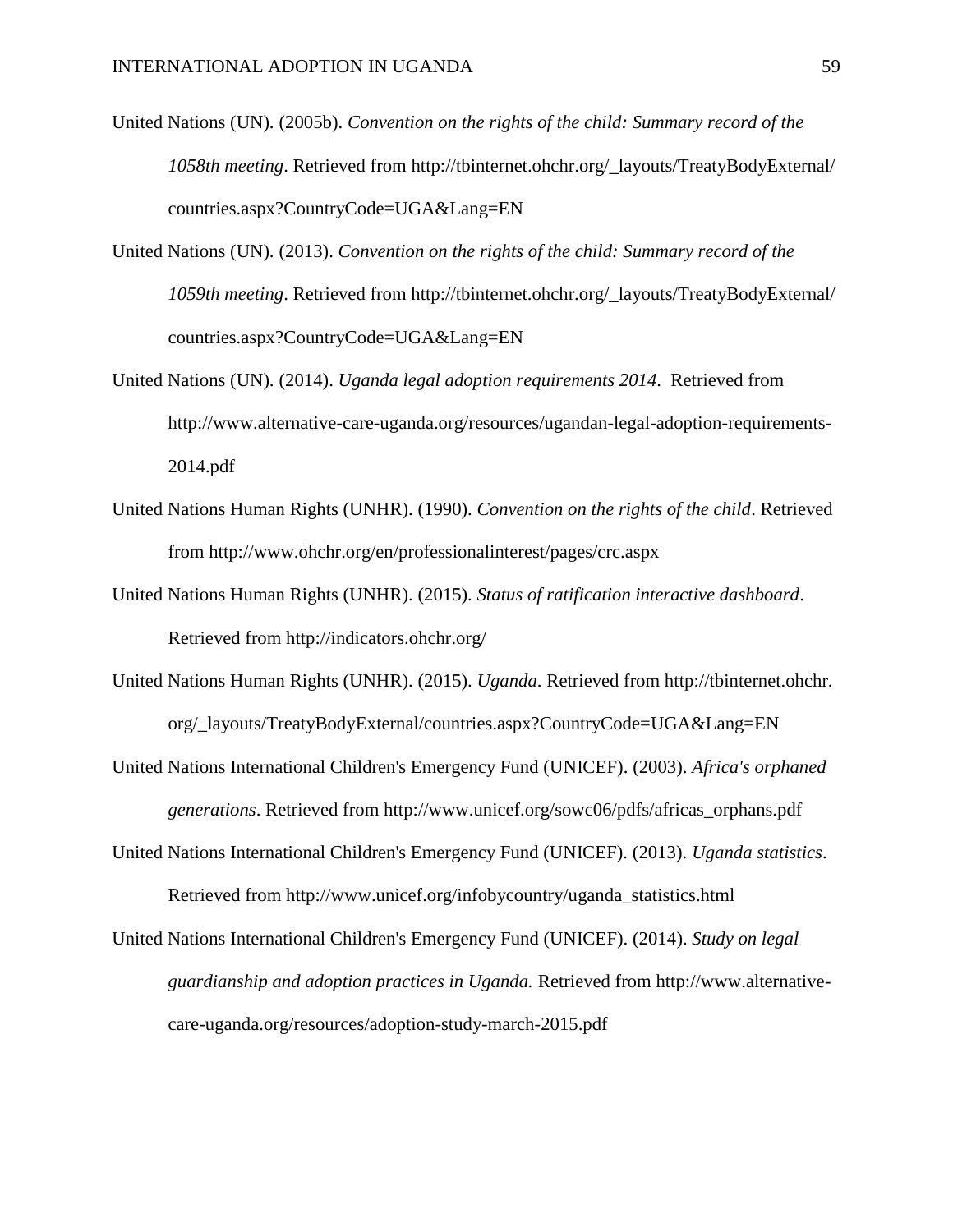United Nations (UN). (2005b). *Convention on the rights of the child: Summary record of the 1058th meeting*. Retrieved from http://tbinternet.ohchr.org/_layouts/TreatyBodyExternal/countries.aspx?CountryCode=UGA&Lang=EN

United Nations (UN). (2013). *Convention on the rights of the child: Summary record of the 1059th meeting*. Retrieved from http://tbinternet.ohchr.org/_layouts/TreatyBodyExternal/countries.aspx?CountryCode=UGA&Lang=EN

United Nations (UN). (2014). *Uganda legal adoption requirements 2014*. Retrieved from http://www.alternative-care-uganda.org/resources/ugandan-legal-adoption-requirements-2014.pdf

United Nations Human Rights (UNHR). (1990). *Convention on the rights of the child*. Retrieved from http://www.ohchr.org/en/professionalinterest/pages/crc.aspx

United Nations Human Rights (UNHR). (2015). *Status of ratification interactive dashboard*. Retrieved from http://indicators.ohchr.org/

United Nations Human Rights (UNHR). (2015). *Uganda*. Retrieved from http://tbinternet.ohchr.org/_layouts/TreatyBodyExternal/countries.aspx?CountryCode=UGA&Lang=EN

United Nations International Children's Emergency Fund (UNICEF). (2003). *Africa's orphaned generations*. Retrieved from http://www.unicef.org/sowc06/pdfs/africas_orphans.pdf

United Nations International Children's Emergency Fund (UNICEF). (2013). *Uganda statistics*. Retrieved from http://www.unicef.org/infobycountry/uganda_statistics.html

United Nations International Children's Emergency Fund (UNICEF). (2014). *Study on legal guardianship and adoption practices in Uganda.* Retrieved from http://www.alternative-care-uganda.org/resources/adoption-study-march-2015.pdf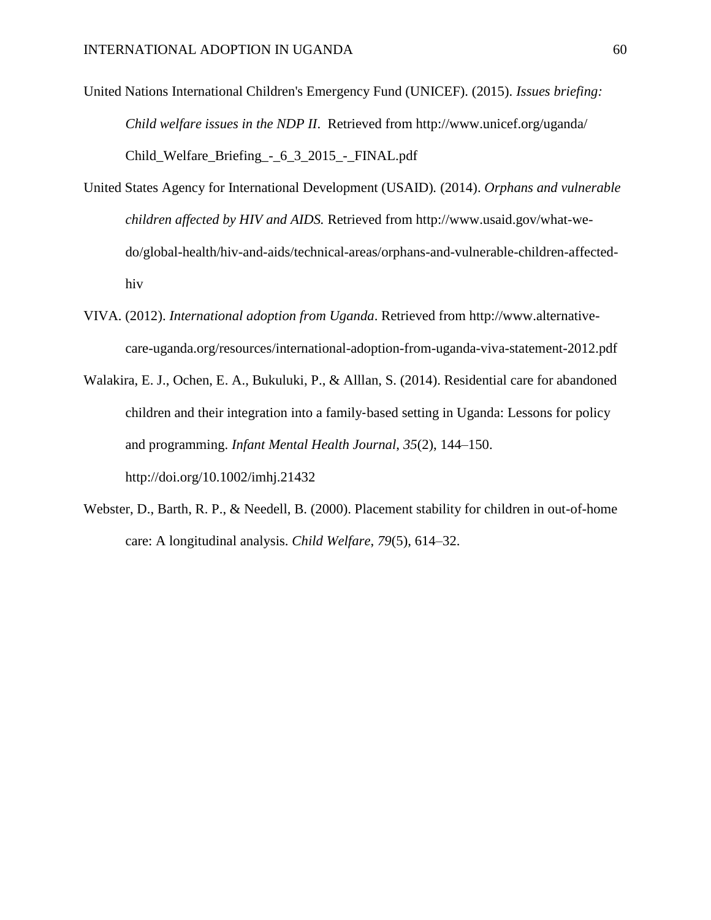United Nations International Children's Emergency Fund (UNICEF). (2015). *Issues briefing: Child welfare issues in the NDP II*. Retrieved from http://www.unicef.org/uganda/Child_Welfare_Briefing_-_6_3_2015_-_FINAL.pdf

United States Agency for International Development (USAID). (2014). *Orphans and vulnerable children affected by HIV and AIDS.* Retrieved from http://www.usaid.gov/what-we-do/global-health/hiv-and-aids/technical-areas/orphans-and-vulnerable-children-affected-hiv

VIVA. (2012). *International adoption from Uganda*. Retrieved from http://www.alternative-care-uganda.org/resources/international-adoption-from-uganda-viva-statement-2012.pdf

Walakira, E. J., Ochen, E. A., Bukuluki, P., & Alllan, S. (2014). Residential care for abandoned children and their integration into a family-based setting in Uganda: Lessons for policy and programming. *Infant Mental Health Journal*, *35*(2), 144–150. http://doi.org/10.1002/imhj.21432

Webster, D., Barth, R. P., & Needell, B. (2000). Placement stability for children in out-of-home care: A longitudinal analysis. *Child Welfare*, *79*(5), 614–32.